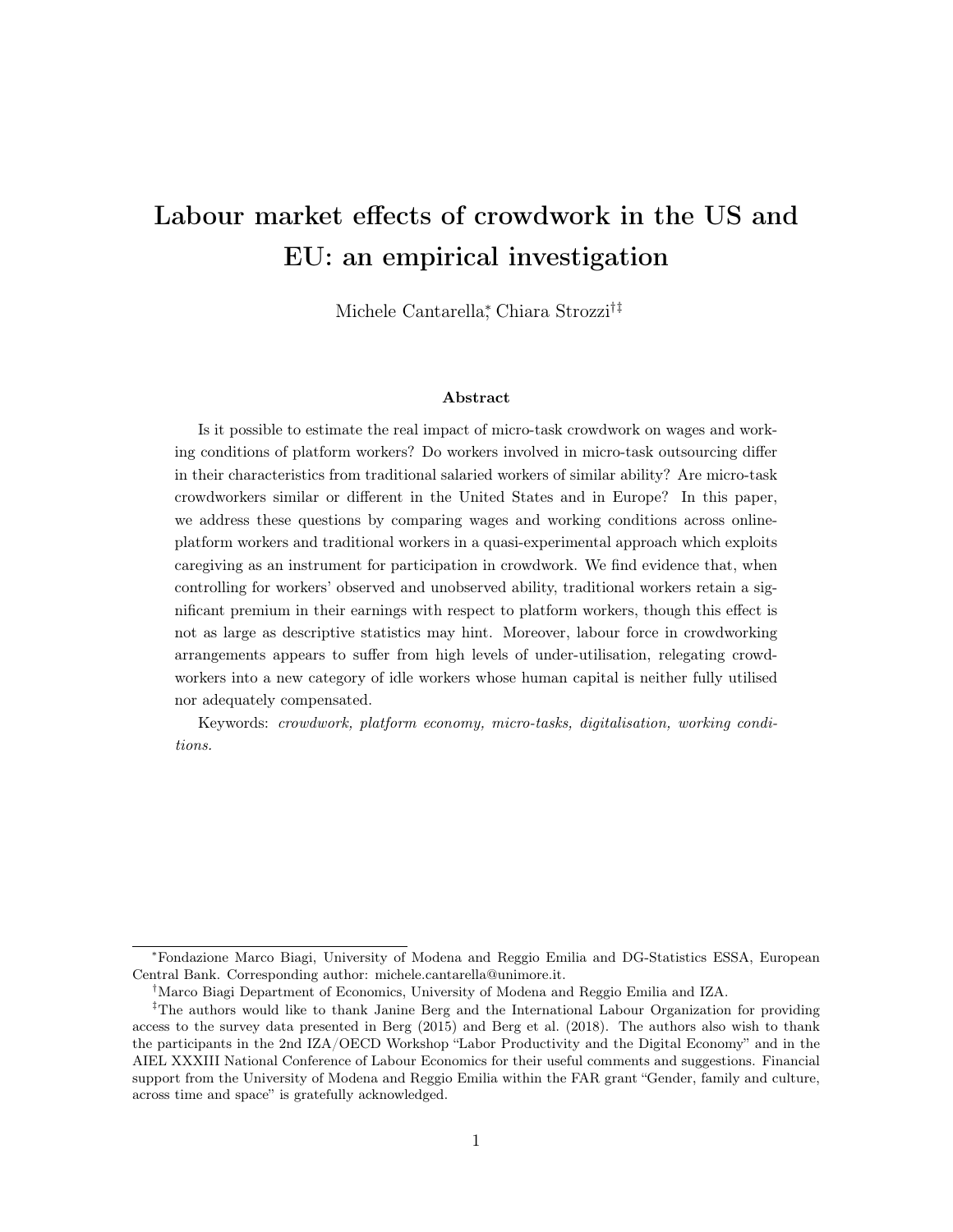# Labour market effects of crowdwork in the US and EU: an empirical investigation

Michele Cantarella[*], Chiara Strozzi[†‡]

### Abstract

Is it possible to estimate the real impact of micro-task crowdwork on wages and working conditions of platform workers? Do workers involved in micro-task outsourcing differ in their characteristics from traditional salaried workers of similar ability? Are micro-task crowdworkers similar or different in the United States and in Europe? In this paper, we address these questions by comparing wages and working conditions across online-platform workers and traditional workers in a quasi-experimental approach which exploits caregiving as an instrument for participation in crowdwork. We find evidence that, when controlling for workers' observed and unobserved ability, traditional workers retain a significant premium in their earnings with respect to platform workers, though this effect is not as large as descriptive statistics may hint. Moreover, labour force in crowdworking arrangements appears to suffer from high levels of under-utilisation, relegating crowdworkers into a new category of idle workers whose human capital is neither fully utilised nor adequately compensated.

Keywords: *crowdwork, platform economy, micro-tasks, digitalisation, working conditions.*

---

[*] Fondazione Marco Biagi, University of Modena and Reggio Emilia and DG-Statistics ESSA, European Central Bank. Corresponding author: michele.cantarella@unimore.it.

[†] Marco Biagi Department of Economics, University of Modena and Reggio Emilia and IZA.

[‡] The authors would like to thank Janine Berg and the International Labour Organization for providing access to the survey data presented in Berg (2015) and Berg et al. (2018). The authors also wish to thank the participants in the 2nd IZA/OECD Workshop "Labor Productivity and the Digital Economy" and in the AIEL XXXIII National Conference of Labour Economics for their useful comments and suggestions. Financial support from the University of Modena and Reggio Emilia within the FAR grant "Gender, family and culture, across time and space" is gratefully acknowledged.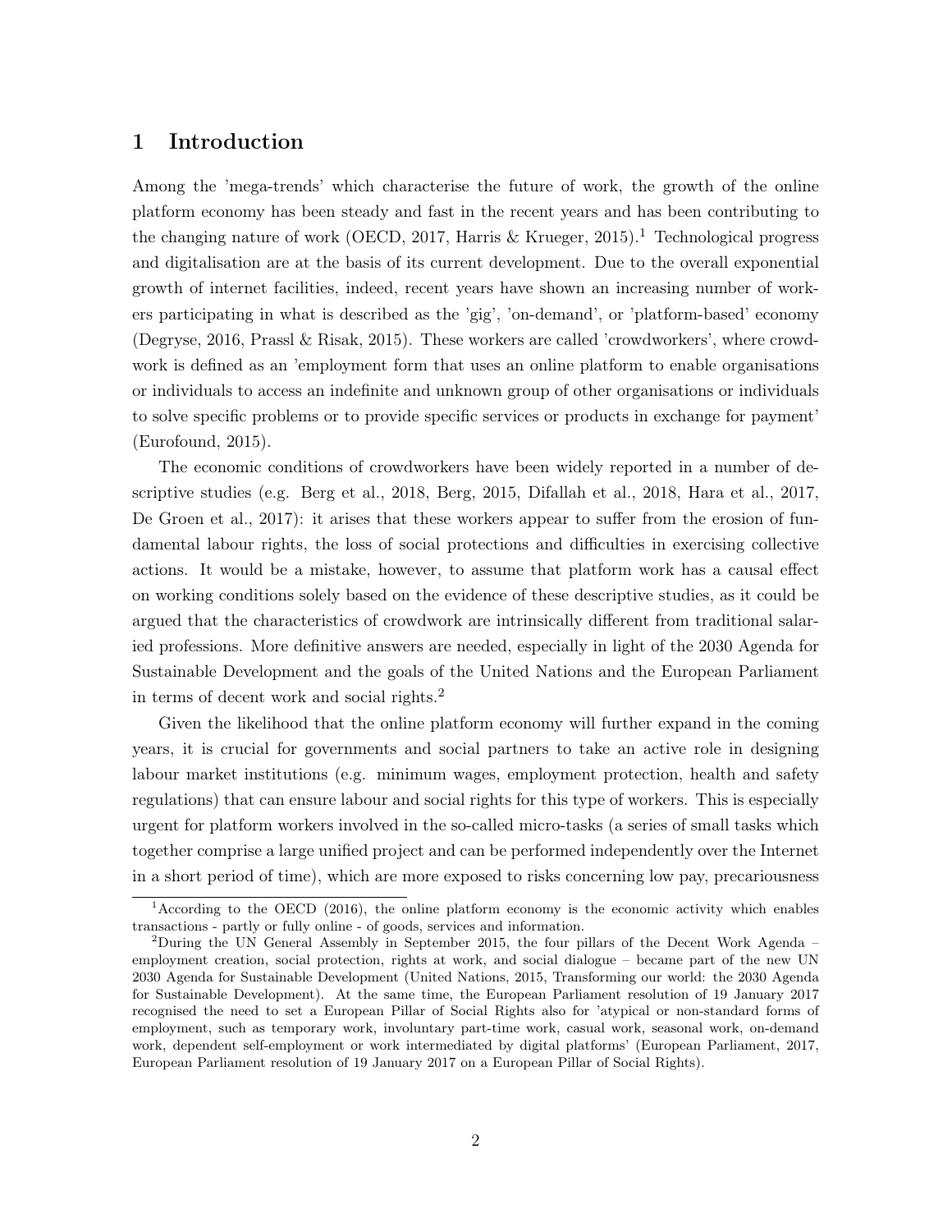## 1 Introduction

Among the 'mega-trends' which characterise the future of work, the growth of the online platform economy has been steady and fast in the recent years and has been contributing to the changing nature of work (OECD, 2017, Harris & Krueger, 2015).[1] Technological progress and digitalisation are at the basis of its current development. Due to the overall exponential growth of internet facilities, indeed, recent years have shown an increasing number of workers participating in what is described as the 'gig', 'on-demand', or 'platform-based' economy (Degryse, 2016, Prassl & Risak, 2015). These workers are called 'crowdworkers', where crowdwork is defined as an 'employment form that uses an online platform to enable organisations or individuals to access an indefinite and unknown group of other organisations or individuals to solve specific problems or to provide specific services or products in exchange for payment' (Eurofound, 2015).

The economic conditions of crowdworkers have been widely reported in a number of descriptive studies (e.g. Berg et al., 2018, Berg, 2015, Difallah et al., 2018, Hara et al., 2017, De Groen et al., 2017): it arises that these workers appear to suffer from the erosion of fundamental labour rights, the loss of social protections and difficulties in exercising collective actions. It would be a mistake, however, to assume that platform work has a causal effect on working conditions solely based on the evidence of these descriptive studies, as it could be argued that the characteristics of crowdwork are intrinsically different from traditional salaried professions. More definitive answers are needed, especially in light of the 2030 Agenda for Sustainable Development and the goals of the United Nations and the European Parliament in terms of decent work and social rights.[2]

Given the likelihood that the online platform economy will further expand in the coming years, it is crucial for governments and social partners to take an active role in designing labour market institutions (e.g. minimum wages, employment protection, health and safety regulations) that can ensure labour and social rights for this type of workers. This is especially urgent for platform workers involved in the so-called micro-tasks (a series of small tasks which together comprise a large unified project and can be performed independently over the Internet in a short period of time), which are more exposed to risks concerning low pay, precariousness

[1] According to the OECD (2016), the online platform economy is the economic activity which enables transactions - partly or fully online - of goods, services and information.

[2] During the UN General Assembly in September 2015, the four pillars of the Decent Work Agenda – employment creation, social protection, rights at work, and social dialogue – became part of the new UN 2030 Agenda for Sustainable Development (United Nations, 2015, Transforming our world: the 2030 Agenda for Sustainable Development). At the same time, the European Parliament resolution of 19 January 2017 recognised the need to set a European Pillar of Social Rights also for 'atypical or non-standard forms of employment, such as temporary work, involuntary part-time work, casual work, seasonal work, on-demand work, dependent self-employment or work intermediated by digital platforms' (European Parliament, 2017, European Parliament resolution of 19 January 2017 on a European Pillar of Social Rights).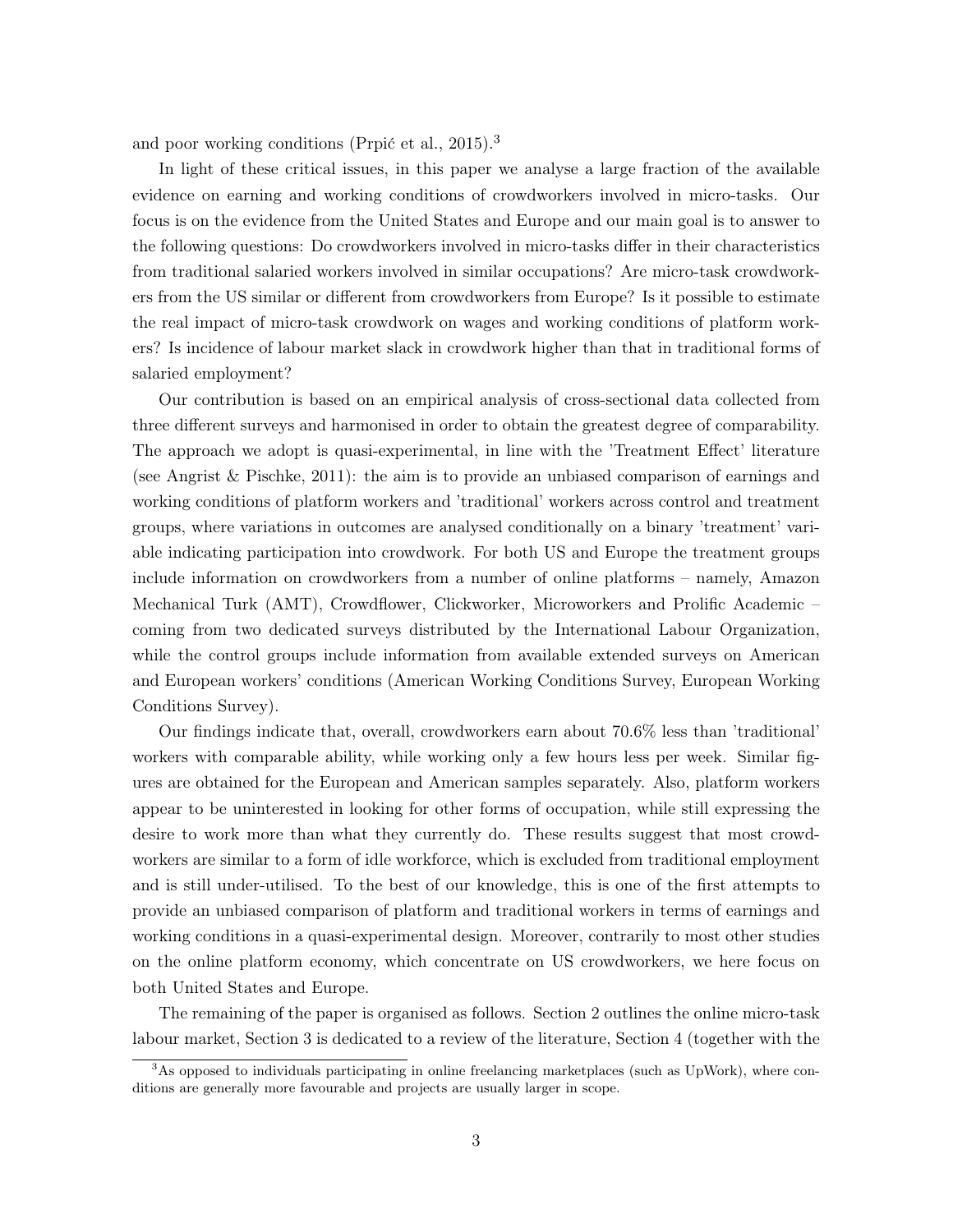and poor working conditions (Prpić et al., 2015).[3]

In light of these critical issues, in this paper we analyse a large fraction of the available evidence on earning and working conditions of crowdworkers involved in micro-tasks. Our focus is on the evidence from the United States and Europe and our main goal is to answer to the following questions: Do crowdworkers involved in micro-tasks differ in their characteristics from traditional salaried workers involved in similar occupations? Are micro-task crowdworkers from the US similar or different from crowdworkers from Europe? Is it possible to estimate the real impact of micro-task crowdwork on wages and working conditions of platform workers? Is incidence of labour market slack in crowdwork higher than that in traditional forms of salaried employment?

Our contribution is based on an empirical analysis of cross-sectional data collected from three different surveys and harmonised in order to obtain the greatest degree of comparability. The approach we adopt is quasi-experimental, in line with the 'Treatment Effect' literature (see Angrist & Pischke, 2011): the aim is to provide an unbiased comparison of earnings and working conditions of platform workers and 'traditional' workers across control and treatment groups, where variations in outcomes are analysed conditionally on a binary 'treatment' variable indicating participation into crowdwork. For both US and Europe the treatment groups include information on crowdworkers from a number of online platforms – namely, Amazon Mechanical Turk (AMT), Crowdflower, Clickworker, Microworkers and Prolific Academic – coming from two dedicated surveys distributed by the International Labour Organization, while the control groups include information from available extended surveys on American and European workers' conditions (American Working Conditions Survey, European Working Conditions Survey).

Our findings indicate that, overall, crowdworkers earn about 70.6% less than 'traditional' workers with comparable ability, while working only a few hours less per week. Similar figures are obtained for the European and American samples separately. Also, platform workers appear to be uninterested in looking for other forms of occupation, while still expressing the desire to work more than what they currently do. These results suggest that most crowdworkers are similar to a form of idle workforce, which is excluded from traditional employment and is still under-utilised. To the best of our knowledge, this is one of the first attempts to provide an unbiased comparison of platform and traditional workers in terms of earnings and working conditions in a quasi-experimental design. Moreover, contrarily to most other studies on the online platform economy, which concentrate on US crowdworkers, we here focus on both United States and Europe.

The remaining of the paper is organised as follows. Section 2 outlines the online micro-task labour market, Section 3 is dedicated to a review of the literature, Section 4 (together with the

[3] As opposed to individuals participating in online freelancing marketplaces (such as UpWork), where conditions are generally more favourable and projects are usually larger in scope.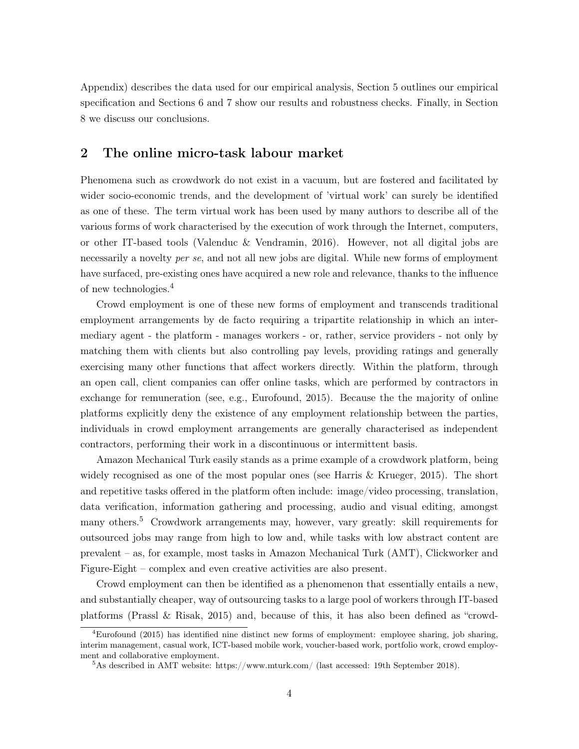Appendix) describes the data used for our empirical analysis, Section 5 outlines our empirical specification and Sections 6 and 7 show our results and robustness checks. Finally, in Section 8 we discuss our conclusions.

## 2 The online micro-task labour market

Phenomena such as crowdwork do not exist in a vacuum, but are fostered and facilitated by wider socio-economic trends, and the development of 'virtual work' can surely be identified as one of these. The term virtual work has been used by many authors to describe all of the various forms of work characterised by the execution of work through the Internet, computers, or other IT-based tools (Valenduc & Vendramin, 2016). However, not all digital jobs are necessarily a novelty *per se*, and not all new jobs are digital. While new forms of employment have surfaced, pre-existing ones have acquired a new role and relevance, thanks to the influence of new technologies.[4]

Crowd employment is one of these new forms of employment and transcends traditional employment arrangements by de facto requiring a tripartite relationship in which an intermediary agent - the platform - manages workers - or, rather, service providers - not only by matching them with clients but also controlling pay levels, providing ratings and generally exercising many other functions that affect workers directly. Within the platform, through an open call, client companies can offer online tasks, which are performed by contractors in exchange for remuneration (see, e.g., Eurofound, 2015). Because the the majority of online platforms explicitly deny the existence of any employment relationship between the parties, individuals in crowd employment arrangements are generally characterised as independent contractors, performing their work in a discontinuous or intermittent basis.

Amazon Mechanical Turk easily stands as a prime example of a crowdwork platform, being widely recognised as one of the most popular ones (see Harris & Krueger, 2015). The short and repetitive tasks offered in the platform often include: image/video processing, translation, data verification, information gathering and processing, audio and visual editing, amongst many others.[5] Crowdwork arrangements may, however, vary greatly: skill requirements for outsourced jobs may range from high to low and, while tasks with low abstract content are prevalent – as, for example, most tasks in Amazon Mechanical Turk (AMT), Clickworker and Figure-Eight – complex and even creative activities are also present.

Crowd employment can then be identified as a phenomenon that essentially entails a new, and substantially cheaper, way of outsourcing tasks to a large pool of workers through IT-based platforms (Prassl & Risak, 2015) and, because of this, it has also been defined as "crowd-

[4]Eurofound (2015) has identified nine distinct new forms of employment: employee sharing, job sharing, interim management, casual work, ICT-based mobile work, voucher-based work, portfolio work, crowd employment and collaborative employment.

[5]As described in AMT website: https://www.mturk.com/ (last accessed: 19th September 2018).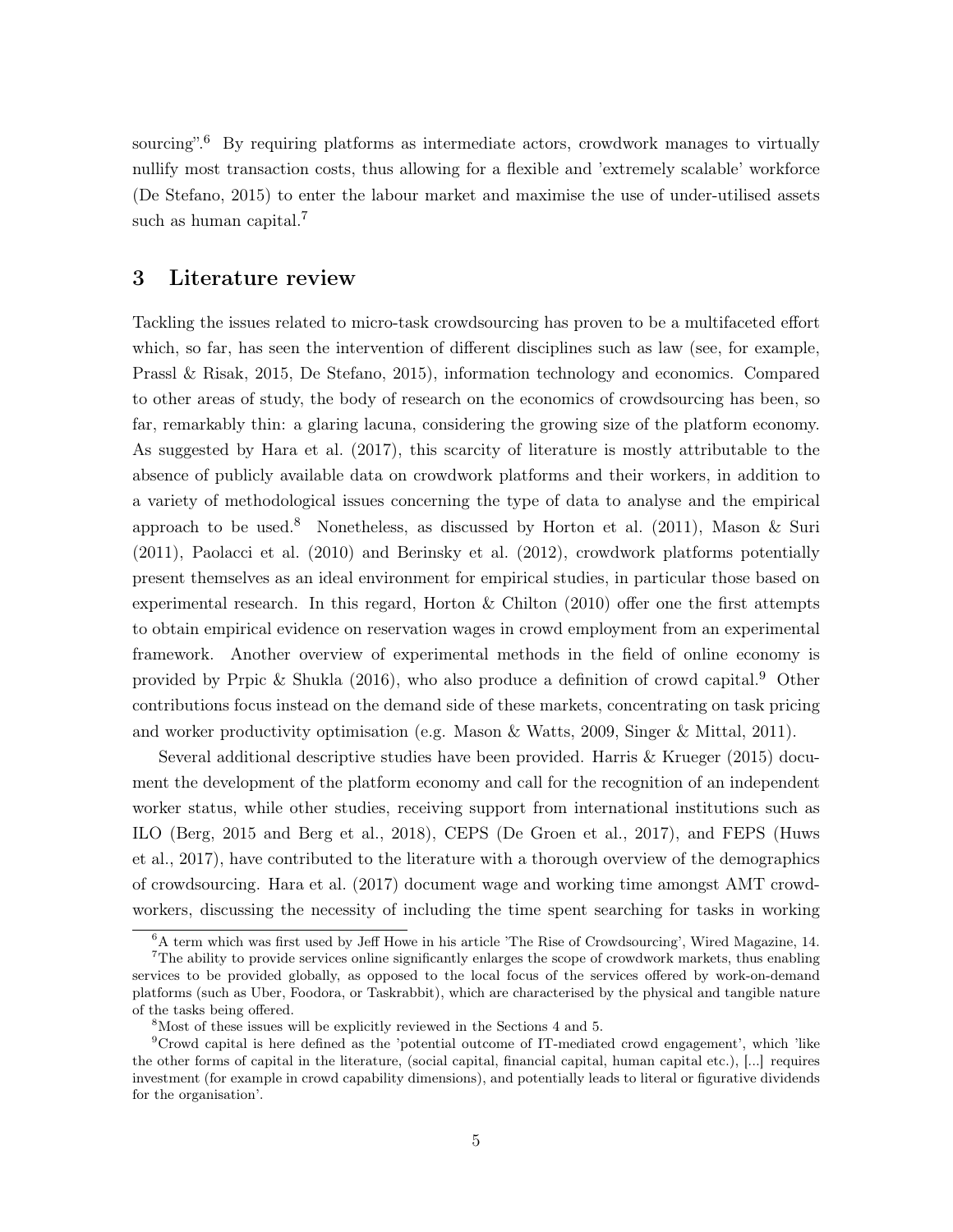sourcing".[6] By requiring platforms as intermediate actors, crowdwork manages to virtually nullify most transaction costs, thus allowing for a flexible and 'extremely scalable' workforce (De Stefano, 2015) to enter the labour market and maximise the use of under-utilised assets such as human capital.[7]

## 3 Literature review

Tackling the issues related to micro-task crowdsourcing has proven to be a multifaceted effort which, so far, has seen the intervention of different disciplines such as law (see, for example, Prassl & Risak, 2015, De Stefano, 2015), information technology and economics. Compared to other areas of study, the body of research on the economics of crowdsourcing has been, so far, remarkably thin: a glaring lacuna, considering the growing size of the platform economy. As suggested by Hara et al. (2017), this scarcity of literature is mostly attributable to the absence of publicly available data on crowdwork platforms and their workers, in addition to a variety of methodological issues concerning the type of data to analyse and the empirical approach to be used.[8] Nonetheless, as discussed by Horton et al. (2011), Mason & Suri (2011), Paolacci et al. (2010) and Berinsky et al. (2012), crowdwork platforms potentially present themselves as an ideal environment for empirical studies, in particular those based on experimental research. In this regard, Horton & Chilton (2010) offer one the first attempts to obtain empirical evidence on reservation wages in crowd employment from an experimental framework. Another overview of experimental methods in the field of online economy is provided by Prpic & Shukla (2016), who also produce a definition of crowd capital.[9] Other contributions focus instead on the demand side of these markets, concentrating on task pricing and worker productivity optimisation (e.g. Mason & Watts, 2009, Singer & Mittal, 2011).

Several additional descriptive studies have been provided. Harris & Krueger (2015) document the development of the platform economy and call for the recognition of an independent worker status, while other studies, receiving support from international institutions such as ILO (Berg, 2015 and Berg et al., 2018), CEPS (De Groen et al., 2017), and FEPS (Huws et al., 2017), have contributed to the literature with a thorough overview of the demographics of crowdsourcing. Hara et al. (2017) document wage and working time amongst AMT crowdworkers, discussing the necessity of including the time spent searching for tasks in working

[6] A term which was first used by Jeff Howe in his article 'The Rise of Crowdsourcing', Wired Magazine, 14.

[7] The ability to provide services online significantly enlarges the scope of crowdwork markets, thus enabling services to be provided globally, as opposed to the local focus of the services offered by work-on-demand platforms (such as Uber, Foodora, or Taskrabbit), which are characterised by the physical and tangible nature of the tasks being offered.

[8] Most of these issues will be explicitly reviewed in the Sections 4 and 5.

[9] Crowd capital is here defined as the 'potential outcome of IT-mediated crowd engagement', which 'like the other forms of capital in the literature, (social capital, financial capital, human capital etc.), [...] requires investment (for example in crowd capability dimensions), and potentially leads to literal or figurative dividends for the organisation'.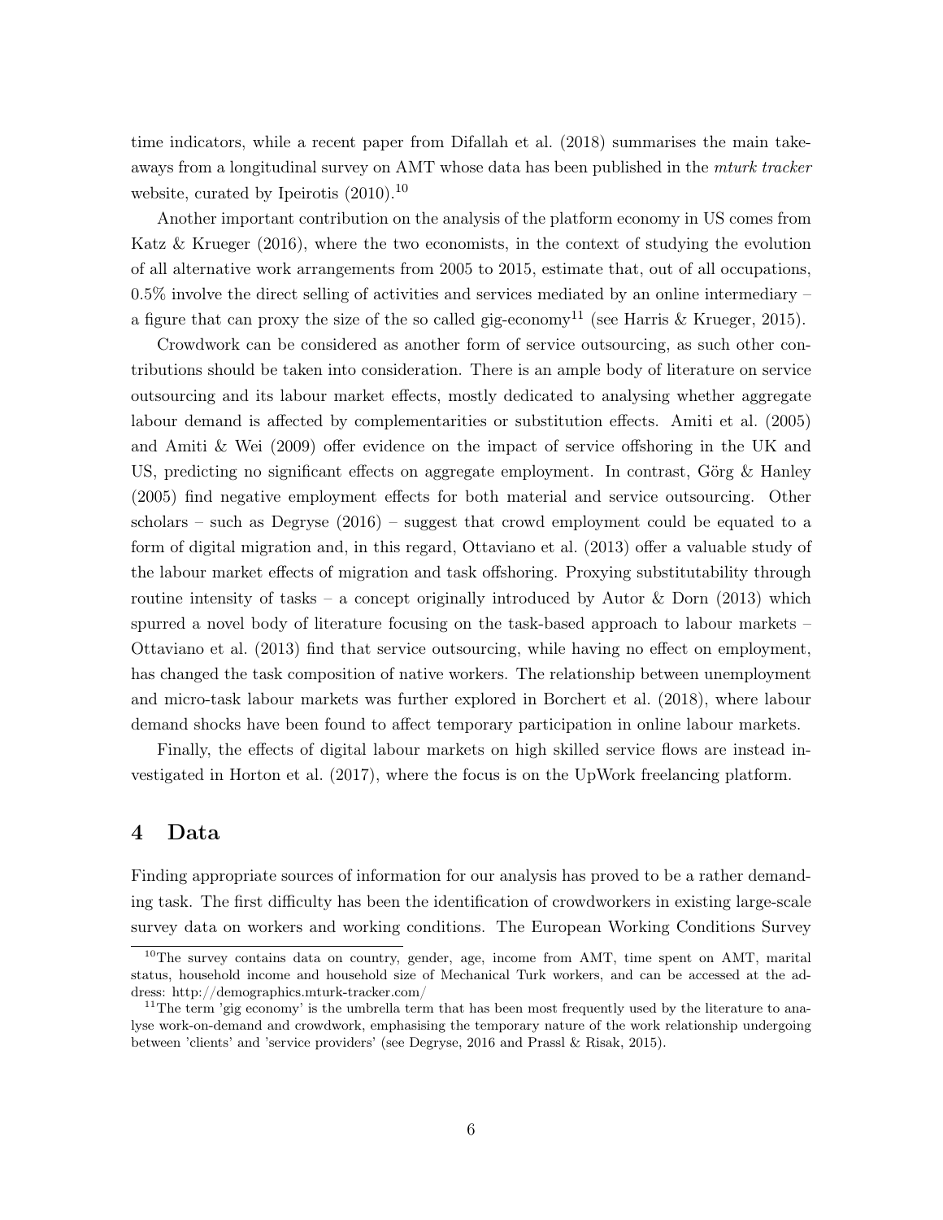time indicators, while a recent paper from Difallah et al. (2018) summarises the main takeaways from a longitudinal survey on AMT whose data has been published in the *mturk tracker* website, curated by Ipeirotis (2010).[10]

Another important contribution on the analysis of the platform economy in US comes from Katz & Krueger (2016), where the two economists, in the context of studying the evolution of all alternative work arrangements from 2005 to 2015, estimate that, out of all occupations, 0.5% involve the direct selling of activities and services mediated by an online intermediary – a figure that can proxy the size of the so called gig-economy[11] (see Harris & Krueger, 2015).

Crowdwork can be considered as another form of service outsourcing, as such other contributions should be taken into consideration. There is an ample body of literature on service outsourcing and its labour market effects, mostly dedicated to analysing whether aggregate labour demand is affected by complementarities or substitution effects. Amiti et al. (2005) and Amiti & Wei (2009) offer evidence on the impact of service offshoring in the UK and US, predicting no significant effects on aggregate employment. In contrast, Görg & Hanley (2005) find negative employment effects for both material and service outsourcing. Other scholars – such as Degryse (2016) – suggest that crowd employment could be equated to a form of digital migration and, in this regard, Ottaviano et al. (2013) offer a valuable study of the labour market effects of migration and task offshoring. Proxying substitutability through routine intensity of tasks – a concept originally introduced by Autor & Dorn (2013) which spurred a novel body of literature focusing on the task-based approach to labour markets – Ottaviano et al. (2013) find that service outsourcing, while having no effect on employment, has changed the task composition of native workers. The relationship between unemployment and micro-task labour markets was further explored in Borchert et al. (2018), where labour demand shocks have been found to affect temporary participation in online labour markets.

Finally, the effects of digital labour markets on high skilled service flows are instead investigated in Horton et al. (2017), where the focus is on the UpWork freelancing platform.

## 4 Data

Finding appropriate sources of information for our analysis has proved to be a rather demanding task. The first difficulty has been the identification of crowdworkers in existing large-scale survey data on workers and working conditions. The European Working Conditions Survey

[10] The survey contains data on country, gender, age, income from AMT, time spent on AMT, marital status, household income and household size of Mechanical Turk workers, and can be accessed at the address: http://demographics.mturk-tracker.com/

[11] The term 'gig economy' is the umbrella term that has been most frequently used by the literature to analyse work-on-demand and crowdwork, emphasising the temporary nature of the work relationship undergoing between 'clients' and 'service providers' (see Degryse, 2016 and Prassl & Risak, 2015).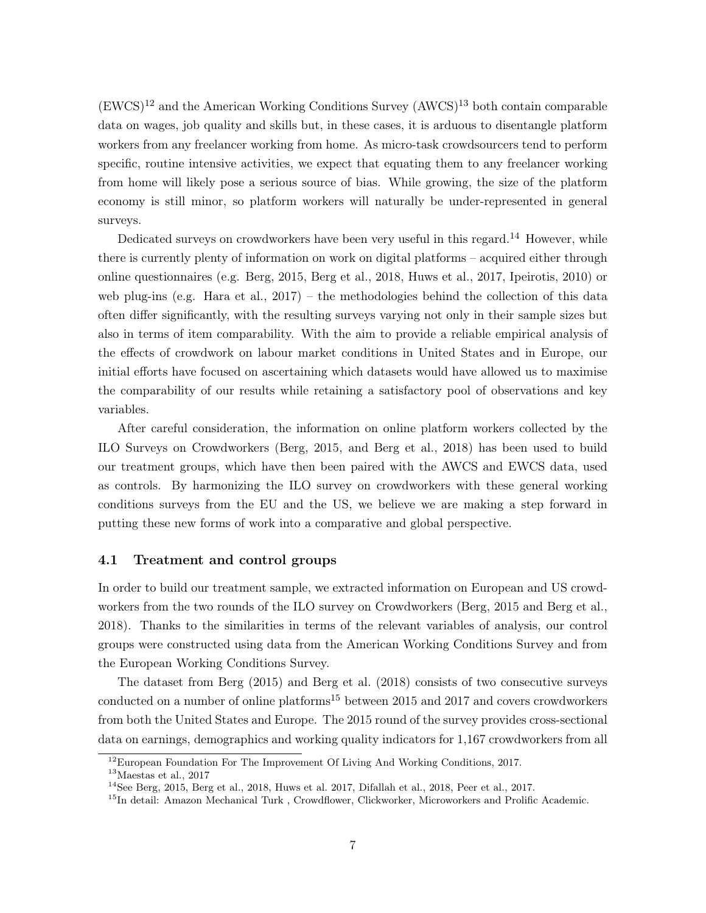(EWCS)[12] and the American Working Conditions Survey (AWCS)[13] both contain comparable data on wages, job quality and skills but, in these cases, it is arduous to disentangle platform workers from any freelancer working from home. As micro-task crowdsourcers tend to perform specific, routine intensive activities, we expect that equating them to any freelancer working from home will likely pose a serious source of bias. While growing, the size of the platform economy is still minor, so platform workers will naturally be under-represented in general surveys.

Dedicated surveys on crowdworkers have been very useful in this regard.[14] However, while there is currently plenty of information on work on digital platforms – acquired either through online questionnaires (e.g. Berg, 2015, Berg et al., 2018, Huws et al., 2017, Ipeirotis, 2010) or web plug-ins (e.g. Hara et al., 2017) – the methodologies behind the collection of this data often differ significantly, with the resulting surveys varying not only in their sample sizes but also in terms of item comparability. With the aim to provide a reliable empirical analysis of the effects of crowdwork on labour market conditions in United States and in Europe, our initial efforts have focused on ascertaining which datasets would have allowed us to maximise the comparability of our results while retaining a satisfactory pool of observations and key variables.

After careful consideration, the information on online platform workers collected by the ILO Surveys on Crowdworkers (Berg, 2015, and Berg et al., 2018) has been used to build our treatment groups, which have then been paired with the AWCS and EWCS data, used as controls. By harmonizing the ILO survey on crowdworkers with these general working conditions surveys from the EU and the US, we believe we are making a step forward in putting these new forms of work into a comparative and global perspective.

### 4.1 Treatment and control groups

In order to build our treatment sample, we extracted information on European and US crowdworkers from the two rounds of the ILO survey on Crowdworkers (Berg, 2015 and Berg et al., 2018). Thanks to the similarities in terms of the relevant variables of analysis, our control groups were constructed using data from the American Working Conditions Survey and from the European Working Conditions Survey.

The dataset from Berg (2015) and Berg et al. (2018) consists of two consecutive surveys conducted on a number of online platforms[15] between 2015 and 2017 and covers crowdworkers from both the United States and Europe. The 2015 round of the survey provides cross-sectional data on earnings, demographics and working quality indicators for 1,167 crowdworkers from all

[12] European Foundation For The Improvement Of Living And Working Conditions, 2017.

[13] Maestas et al., 2017

[14] See Berg, 2015, Berg et al., 2018, Huws et al. 2017, Difallah et al., 2018, Peer et al., 2017.

[15] In detail: Amazon Mechanical Turk , Crowdflower, Clickworker, Microworkers and Prolific Academic.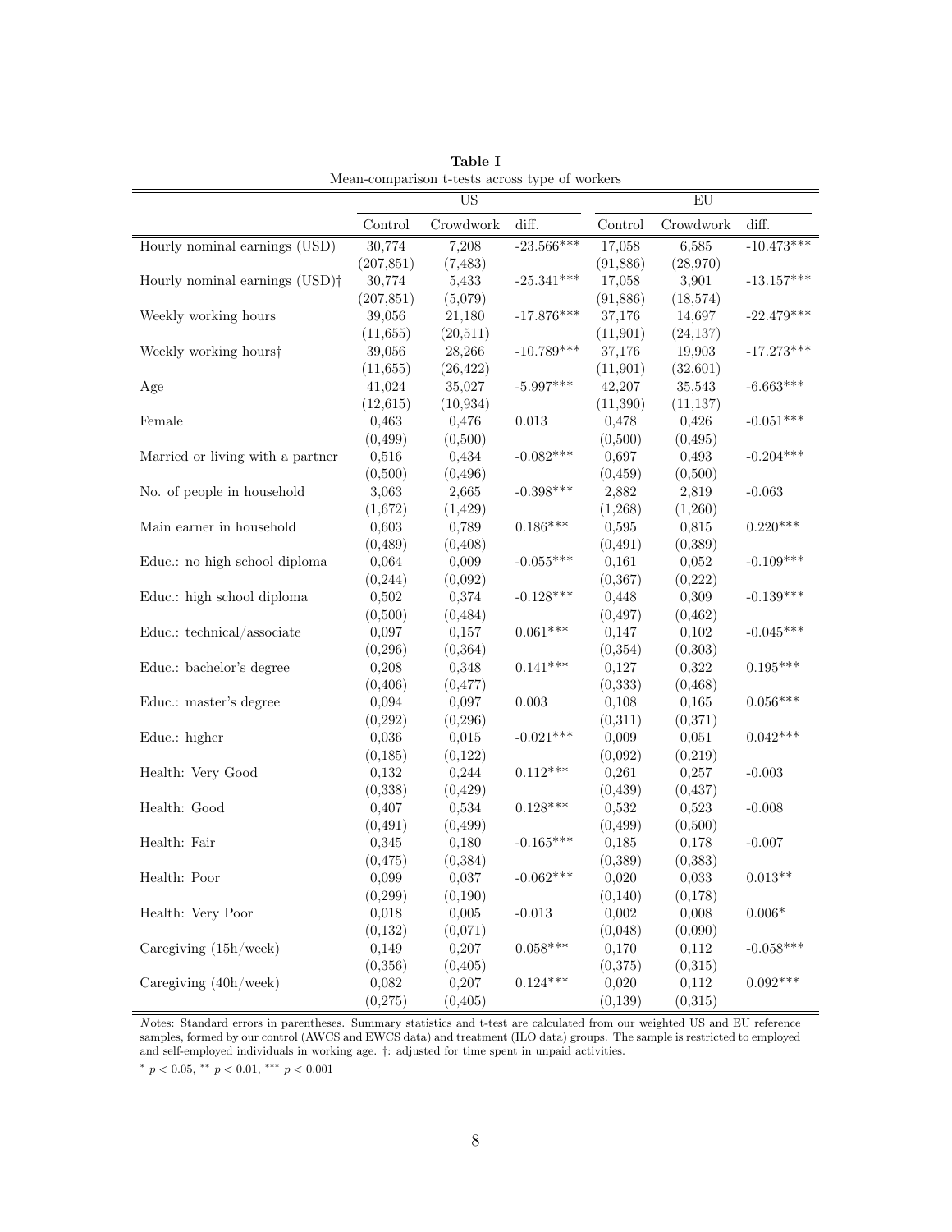**Table I**

Mean-comparison t-tests across type of workers

| | US | | | EU | | |
|---|---|---|---|---|---|---|
| | Control | Crowdwork | diff. | Control | Crowdwork | diff. |
| Hourly nominal earnings (USD) | 30,774 | 7,208 | -23.566*** | 17,058 | 6,585 | -10.473*** |
| | (207,851) | (7,483) | | (91,886) | (28,970) | |
| Hourly nominal earnings (USD)† | 30,774 | 5,433 | -25.341*** | 17,058 | 3,901 | -13.157*** |
| | (207,851) | (5,079) | | (91,886) | (18,574) | |
| Weekly working hours | 39,056 | 21,180 | -17.876*** | 37,176 | 14,697 | -22.479*** |
| | (11,655) | (20,511) | | (11,901) | (24,137) | |
| Weekly working hours† | 39,056 | 28,266 | -10.789*** | 37,176 | 19,903 | -17.273*** |
| | (11,655) | (26,422) | | (11,901) | (32,601) | |
| Age | 41,024 | 35,027 | -5.997*** | 42,207 | 35,543 | -6.663*** |
| | (12,615) | (10,934) | | (11,390) | (11,137) | |
| Female | 0,463 | 0,476 | 0.013 | 0,478 | 0,426 | -0.051*** |
| | (0,499) | (0,500) | | (0,500) | (0,495) | |
| Married or living with a partner | 0,516 | 0,434 | -0.082*** | 0,697 | 0,493 | -0.204*** |
| | (0,500) | (0,496) | | (0,459) | (0,500) | |
| No. of people in household | 3,063 | 2,665 | -0.398*** | 2,882 | 2,819 | -0.063 |
| | (1,672) | (1,429) | | (1,268) | (1,260) | |
| Main earner in household | 0,603 | 0,789 | 0.186*** | 0,595 | 0,815 | 0.220*** |
| | (0,489) | (0,408) | | (0,491) | (0,389) | |
| Educ.: no high school diploma | 0,064 | 0,009 | -0.055*** | 0,161 | 0,052 | -0.109*** |
| | (0,244) | (0,092) | | (0,367) | (0,222) | |
| Educ.: high school diploma | 0,502 | 0,374 | -0.128*** | 0,448 | 0,309 | -0.139*** |
| | (0,500) | (0,484) | | (0,497) | (0,462) | |
| Educ.: technical/associate | 0,097 | 0,157 | 0.061*** | 0,147 | 0,102 | -0.045*** |
| | (0,296) | (0,364) | | (0,354) | (0,303) | |
| Educ.: bachelor's degree | 0,208 | 0,348 | 0.141*** | 0,127 | 0,322 | 0.195*** |
| | (0,406) | (0,477) | | (0,333) | (0,468) | |
| Educ.: master's degree | 0,094 | 0,097 | 0.003 | 0,108 | 0,165 | 0.056*** |
| | (0,292) | (0,296) | | (0,311) | (0,371) | |
| Educ.: higher | 0,036 | 0,015 | -0.021*** | 0,009 | 0,051 | 0.042*** |
| | (0,185) | (0,122) | | (0,092) | (0,219) | |
| Health: Very Good | 0,132 | 0,244 | 0.112*** | 0,261 | 0,257 | -0.003 |
| | (0,338) | (0,429) | | (0,439) | (0,437) | |
| Health: Good | 0,407 | 0,534 | 0.128*** | 0,532 | 0,523 | -0.008 |
| | (0,491) | (0,499) | | (0,499) | (0,500) | |
| Health: Fair | 0,345 | 0,180 | -0.165*** | 0,185 | 0,178 | -0.007 |
| | (0,475) | (0,384) | | (0,389) | (0,383) | |
| Health: Poor | 0,099 | 0,037 | -0.062*** | 0,020 | 0,033 | 0.013** |
| | (0,299) | (0,190) | | (0,140) | (0,178) | |
| Health: Very Poor | 0,018 | 0,005 | -0.013 | 0,002 | 0,008 | 0.006* |
| | (0,132) | (0,071) | | (0,048) | (0,090) | |
| Caregiving (15h/week) | 0,149 | 0,207 | 0.058*** | 0,170 | 0,112 | -0.058*** |
| | (0,356) | (0,405) | | (0,375) | (0,315) | |
| Caregiving (40h/week) | 0,082 | 0,207 | 0.124*** | 0,020 | 0,112 | 0.092*** |
| | (0,275) | (0,405) | | (0,139) | (0,315) | |

*Notes*: Standard errors in parentheses. Summary statistics and t-test are calculated from our weighted US and EU reference samples, formed by our control (AWCS and EWCS data) and treatment (ILO data) groups. The sample is restricted to employed and self-employed individuals in working age. †: adjusted for time spent in unpaid activities.

* $p < 0.05$, ** $p < 0.01$, *** $p < 0.001$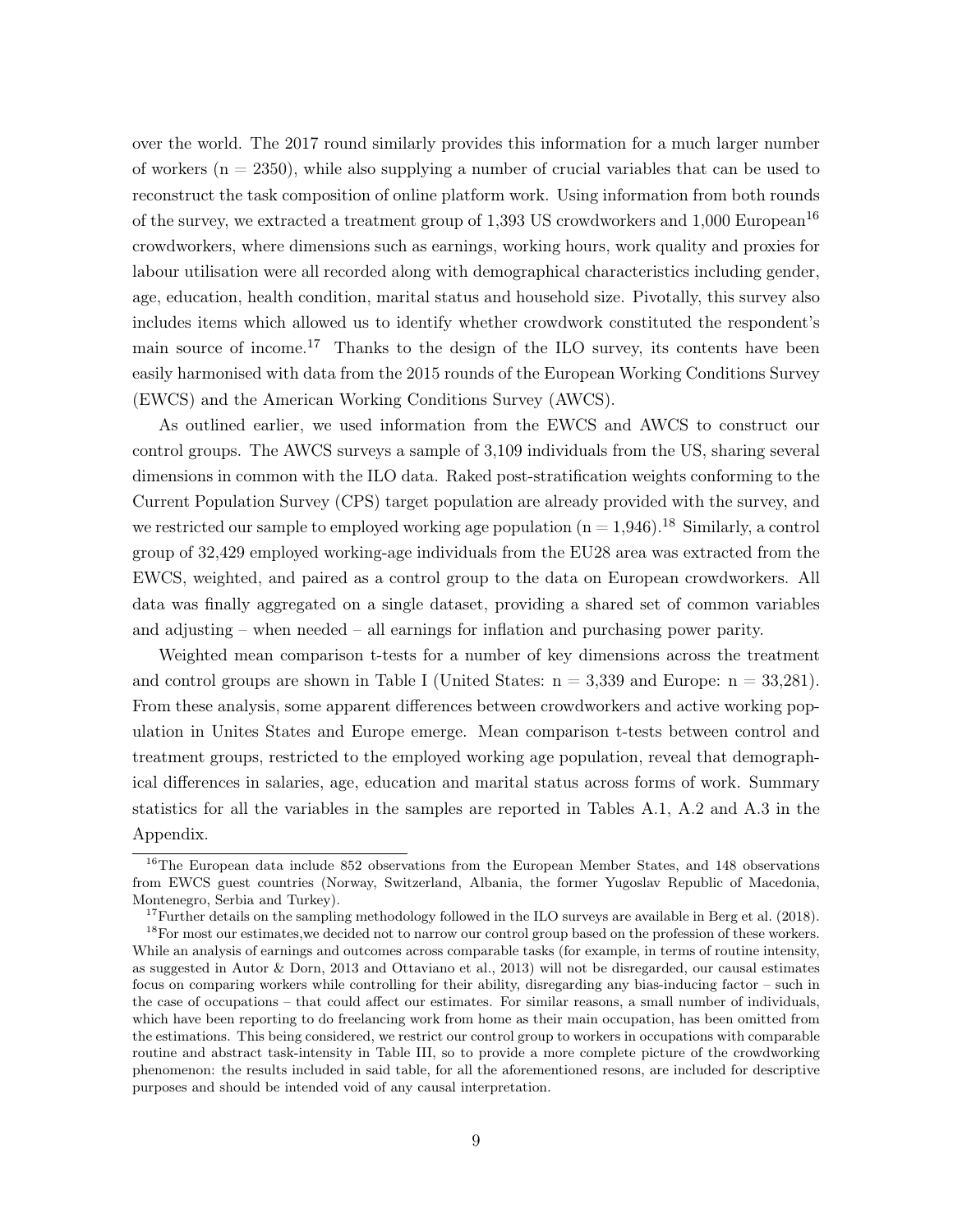over the world. The 2017 round similarly provides this information for a much larger number of workers (n = 2350), while also supplying a number of crucial variables that can be used to reconstruct the task composition of online platform work. Using information from both rounds of the survey, we extracted a treatment group of 1,393 US crowdworkers and 1,000 European[16] crowdworkers, where dimensions such as earnings, working hours, work quality and proxies for labour utilisation were all recorded along with demographical characteristics including gender, age, education, health condition, marital status and household size. Pivotally, this survey also includes items which allowed us to identify whether crowdwork constituted the respondent's main source of income.[17] Thanks to the design of the ILO survey, its contents have been easily harmonised with data from the 2015 rounds of the European Working Conditions Survey (EWCS) and the American Working Conditions Survey (AWCS).

As outlined earlier, we used information from the EWCS and AWCS to construct our control groups. The AWCS surveys a sample of 3,109 individuals from the US, sharing several dimensions in common with the ILO data. Raked post-stratification weights conforming to the Current Population Survey (CPS) target population are already provided with the survey, and we restricted our sample to employed working age population (n = 1,946).[18] Similarly, a control group of 32,429 employed working-age individuals from the EU28 area was extracted from the EWCS, weighted, and paired as a control group to the data on European crowdworkers. All data was finally aggregated on a single dataset, providing a shared set of common variables and adjusting – when needed – all earnings for inflation and purchasing power parity.

Weighted mean comparison t-tests for a number of key dimensions across the treatment and control groups are shown in Table I (United States: n = 3,339 and Europe: n = 33,281). From these analysis, some apparent differences between crowdworkers and active working population in Unites States and Europe emerge. Mean comparison t-tests between control and treatment groups, restricted to the employed working age population, reveal that demographical differences in salaries, age, education and marital status across forms of work. Summary statistics for all the variables in the samples are reported in Tables A.1, A.2 and A.3 in the Appendix.

---

[16] The European data include 852 observations from the European Member States, and 148 observations from EWCS guest countries (Norway, Switzerland, Albania, the former Yugoslav Republic of Macedonia, Montenegro, Serbia and Turkey).

[17] Further details on the sampling methodology followed in the ILO surveys are available in Berg et al. (2018).

[18] For most our estimates,we decided not to narrow our control group based on the profession of these workers. While an analysis of earnings and outcomes across comparable tasks (for example, in terms of routine intensity, as suggested in Autor & Dorn, 2013 and Ottaviano et al., 2013) will not be disregarded, our causal estimates focus on comparing workers while controlling for their ability, disregarding any bias-inducing factor – such in the case of occupations – that could affect our estimates. For similar reasons, a small number of individuals, which have been reporting to do freelancing work from home as their main occupation, has been omitted from the estimations. This being considered, we restrict our control group to workers in occupations with comparable routine and abstract task-intensity in Table III, so to provide a more complete picture of the crowdworking phenomenon: the results included in said table, for all the aforementioned resons, are included for descriptive purposes and should be intended void of any causal interpretation.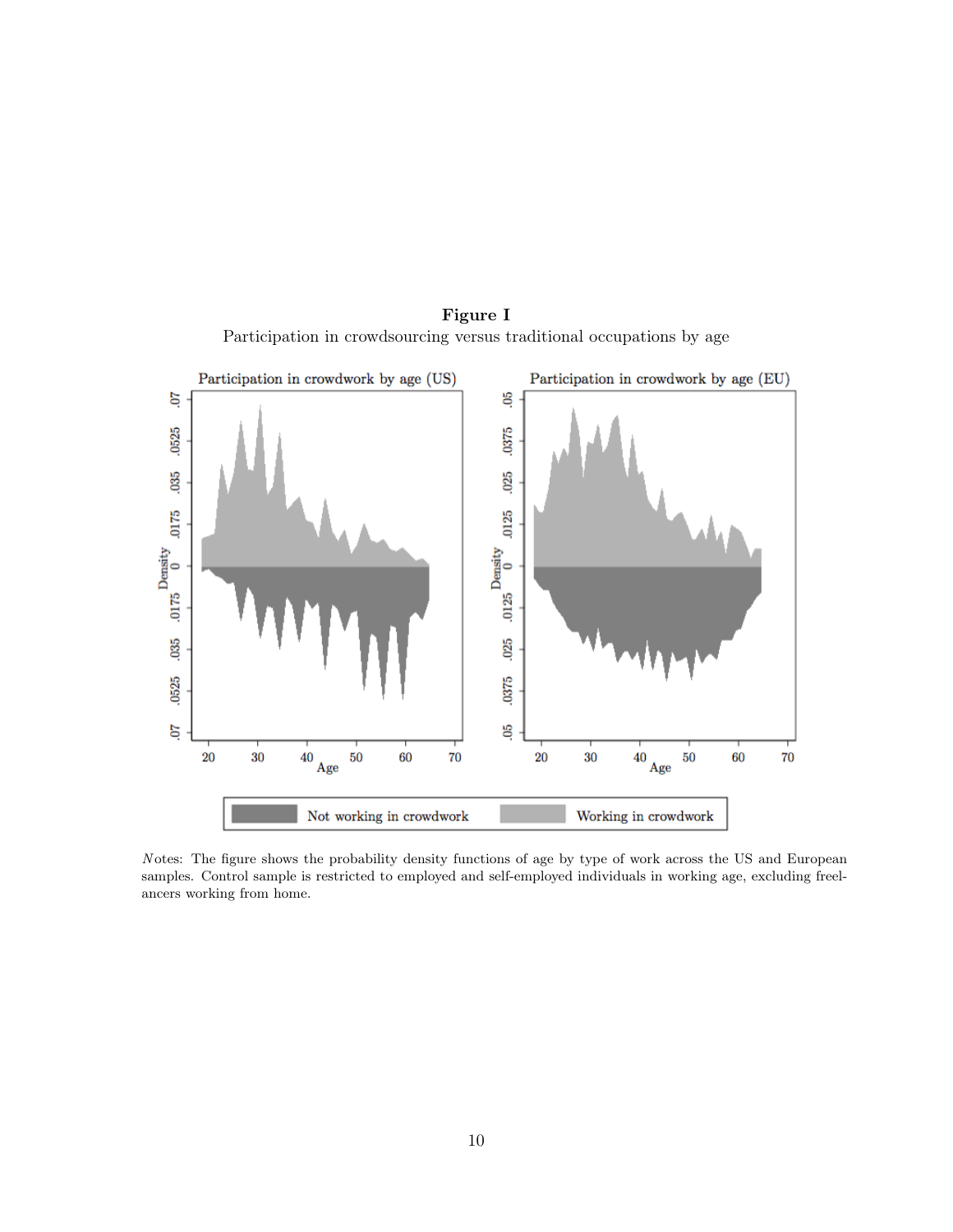**Figure I**

Participation in crowdsourcing versus traditional occupations by age

*N*otes: The figure shows the probability density functions of age by type of work across the US and European samples. Control sample is restricted to employed and self-employed individuals in working age, excluding freelancers working from home.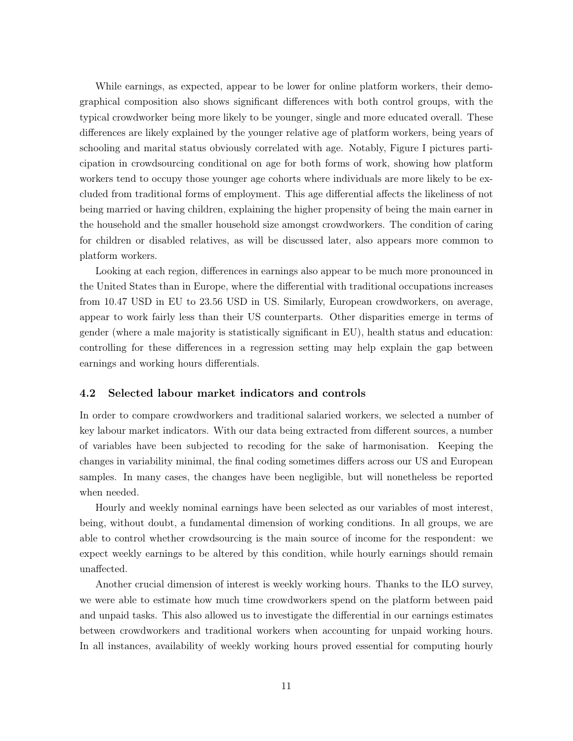While earnings, as expected, appear to be lower for online platform workers, their demographical composition also shows significant differences with both control groups, with the typical crowdworker being more likely to be younger, single and more educated overall. These differences are likely explained by the younger relative age of platform workers, being years of schooling and marital status obviously correlated with age. Notably, Figure I pictures participation in crowdsourcing conditional on age for both forms of work, showing how platform workers tend to occupy those younger age cohorts where individuals are more likely to be excluded from traditional forms of employment. This age differential affects the likeliness of not being married or having children, explaining the higher propensity of being the main earner in the household and the smaller household size amongst crowdworkers. The condition of caring for children or disabled relatives, as will be discussed later, also appears more common to platform workers.

Looking at each region, differences in earnings also appear to be much more pronounced in the United States than in Europe, where the differential with traditional occupations increases from 10.47 USD in EU to 23.56 USD in US. Similarly, European crowdworkers, on average, appear to work fairly less than their US counterparts. Other disparities emerge in terms of gender (where a male majority is statistically significant in EU), health status and education: controlling for these differences in a regression setting may help explain the gap between earnings and working hours differentials.

### 4.2 Selected labour market indicators and controls

In order to compare crowdworkers and traditional salaried workers, we selected a number of key labour market indicators. With our data being extracted from different sources, a number of variables have been subjected to recoding for the sake of harmonisation. Keeping the changes in variability minimal, the final coding sometimes differs across our US and European samples. In many cases, the changes have been negligible, but will nonetheless be reported when needed.

Hourly and weekly nominal earnings have been selected as our variables of most interest, being, without doubt, a fundamental dimension of working conditions. In all groups, we are able to control whether crowdsourcing is the main source of income for the respondent: we expect weekly earnings to be altered by this condition, while hourly earnings should remain unaffected.

Another crucial dimension of interest is weekly working hours. Thanks to the ILO survey, we were able to estimate how much time crowdworkers spend on the platform between paid and unpaid tasks. This also allowed us to investigate the differential in our earnings estimates between crowdworkers and traditional workers when accounting for unpaid working hours. In all instances, availability of weekly working hours proved essential for computing hourly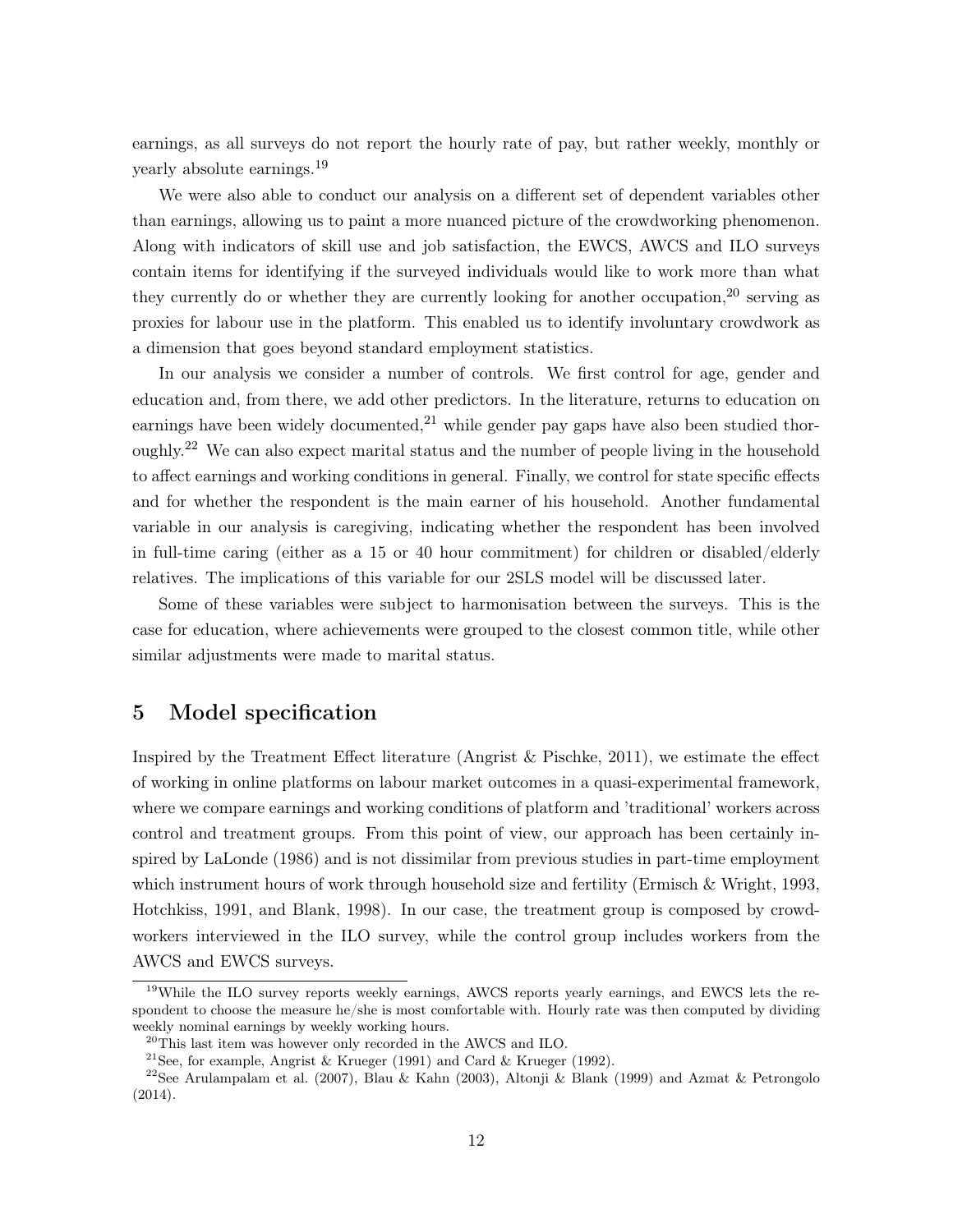earnings, as all surveys do not report the hourly rate of pay, but rather weekly, monthly or yearly absolute earnings.[19]

We were also able to conduct our analysis on a different set of dependent variables other than earnings, allowing us to paint a more nuanced picture of the crowdworking phenomenon. Along with indicators of skill use and job satisfaction, the EWCS, AWCS and ILO surveys contain items for identifying if the surveyed individuals would like to work more than what they currently do or whether they are currently looking for another occupation,[20] serving as proxies for labour use in the platform. This enabled us to identify involuntary crowdwork as a dimension that goes beyond standard employment statistics.

In our analysis we consider a number of controls. We first control for age, gender and education and, from there, we add other predictors. In the literature, returns to education on earnings have been widely documented,[21] while gender pay gaps have also been studied thoroughly.[22] We can also expect marital status and the number of people living in the household to affect earnings and working conditions in general. Finally, we control for state specific effects and for whether the respondent is the main earner of his household. Another fundamental variable in our analysis is caregiving, indicating whether the respondent has been involved in full-time caring (either as a 15 or 40 hour commitment) for children or disabled/elderly relatives. The implications of this variable for our 2SLS model will be discussed later.

Some of these variables were subject to harmonisation between the surveys. This is the case for education, where achievements were grouped to the closest common title, while other similar adjustments were made to marital status.

# 5 Model specification

Inspired by the Treatment Effect literature (Angrist & Pischke, 2011), we estimate the effect of working in online platforms on labour market outcomes in a quasi-experimental framework, where we compare earnings and working conditions of platform and 'traditional' workers across control and treatment groups. From this point of view, our approach has been certainly inspired by LaLonde (1986) and is not dissimilar from previous studies in part-time employment which instrument hours of work through household size and fertility (Ermisch & Wright, 1993, Hotchkiss, 1991, and Blank, 1998). In our case, the treatment group is composed by crowdworkers interviewed in the ILO survey, while the control group includes workers from the AWCS and EWCS surveys.

[19] While the ILO survey reports weekly earnings, AWCS reports yearly earnings, and EWCS lets the respondent to choose the measure he/she is most comfortable with. Hourly rate was then computed by dividing weekly nominal earnings by weekly working hours.

[20] This last item was however only recorded in the AWCS and ILO.

[21] See, for example, Angrist & Krueger (1991) and Card & Krueger (1992).

[22] See Arulampalam et al. (2007), Blau & Kahn (2003), Altonji & Blank (1999) and Azmat & Petrongolo (2014).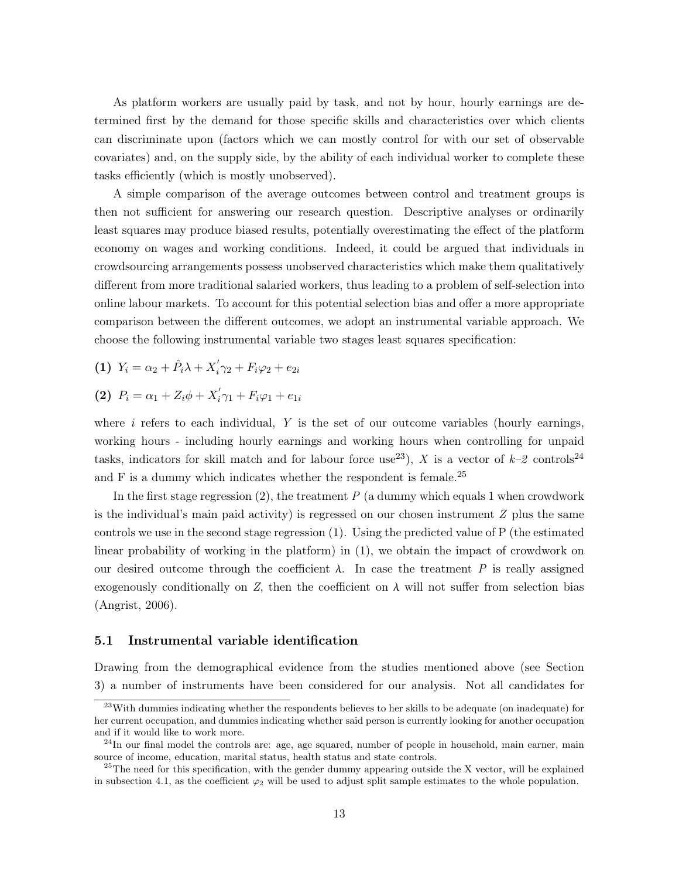As platform workers are usually paid by task, and not by hour, hourly earnings are determined first by the demand for those specific skills and characteristics over which clients can discriminate upon (factors which we can mostly control for with our set of observable covariates) and, on the supply side, by the ability of each individual worker to complete these tasks efficiently (which is mostly unobserved).

A simple comparison of the average outcomes between control and treatment groups is then not sufficient for answering our research question. Descriptive analyses or ordinarily least squares may produce biased results, potentially overestimating the effect of the platform economy on wages and working conditions. Indeed, it could be argued that individuals in crowdsourcing arrangements possess unobserved characteristics which make them qualitatively different from more traditional salaried workers, thus leading to a problem of self-selection into online labour markets. To account for this potential selection bias and offer a more appropriate comparison between the different outcomes, we adopt an instrumental variable approach. We choose the following instrumental variable two stages least squares specification:

**(1)** $Y_i = \alpha_2 + \hat{P}_i\lambda + X_i^{'}\gamma_2 + F_i\varphi_2 + e_{2i}$

**(2)** $P_i = \alpha_1 + Z_i\phi + X_i^{'}\gamma_1 + F_i\varphi_1 + e_{1i}$

where $i$ refers to each individual, $Y$ is the set of our outcome variables (hourly earnings, working hours - including hourly earnings and working hours when controlling for unpaid tasks, indicators for skill match and for labour force use[23]), $X$ is a vector of $k$–$2$ controls[24] and F is a dummy which indicates whether the respondent is female.[25]

In the first stage regression (2), the treatment $P$ (a dummy which equals 1 when crowdwork is the individual's main paid activity) is regressed on our chosen instrument $Z$ plus the same controls we use in the second stage regression (1). Using the predicted value of P (the estimated linear probability of working in the platform) in (1), we obtain the impact of crowdwork on our desired outcome through the coefficient $\lambda$. In case the treatment $P$ is really assigned exogenously conditionally on $Z$, then the coefficient on $\lambda$ will not suffer from selection bias (Angrist, 2006).

### 5.1 Instrumental variable identification

Drawing from the demographical evidence from the studies mentioned above (see Section 3) a number of instruments have been considered for our analysis. Not all candidates for

[23] With dummies indicating whether the respondents believes to her skills to be adequate (on inadequate) for her current occupation, and dummies indicating whether said person is currently looking for another occupation and if it would like to work more.

[24] In our final model the controls are: age, age squared, number of people in household, main earner, main source of income, education, marital status, health status and state controls.

[25] The need for this specification, with the gender dummy appearing outside the X vector, will be explained in subsection 4.1, as the coefficient $\varphi_2$ will be used to adjust split sample estimates to the whole population.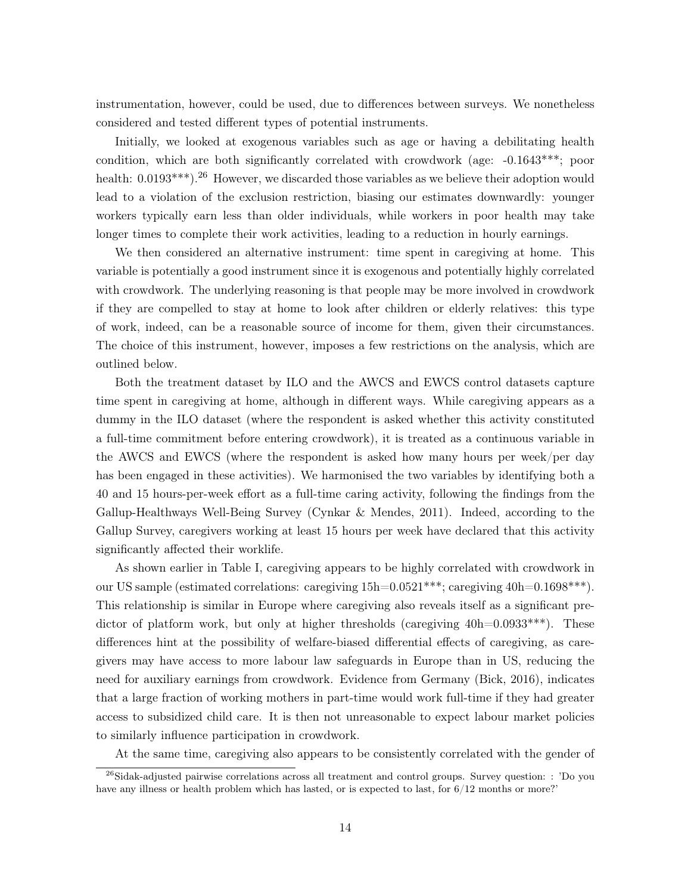instrumentation, however, could be used, due to differences between surveys. We nonetheless considered and tested different types of potential instruments.

Initially, we looked at exogenous variables such as age or having a debilitating health condition, which are both significantly correlated with crowdwork (age: -0.1643***; poor health: 0.0193***).[26] However, we discarded those variables as we believe their adoption would lead to a violation of the exclusion restriction, biasing our estimates downwardly: younger workers typically earn less than older individuals, while workers in poor health may take longer times to complete their work activities, leading to a reduction in hourly earnings.

We then considered an alternative instrument: time spent in caregiving at home. This variable is potentially a good instrument since it is exogenous and potentially highly correlated with crowdwork. The underlying reasoning is that people may be more involved in crowdwork if they are compelled to stay at home to look after children or elderly relatives: this type of work, indeed, can be a reasonable source of income for them, given their circumstances. The choice of this instrument, however, imposes a few restrictions on the analysis, which are outlined below.

Both the treatment dataset by ILO and the AWCS and EWCS control datasets capture time spent in caregiving at home, although in different ways. While caregiving appears as a dummy in the ILO dataset (where the respondent is asked whether this activity constituted a full-time commitment before entering crowdwork), it is treated as a continuous variable in the AWCS and EWCS (where the respondent is asked how many hours per week/per day has been engaged in these activities). We harmonised the two variables by identifying both a 40 and 15 hours-per-week effort as a full-time caring activity, following the findings from the Gallup-Healthways Well-Being Survey (Cynkar & Mendes, 2011). Indeed, according to the Gallup Survey, caregivers working at least 15 hours per week have declared that this activity significantly affected their worklife.

As shown earlier in Table I, caregiving appears to be highly correlated with crowdwork in our US sample (estimated correlations: caregiving 15h=0.0521***; caregiving 40h=0.1698***). This relationship is similar in Europe where caregiving also reveals itself as a significant predictor of platform work, but only at higher thresholds (caregiving 40h=0.0933***). These differences hint at the possibility of welfare-biased differential effects of caregiving, as caregivers may have access to more labour law safeguards in Europe than in US, reducing the need for auxiliary earnings from crowdwork. Evidence from Germany (Bick, 2016), indicates that a large fraction of working mothers in part-time would work full-time if they had greater access to subsidized child care. It is then not unreasonable to expect labour market policies to similarly influence participation in crowdwork.

At the same time, caregiving also appears to be consistently correlated with the gender of

[26] Sidak-adjusted pairwise correlations across all treatment and control groups. Survey question: : 'Do you have any illness or health problem which has lasted, or is expected to last, for 6/12 months or more?'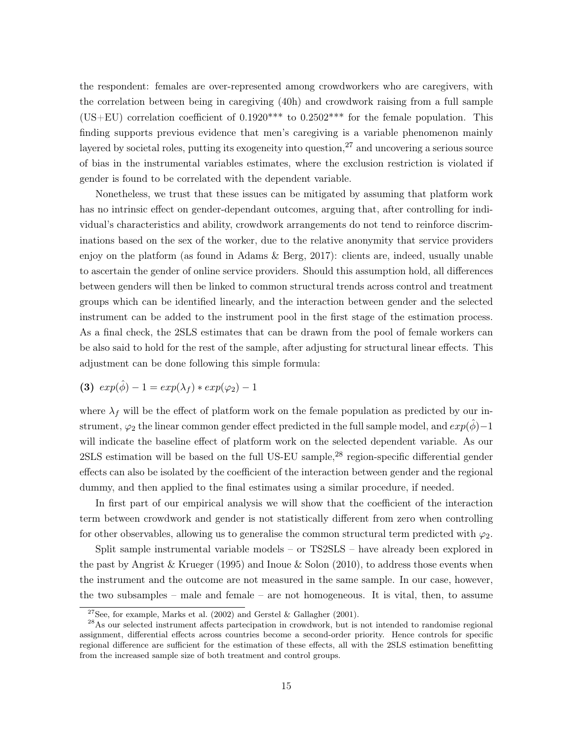the respondent: females are over-represented among crowdworkers who are caregivers, with the correlation between being in caregiving (40h) and crowdwork raising from a full sample (US+EU) correlation coefficient of 0.1920*** to 0.2502*** for the female population. This finding supports previous evidence that men's caregiving is a variable phenomenon mainly layered by societal roles, putting its exogeneity into question,[27] and uncovering a serious source of bias in the instrumental variables estimates, where the exclusion restriction is violated if gender is found to be correlated with the dependent variable.

Nonetheless, we trust that these issues can be mitigated by assuming that platform work has no intrinsic effect on gender-dependant outcomes, arguing that, after controlling for individual's characteristics and ability, crowdwork arrangements do not tend to reinforce discriminations based on the sex of the worker, due to the relative anonymity that service providers enjoy on the platform (as found in Adams & Berg, 2017): clients are, indeed, usually unable to ascertain the gender of online service providers. Should this assumption hold, all differences between genders will then be linked to common structural trends across control and treatment groups which can be identified linearly, and the interaction between gender and the selected instrument can be added to the instrument pool in the first stage of the estimation process. As a final check, the 2SLS estimates that can be drawn from the pool of female workers can be also said to hold for the rest of the sample, after adjusting for structural linear effects. This adjustment can be done following this simple formula:

**(3)** $exp(\hat{\phi}) - 1 = exp(\lambda_f) * exp(\varphi_2) - 1$

where $\lambda_f$ will be the effect of platform work on the female population as predicted by our instrument, $\varphi_2$ the linear common gender effect predicted in the full sample model, and $exp(\hat{\phi})-1$ will indicate the baseline effect of platform work on the selected dependent variable. As our 2SLS estimation will be based on the full US-EU sample,[28] region-specific differential gender effects can also be isolated by the coefficient of the interaction between gender and the regional dummy, and then applied to the final estimates using a similar procedure, if needed.

In first part of our empirical analysis we will show that the coefficient of the interaction term between crowdwork and gender is not statistically different from zero when controlling for other observables, allowing us to generalise the common structural term predicted with $\varphi_2$.

Split sample instrumental variable models – or TS2SLS – have already been explored in the past by Angrist & Krueger (1995) and Inoue & Solon (2010), to address those events when the instrument and the outcome are not measured in the same sample. In our case, however, the two subsamples – male and female – are not homogeneous. It is vital, then, to assume

[27] See, for example, Marks et al. (2002) and Gerstel & Gallagher (2001).

[28] As our selected instrument affects partecipation in crowdwork, but is not intended to randomise regional assignment, differential effects across countries become a second-order priority. Hence controls for specific regional difference are sufficient for the estimation of these effects, all with the 2SLS estimation benefitting from the increased sample size of both treatment and control groups.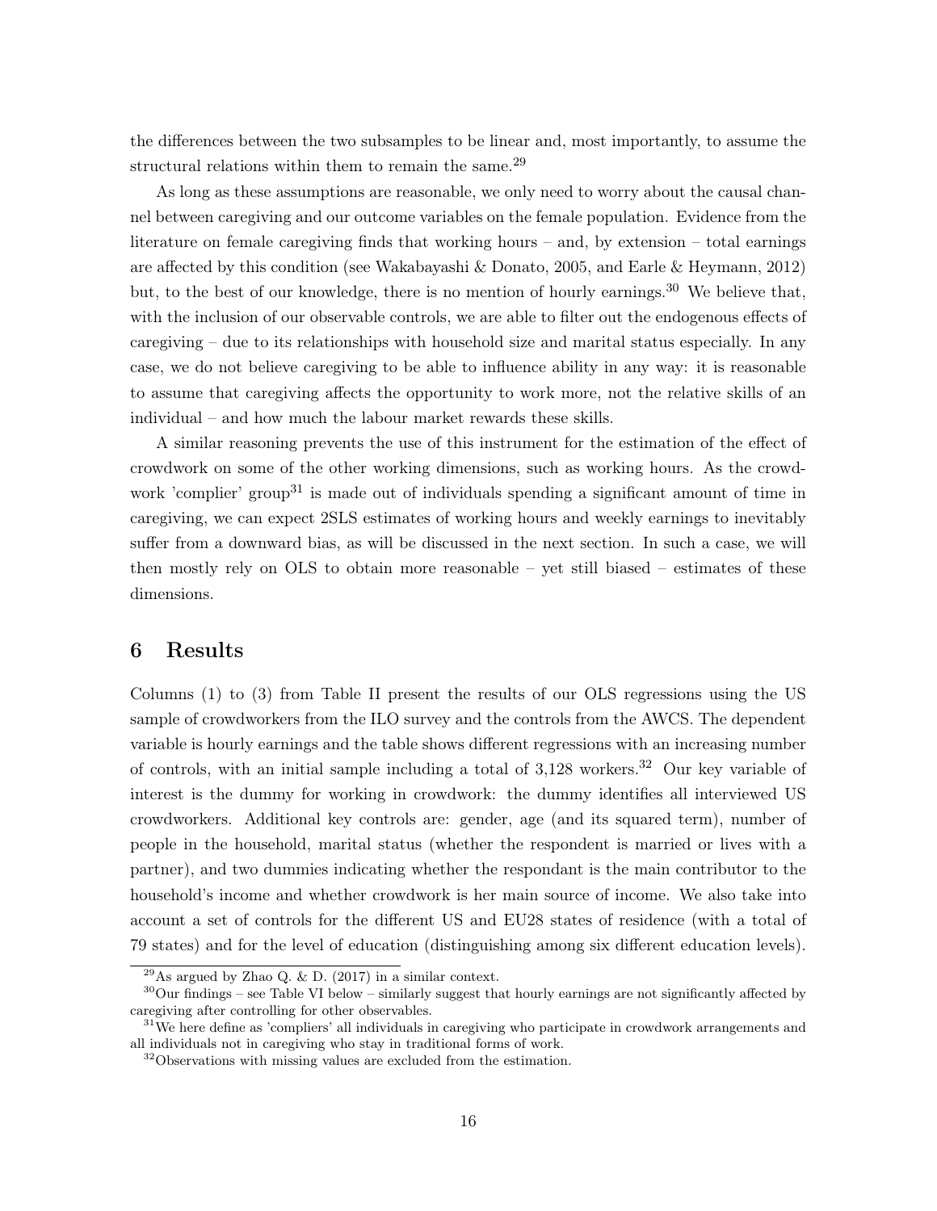the differences between the two subsamples to be linear and, most importantly, to assume the structural relations within them to remain the same.[29]

As long as these assumptions are reasonable, we only need to worry about the causal channel between caregiving and our outcome variables on the female population. Evidence from the literature on female caregiving finds that working hours – and, by extension – total earnings are affected by this condition (see Wakabayashi & Donato, 2005, and Earle & Heymann, 2012) but, to the best of our knowledge, there is no mention of hourly earnings.[30] We believe that, with the inclusion of our observable controls, we are able to filter out the endogenous effects of caregiving – due to its relationships with household size and marital status especially. In any case, we do not believe caregiving to be able to influence ability in any way: it is reasonable to assume that caregiving affects the opportunity to work more, not the relative skills of an individual – and how much the labour market rewards these skills.

A similar reasoning prevents the use of this instrument for the estimation of the effect of crowdwork on some of the other working dimensions, such as working hours. As the crowdwork 'complier' group[31] is made out of individuals spending a significant amount of time in caregiving, we can expect 2SLS estimates of working hours and weekly earnings to inevitably suffer from a downward bias, as will be discussed in the next section. In such a case, we will then mostly rely on OLS to obtain more reasonable – yet still biased – estimates of these dimensions.

## 6 Results

Columns (1) to (3) from Table II present the results of our OLS regressions using the US sample of crowdworkers from the ILO survey and the controls from the AWCS. The dependent variable is hourly earnings and the table shows different regressions with an increasing number of controls, with an initial sample including a total of 3,128 workers.[32] Our key variable of interest is the dummy for working in crowdwork: the dummy identifies all interviewed US crowdworkers. Additional key controls are: gender, age (and its squared term), number of people in the household, marital status (whether the respondent is married or lives with a partner), and two dummies indicating whether the respondant is the main contributor to the household's income and whether crowdwork is her main source of income. We also take into account a set of controls for the different US and EU28 states of residence (with a total of 79 states) and for the level of education (distinguishing among six different education levels).

---

[29] As argued by Zhao Q. & D. (2017) in a similar context.

[30] Our findings – see Table VI below – similarly suggest that hourly earnings are not significantly affected by caregiving after controlling for other observables.

[31] We here define as 'compliers' all individuals in caregiving who participate in crowdwork arrangements and all individuals not in caregiving who stay in traditional forms of work.

[32] Observations with missing values are excluded from the estimation.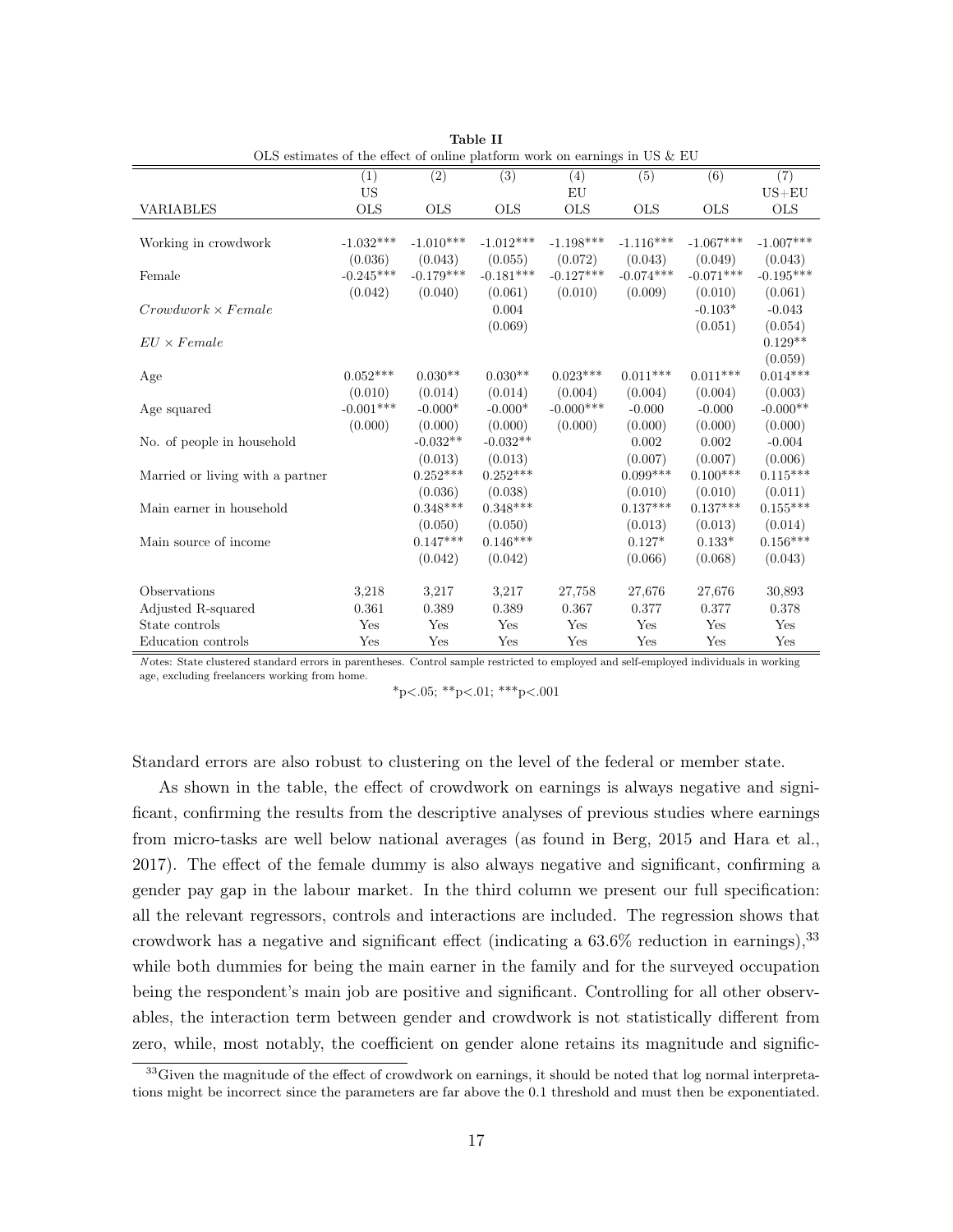**Table II**

OLS estimates of the effect of online platform work on earnings in US & EU

| | (1) | (2) | (3) | (4) | (5) | (6) | (7) |
|---|---|---|---|---|---|---|---|
| | US | | | EU | | | US+EU |
| VARIABLES | OLS | OLS | OLS | OLS | OLS | OLS | OLS |
| Working in crowdwork | -1.032*** | -1.010*** | -1.012*** | -1.198*** | -1.116*** | -1.067*** | -1.007*** |
| | (0.036) | (0.043) | (0.055) | (0.072) | (0.043) | (0.049) | (0.043) |
| Female | -0.245*** | -0.179*** | -0.181*** | -0.127*** | -0.074*** | -0.071*** | -0.195*** |
| | (0.042) | (0.040) | (0.061) | (0.010) | (0.009) | (0.010) | (0.061) |
| *Crowdwork* × *Female* | | | 0.004 | | | -0.103* | -0.043 |
| | | | (0.069) | | | (0.051) | (0.054) |
| *EU* × *Female* | | | | | | | 0.129** |
| | | | | | | | (0.059) |
| Age | 0.052*** | 0.030** | 0.030** | 0.023*** | 0.011*** | 0.011*** | 0.014*** |
| | (0.010) | (0.014) | (0.014) | (0.004) | (0.004) | (0.004) | (0.003) |
| Age squared | -0.001*** | -0.000* | -0.000* | -0.000*** | -0.000 | -0.000 | -0.000** |
| | (0.000) | (0.000) | (0.000) | (0.000) | (0.000) | (0.000) | (0.000) |
| No. of people in household | | -0.032** | -0.032** | | 0.002 | 0.002 | -0.004 |
| | | (0.013) | (0.013) | | (0.007) | (0.007) | (0.006) |
| Married or living with a partner | | 0.252*** | 0.252*** | | 0.099*** | 0.100*** | 0.115*** |
| | | (0.036) | (0.038) | | (0.010) | (0.010) | (0.011) |
| Main earner in household | | 0.348*** | 0.348*** | | 0.137*** | 0.137*** | 0.155*** |
| | | (0.050) | (0.050) | | (0.013) | (0.013) | (0.014) |
| Main source of income | | 0.147*** | 0.146*** | | 0.127* | 0.133* | 0.156*** |
| | | (0.042) | (0.042) | | (0.066) | (0.068) | (0.043) |
| Observations | 3,218 | 3,217 | 3,217 | 27,758 | 27,676 | 27,676 | 30,893 |
| Adjusted R-squared | 0.361 | 0.389 | 0.389 | 0.367 | 0.377 | 0.377 | 0.378 |
| State controls | Yes | Yes | Yes | Yes | Yes | Yes | Yes |
| Education controls | Yes | Yes | Yes | Yes | Yes | Yes | Yes |

*Notes*: State clustered standard errors in parentheses. Control sample restricted to employed and self-employed individuals in working age, excluding freelancers working from home.

*p<.05; **p<.01; ***p<.001

Standard errors are also robust to clustering on the level of the federal or member state.

As shown in the table, the effect of crowdwork on earnings is always negative and significant, confirming the results from the descriptive analyses of previous studies where earnings from micro-tasks are well below national averages (as found in Berg, 2015 and Hara et al., 2017). The effect of the female dummy is also always negative and significant, confirming a gender pay gap in the labour market. In the third column we present our full specification: all the relevant regressors, controls and interactions are included. The regression shows that crowdwork has a negative and significant effect (indicating a 63.6% reduction in earnings),[33] while both dummies for being the main earner in the family and for the surveyed occupation being the respondent's main job are positive and significant. Controlling for all other observables, the interaction term between gender and crowdwork is not statistically different from zero, while, most notably, the coefficient on gender alone retains its magnitude and signific-

[33] Given the magnitude of the effect of crowdwork on earnings, it should be noted that log normal interpretations might be incorrect since the parameters are far above the 0.1 threshold and must then be exponentiated.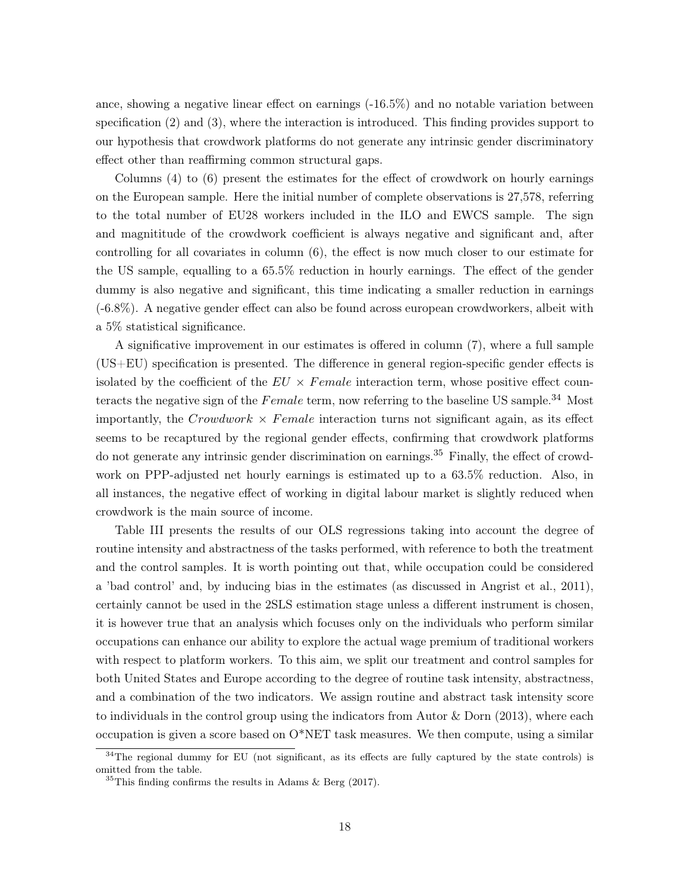ance, showing a negative linear effect on earnings (-16.5%) and no notable variation between specification (2) and (3), where the interaction is introduced. This finding provides support to our hypothesis that crowdwork platforms do not generate any intrinsic gender discriminatory effect other than reaffirming common structural gaps.

Columns (4) to (6) present the estimates for the effect of crowdwork on hourly earnings on the European sample. Here the initial number of complete observations is 27,578, referring to the total number of EU28 workers included in the ILO and EWCS sample. The sign and magnititude of the crowdwork coefficient is always negative and significant and, after controlling for all covariates in column (6), the effect is now much closer to our estimate for the US sample, equalling to a 65.5% reduction in hourly earnings. The effect of the gender dummy is also negative and significant, this time indicating a smaller reduction in earnings (-6.8%). A negative gender effect can also be found across european crowdworkers, albeit with a 5% statistical significance.

A significative improvement in our estimates is offered in column (7), where a full sample (US+EU) specification is presented. The difference in general region-specific gender effects is isolated by the coefficient of the $EU \times Female$ interaction term, whose positive effect counteracts the negative sign of the $Female$ term, now referring to the baseline US sample.[34] Most importantly, the $Crowdwork \times Female$ interaction turns not significant again, as its effect seems to be recaptured by the regional gender effects, confirming that crowdwork platforms do not generate any intrinsic gender discrimination on earnings.[35] Finally, the effect of crowdwork on PPP-adjusted net hourly earnings is estimated up to a 63.5% reduction. Also, in all instances, the negative effect of working in digital labour market is slightly reduced when crowdwork is the main source of income.

Table III presents the results of our OLS regressions taking into account the degree of routine intensity and abstractness of the tasks performed, with reference to both the treatment and the control samples. It is worth pointing out that, while occupation could be considered a 'bad control' and, by inducing bias in the estimates (as discussed in Angrist et al., 2011), certainly cannot be used in the 2SLS estimation stage unless a different instrument is chosen, it is however true that an analysis which focuses only on the individuals who perform similar occupations can enhance our ability to explore the actual wage premium of traditional workers with respect to platform workers. To this aim, we split our treatment and control samples for both United States and Europe according to the degree of routine task intensity, abstractness, and a combination of the two indicators. We assign routine and abstract task intensity score to individuals in the control group using the indicators from Autor & Dorn (2013), where each occupation is given a score based on O*NET task measures. We then compute, using a similar

[34] The regional dummy for EU (not significant, as its effects are fully captured by the state controls) is omitted from the table.

[35] This finding confirms the results in Adams & Berg (2017).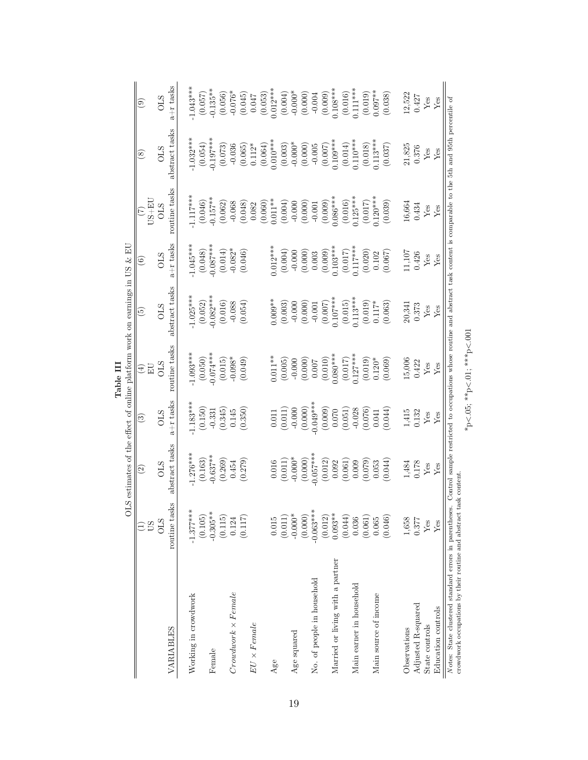**Table III**

OLS estimates of the effect of online platform work on earnings in US & EU

| VARIABLES | (1) US OLS routine tasks | (2) OLS abstract tasks | (3) OLS a+r tasks | (4) EU OLS routine tasks | (5) OLS abstract tasks | (6) OLS a+r tasks | (7) US+EU OLS routine tasks | (8) OLS abstract tasks | (9) OLS a+r tasks |
|---|---|---|---|---|---|---|---|---|---|
| Working in crowdwork | -1.377*** | -1.276*** | -1.183*** | -1.093*** | -1.025*** | -1.045*** | -1.117*** | -1.032*** | -1.043*** |
| | (0.105) | (0.163) | (0.150) | (0.050) | (0.052) | (0.048) | (0.046) | (0.054) | (0.057) |
| Female | -0.305** | -0.637** | -0.331 | -0.074*** | -0.082*** | -0.087*** | -0.157** | -0.197*** | -0.135** |
| | (0.115) | (0.269) | (0.345) | (0.015) | (0.016) | (0.014) | (0.062) | (0.073) | (0.056) |
| *Crowdwork × Female* | 0.124 | 0.454 | 0.145 | -0.098* | -0.088 | -0.082* | -0.068 | -0.036 | -0.076* |
| | (0.117) | (0.279) | (0.350) | (0.049) | (0.054) | (0.046) | (0.048) | (0.065) | (0.045) |
| *EU × Female* | | | | | | | 0.082 | 0.112* | 0.047 |
| | | | | | | | (0.060) | (0.064) | (0.053) |
| Age | 0.015 | 0.016 | 0.011 | 0.011** | 0.009** | 0.012*** | 0.011** | 0.010*** | 0.012*** |
| | (0.011) | (0.011) | (0.011) | (0.005) | (0.003) | (0.004) | (0.004) | (0.003) | (0.004) |
| Age squared | -0.000* | -0.000* | -0.000 | -0.000 | -0.000 | -0.000 | -0.000 | -0.000* | -0.000* |
| | (0.000) | (0.000) | (0.000) | (0.000) | (0.000) | (0.000) | (0.000) | (0.000) | (0.000) |
| No. of people in household | -0.063*** | -0.057*** | -0.049*** | 0.007 | -0.001 | 0.003 | -0.001 | -0.005 | -0.004 |
| | (0.012) | (0.012) | (0.009) | (0.010) | (0.007) | (0.009) | (0.009) | (0.007) | (0.009) |
| Married or living with a partner | 0.093** | 0.092 | 0.070 | 0.080*** | 0.107*** | 0.103*** | 0.086*** | 0.109*** | 0.108*** |
| | (0.044) | (0.061) | (0.051) | (0.017) | (0.015) | (0.017) | (0.016) | (0.014) | (0.016) |
| Main earner in household | 0.036 | 0.009 | -0.028 | 0.127*** | 0.113*** | 0.117*** | 0.125*** | 0.110*** | 0.111*** |
| | (0.061) | (0.079) | (0.076) | (0.019) | (0.019) | (0.020) | (0.017) | (0.018) | (0.019) |
| Main source of income | 0.065 | 0.053 | 0.041 | 0.120* | 0.117* | 0.102 | 0.120*** | 0.113*** | 0.097** |
| | (0.046) | (0.044) | (0.044) | (0.069) | (0.063) | (0.067) | (0.039) | (0.037) | (0.038) |
| Observations | 1,658 | 1,484 | 1,415 | 15,006 | 20,341 | 11,107 | 16,664 | 21,825 | 12,522 |
| Adjusted R-squared | 0.377 | 0.178 | 0.132 | 0.422 | 0.373 | 0.426 | 0.434 | 0.376 | 0.427 |
| State controls | Yes | Yes | Yes | Yes | Yes | Yes | Yes | Yes | Yes |
| Education controls | Yes | Yes | Yes | Yes | Yes | Yes | Yes | Yes | Yes |

*Notes*: State clustered standard errors in parentheses. Control sample restricted to occupations whose routine and abstract task content is comparable to the 5th and 95th percentile of crowdwork occupations by their routine and abstract task content.

*p<.05; **p<.01; ***p<.001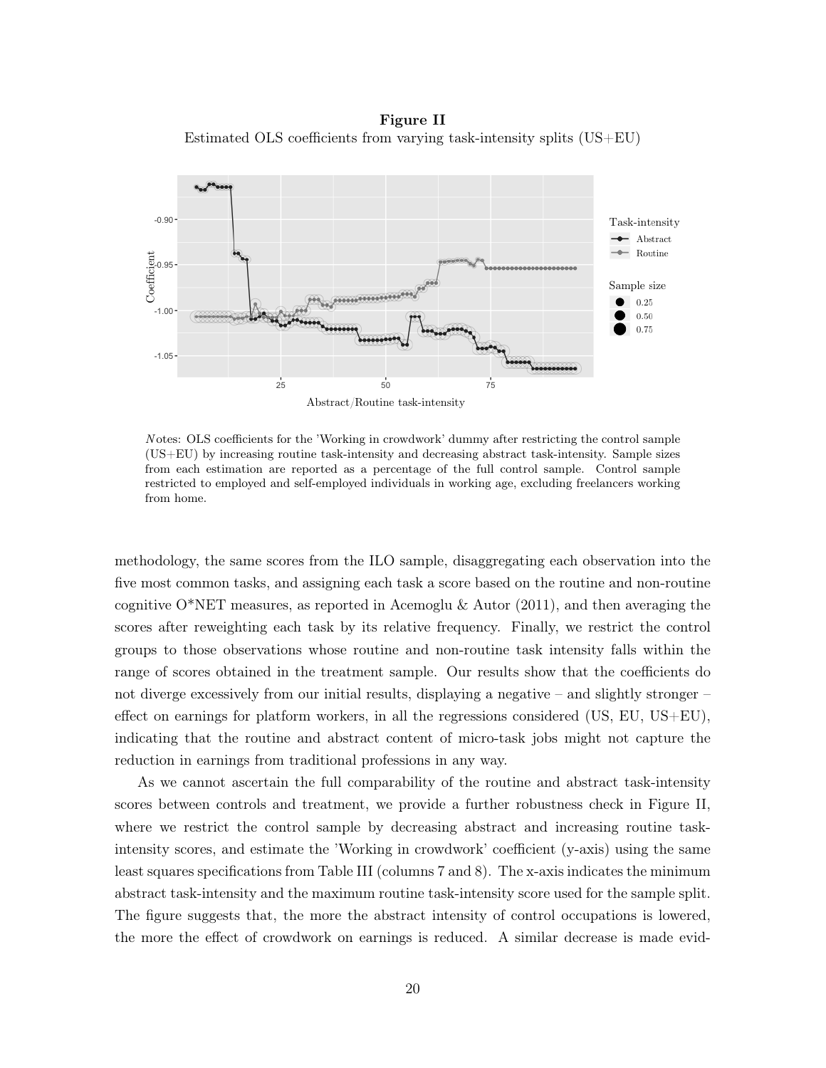**Figure II**

Estimated OLS coefficients from varying task-intensity splits (US+EU)

*Notes*: OLS coefficients for the 'Working in crowdwork' dummy after restricting the control sample (US+EU) by increasing routine task-intensity and decreasing abstract task-intensity. Sample sizes from each estimation are reported as a percentage of the full control sample. Control sample restricted to employed and self-employed individuals in working age, excluding freelancers working from home.

methodology, the same scores from the ILO sample, disaggregating each observation into the five most common tasks, and assigning each task a score based on the routine and non-routine cognitive O*NET measures, as reported in Acemoglu & Autor (2011), and then averaging the scores after reweighting each task by its relative frequency. Finally, we restrict the control groups to those observations whose routine and non-routine task intensity falls within the range of scores obtained in the treatment sample. Our results show that the coefficients do not diverge excessively from our initial results, displaying a negative – and slightly stronger – effect on earnings for platform workers, in all the regressions considered (US, EU, US+EU), indicating that the routine and abstract content of micro-task jobs might not capture the reduction in earnings from traditional professions in any way.

As we cannot ascertain the full comparability of the routine and abstract task-intensity scores between controls and treatment, we provide a further robustness check in Figure II, where we restrict the control sample by decreasing abstract and increasing routine task-intensity scores, and estimate the 'Working in crowdwork' coefficient (y-axis) using the same least squares specifications from Table III (columns 7 and 8). The x-axis indicates the minimum abstract task-intensity and the maximum routine task-intensity score used for the sample split. The figure suggests that, the more the abstract intensity of control occupations is lowered, the more the effect of crowdwork on earnings is reduced. A similar decrease is made evid-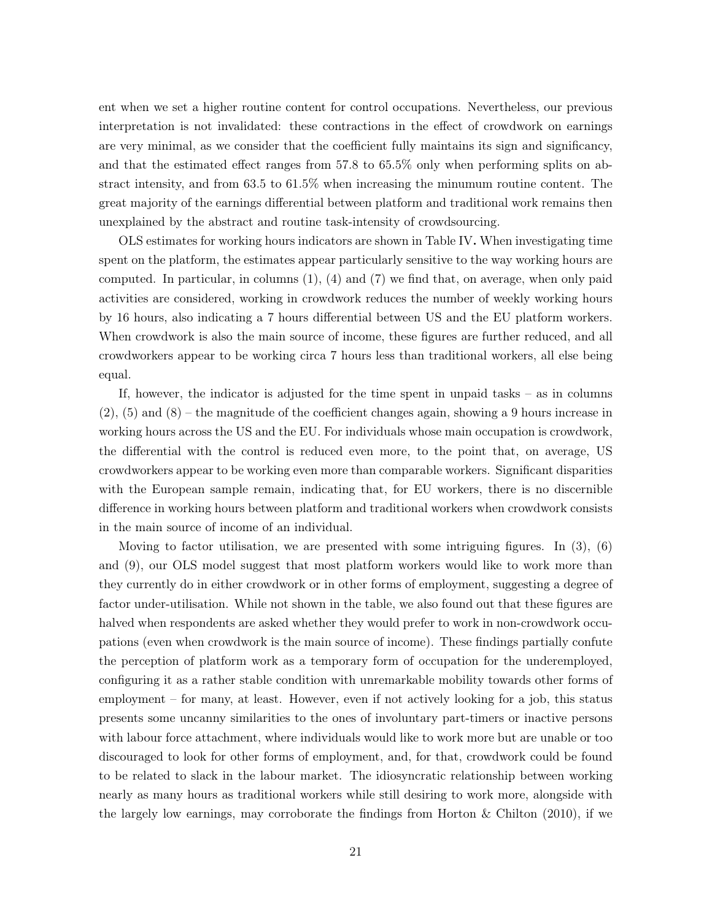ent when we set a higher routine content for control occupations. Nevertheless, our previous interpretation is not invalidated: these contractions in the effect of crowdwork on earnings are very minimal, as we consider that the coefficient fully maintains its sign and significancy, and that the estimated effect ranges from 57.8 to 65.5% only when performing splits on abstract intensity, and from 63.5 to 61.5% when increasing the minumum routine content. The great majority of the earnings differential between platform and traditional work remains then unexplained by the abstract and routine task-intensity of crowdsourcing.

OLS estimates for working hours indicators are shown in Table IV**.** When investigating time spent on the platform, the estimates appear particularly sensitive to the way working hours are computed. In particular, in columns (1), (4) and (7) we find that, on average, when only paid activities are considered, working in crowdwork reduces the number of weekly working hours by 16 hours, also indicating a 7 hours differential between US and the EU platform workers. When crowdwork is also the main source of income, these figures are further reduced, and all crowdworkers appear to be working circa 7 hours less than traditional workers, all else being equal.

If, however, the indicator is adjusted for the time spent in unpaid tasks – as in columns (2), (5) and (8) – the magnitude of the coefficient changes again, showing a 9 hours increase in working hours across the US and the EU. For individuals whose main occupation is crowdwork, the differential with the control is reduced even more, to the point that, on average, US crowdworkers appear to be working even more than comparable workers. Significant disparities with the European sample remain, indicating that, for EU workers, there is no discernible difference in working hours between platform and traditional workers when crowdwork consists in the main source of income of an individual.

Moving to factor utilisation, we are presented with some intriguing figures. In (3), (6) and (9), our OLS model suggest that most platform workers would like to work more than they currently do in either crowdwork or in other forms of employment, suggesting a degree of factor under-utilisation. While not shown in the table, we also found out that these figures are halved when respondents are asked whether they would prefer to work in non-crowdwork occupations (even when crowdwork is the main source of income). These findings partially confute the perception of platform work as a temporary form of occupation for the underemployed, configuring it as a rather stable condition with unremarkable mobility towards other forms of employment – for many, at least. However, even if not actively looking for a job, this status presents some uncanny similarities to the ones of involuntary part-timers or inactive persons with labour force attachment, where individuals would like to work more but are unable or too discouraged to look for other forms of employment, and, for that, crowdwork could be found to be related to slack in the labour market. The idiosyncratic relationship between working nearly as many hours as traditional workers while still desiring to work more, alongside with the largely low earnings, may corroborate the findings from Horton & Chilton (2010), if we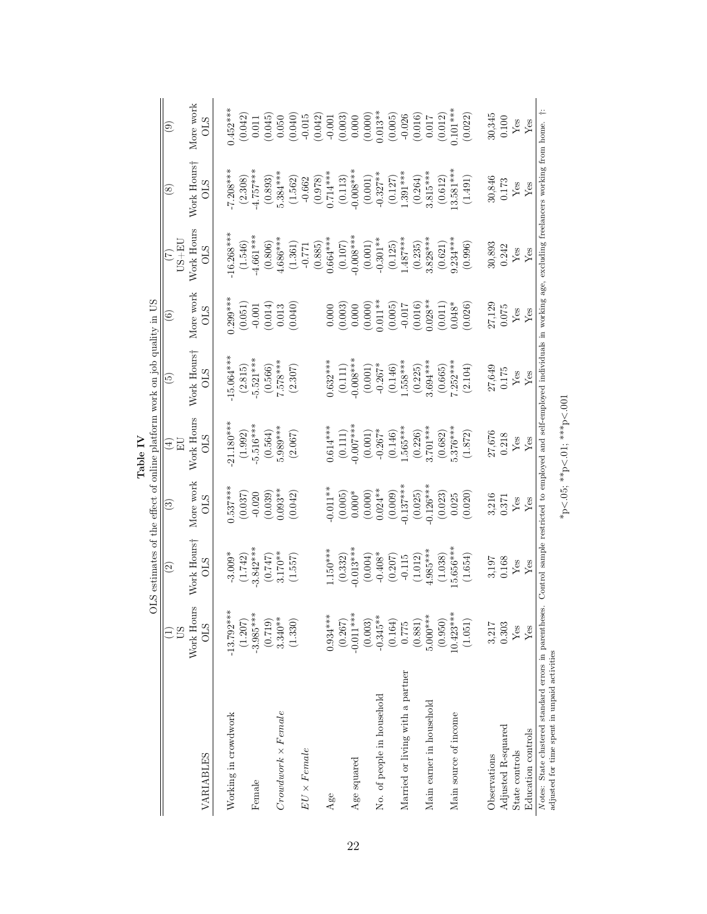**Table IV**

OLS estimates of the effect of online platform work on job quality in US

| VARIABLES | (1) US Work Hours OLS | (2) Work Hours† OLS | (3) More work OLS | (4) EU Work Hours OLS | (5) Work Hours† OLS | (6) More work OLS | (7) US+EU Work Hours OLS | (8) Work Hours† OLS | (9) More work OLS |
|---|---|---|---|---|---|---|---|---|---|
| Working in crowdwork | -13.792*** | -3.009* | 0.537*** | -21.180*** | -15.064*** | 0.299*** | -16.268*** | -7.208*** | 0.452*** |
| | (1.207) | (1.742) | (0.037) | (1.992) | (2.815) | (0.051) | (1.546) | (2.308) | (0.042) |
| Female | -3.985*** | -3.842*** | -0.020 | -5.516*** | -5.521*** | -0.001 | -4.661*** | -4.757*** | 0.011 |
| | (0.719) | (0.747) | (0.039) | (0.564) | (0.566) | (0.014) | (0.806) | (0.893) | (0.045) |
| $Crowdwork \times Female$ | 3.340** | 3.170** | 0.093** | 5.989*** | 7.578*** | 0.013 | 4.686*** | 5.384*** | 0.050 |
| | (1.330) | (1.557) | (0.042) | (2.067) | (2.307) | (0.040) | (1.361) | (1.562) | (0.040) |
| $EU \times Female$ | | | | | | | -0.771 | -0.662 | -0.015 |
| | | | | | | | (0.885) | (0.978) | (0.042) |
| Age | 0.934*** | 1.150*** | -0.011** | 0.614*** | 0.632*** | 0.000 | 0.664*** | 0.714*** | -0.001 |
| | (0.267) | (0.332) | (0.005) | (0.111) | (0.111) | (0.003) | (0.107) | (0.113) | (0.003) |
| Age squared | -0.011*** | -0.013*** | 0.000* | -0.007*** | -0.008*** | 0.000 | -0.008*** | -0.008*** | 0.000 |
| | (0.003) | (0.004) | (0.000) | (0.001) | (0.001) | (0.000) | (0.001) | (0.001) | (0.000) |
| No. of people in household | -0.345** | -0.408* | 0.024** | -0.267* | -0.267* | 0.011** | -0.301** | -0.327** | 0.013** |
| | (0.164) | (0.207) | (0.009) | (0.146) | (0.146) | (0.005) | (0.125) | (0.127) | (0.005) |
| Married or living with a partner | 0.775 | -0.115 | -0.137*** | 1.565*** | 1.558*** | -0.017 | 1.487*** | 1.391*** | -0.026 |
| | (0.881) | (1.012) | (0.025) | (0.226) | (0.225) | (0.016) | (0.235) | (0.264) | (0.016) |
| Main earner in household | 5.000*** | 4.985*** | -0.126*** | 3.701*** | 3.694*** | 0.028** | 3.828*** | 3.815*** | 0.017 |
| | (0.950) | (1.038) | (0.023) | (0.682) | (0.665) | (0.011) | (0.621) | (0.612) | (0.012) |
| Main source of income | 10.423*** | 15.656*** | 0.025 | 5.376*** | 7.252*** | 0.048* | 9.234*** | 13.581*** | 0.101*** |
| | (1.051) | (1.654) | (0.020) | (1.872) | (2.104) | (0.026) | (0.996) | (1.491) | (0.022) |
| Observations | 3,217 | 3,197 | 3,216 | 27,676 | 27,649 | 27,129 | 30,893 | 30,846 | 30,345 |
| Adjusted R-squared | 0.303 | 0.168 | 0.371 | 0.218 | 0.175 | 0.075 | 0.242 | 0.173 | 0.100 |
| State controls | Yes | Yes | Yes | Yes | Yes | Yes | Yes | Yes | Yes |
| Education controls | Yes | Yes | Yes | Yes | Yes | Yes | Yes | Yes | Yes |

*Notes:* State clustered standard errors in parentheses. Control sample restricted to employed and self-employed individuals in working age, excluding freelancers working from home. †: adjusted for time spent in unpaid activities

*p<.05; **p<.01; ***p<.001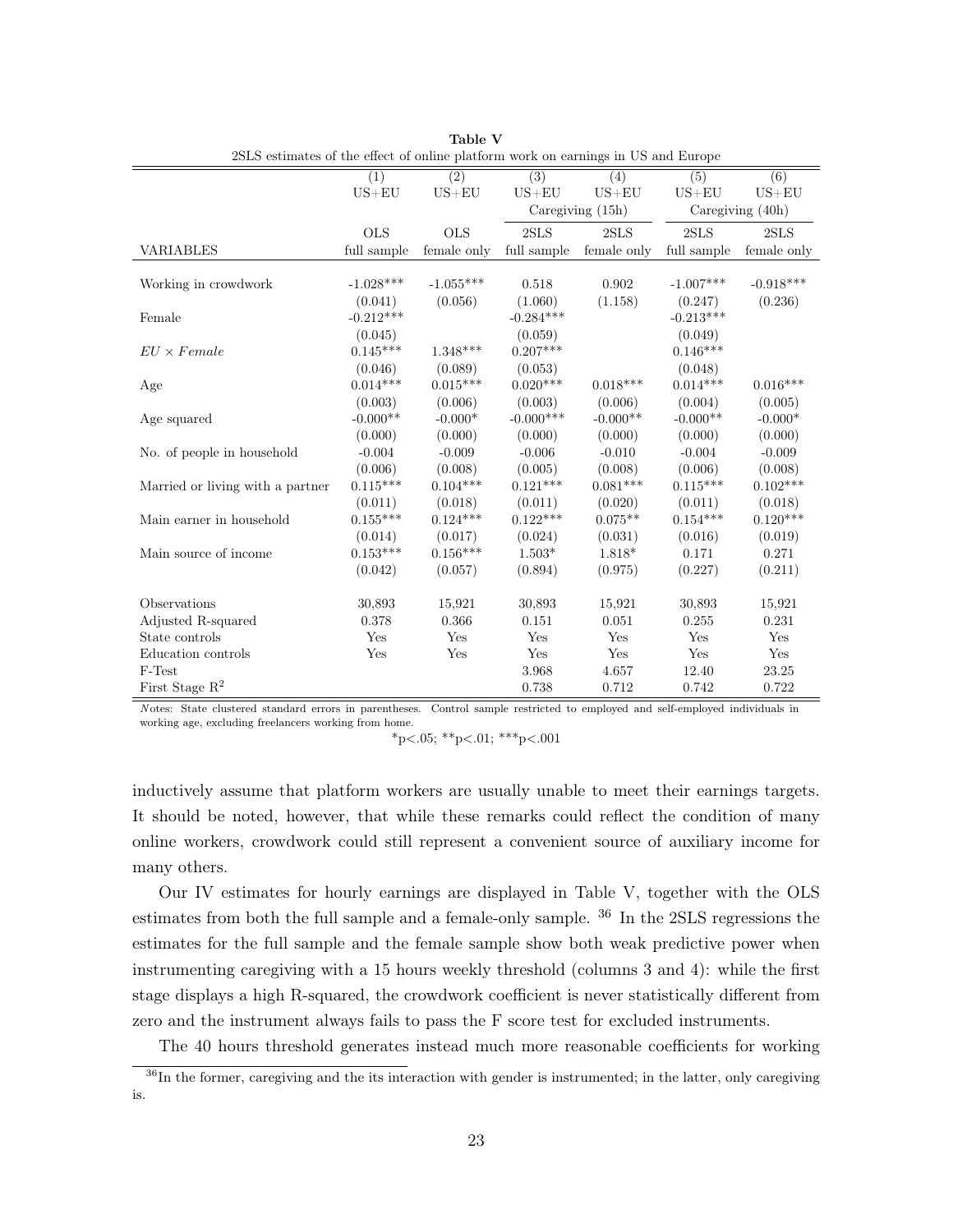**Table V**

2SLS estimates of the effect of online platform work on earnings in US and Europe

| | (1) | (2) | (3) | (4) | (5) | (6) |
|---|---|---|---|---|---|---|
| | US+EU | US+EU | US+EU | US+EU | US+EU | US+EU |
| | | | Caregiving (15h) | | Caregiving (40h) | |
| | OLS | OLS | 2SLS | 2SLS | 2SLS | 2SLS |
| VARIABLES | full sample | female only | full sample | female only | full sample | female only |
| Working in crowdwork | -1.028*** | -1.055*** | 0.518 | 0.902 | -1.007*** | -0.918*** |
| | (0.041) | (0.056) | (1.060) | (1.158) | (0.247) | (0.236) |
| Female | -0.212*** | | -0.284*** | | -0.213*** | |
| | (0.045) | | (0.059) | | (0.049) | |
| $EU \times Female$ | 0.145*** | 1.348*** | 0.207*** | | 0.146*** | |
| | (0.046) | (0.089) | (0.053) | | (0.048) | |
| Age | 0.014*** | 0.015*** | 0.020*** | 0.018*** | 0.014*** | 0.016*** |
| | (0.003) | (0.006) | (0.003) | (0.006) | (0.004) | (0.005) |
| Age squared | -0.000** | -0.000* | -0.000*** | -0.000** | -0.000** | -0.000* |
| | (0.000) | (0.000) | (0.000) | (0.000) | (0.000) | (0.000) |
| No. of people in household | -0.004 | -0.009 | -0.006 | -0.010 | -0.004 | -0.009 |
| | (0.006) | (0.008) | (0.005) | (0.008) | (0.006) | (0.008) |
| Married or living with a partner | 0.115*** | 0.104*** | 0.121*** | 0.081*** | 0.115*** | 0.102*** |
| | (0.011) | (0.018) | (0.011) | (0.020) | (0.011) | (0.018) |
| Main earner in household | 0.155*** | 0.124*** | 0.122*** | 0.075** | 0.154*** | 0.120*** |
| | (0.014) | (0.017) | (0.024) | (0.031) | (0.016) | (0.019) |
| Main source of income | 0.153*** | 0.156*** | 1.503* | 1.818* | 0.171 | 0.271 |
| | (0.042) | (0.057) | (0.894) | (0.975) | (0.227) | (0.211) |
| Observations | 30,893 | 15,921 | 30,893 | 15,921 | 30,893 | 15,921 |
| Adjusted R-squared | 0.378 | 0.366 | 0.151 | 0.051 | 0.255 | 0.231 |
| State controls | Yes | Yes | Yes | Yes | Yes | Yes |
| Education controls | Yes | Yes | Yes | Yes | Yes | Yes |
| F-Test | | | 3.968 | 4.657 | 12.40 | 23.25 |
| First Stage $R^2$ | | | 0.738 | 0.712 | 0.742 | 0.722 |

*N*otes: State clustered standard errors in parentheses. Control sample restricted to employed and self-employed individuals in working age, excluding freelancers working from home.

*p<.05; **p<.01; ***p<.001

inductively assume that platform workers are usually unable to meet their earnings targets. It should be noted, however, that while these remarks could reflect the condition of many online workers, crowdwork could still represent a convenient source of auxiliary income for many others.

Our IV estimates for hourly earnings are displayed in Table V, together with the OLS estimates from both the full sample and a female-only sample. [36] In the 2SLS regressions the estimates for the full sample and the female sample show both weak predictive power when instrumenting caregiving with a 15 hours weekly threshold (columns 3 and 4): while the first stage displays a high R-squared, the crowdwork coefficient is never statistically different from zero and the instrument always fails to pass the F score test for excluded instruments.

The 40 hours threshold generates instead much more reasonable coefficients for working

[36] In the former, caregiving and the its interaction with gender is instrumented; in the latter, only caregiving is.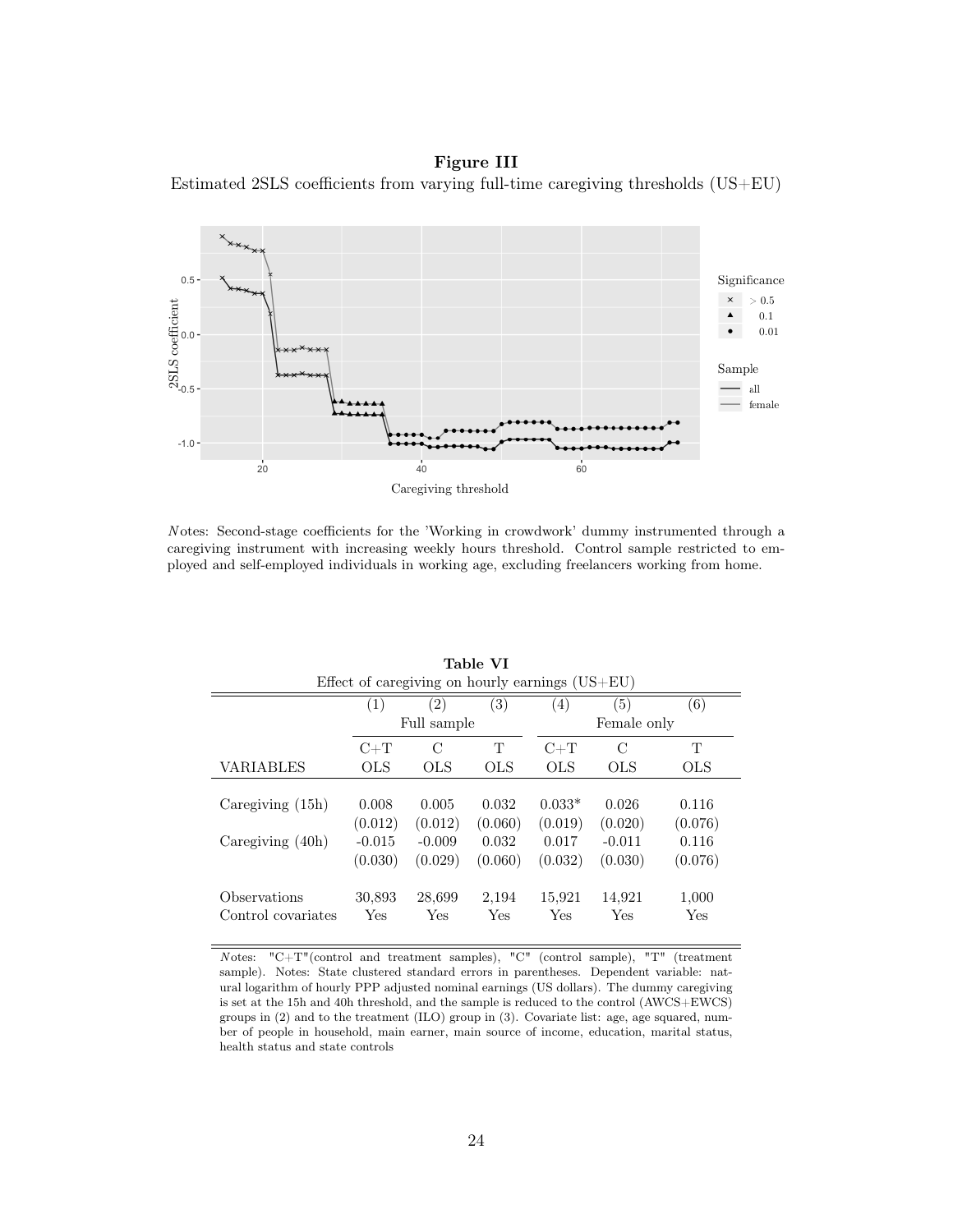**Figure III**

Estimated 2SLS coefficients from varying full-time caregiving thresholds (US+EU)

*Notes*: Second-stage coefficients for the 'Working in crowdwork' dummy instrumented through a caregiving instrument with increasing weekly hours threshold. Control sample restricted to employed and self-employed individuals in working age, excluding freelancers working from home.

**Table VI**

Effect of caregiving on hourly earnings (US+EU)

| | (1) | (2) | (3) | (4) | (5) | (6) |
|---|---|---|---|---|---|---|
| | Full sample | | | Female only | | |
| | C+T | C | T | C+T | C | T |
| VARIABLES | OLS | OLS | OLS | OLS | OLS | OLS |
| Caregiving (15h) | 0.008 | 0.005 | 0.032 | 0.033* | 0.026 | 0.116 |
| | (0.012) | (0.012) | (0.060) | (0.019) | (0.020) | (0.076) |
| Caregiving (40h) | -0.015 | -0.009 | 0.032 | 0.017 | -0.011 | 0.116 |
| | (0.030) | (0.029) | (0.060) | (0.032) | (0.030) | (0.076) |
| Observations | 30,893 | 28,699 | 2,194 | 15,921 | 14,921 | 1,000 |
| Control covariates | Yes | Yes | Yes | Yes | Yes | Yes |

*Notes*: "C+T"(control and treatment samples), "C" (control sample), "T" (treatment sample). Notes: State clustered standard errors in parentheses. Dependent variable: natural logarithm of hourly PPP adjusted nominal earnings (US dollars). The dummy caregiving is set at the 15h and 40h threshold, and the sample is reduced to the control (AWCS+EWCS) groups in (2) and to the treatment (ILO) group in (3). Covariate list: age, age squared, number of people in household, main earner, main source of income, education, marital status, health status and state controls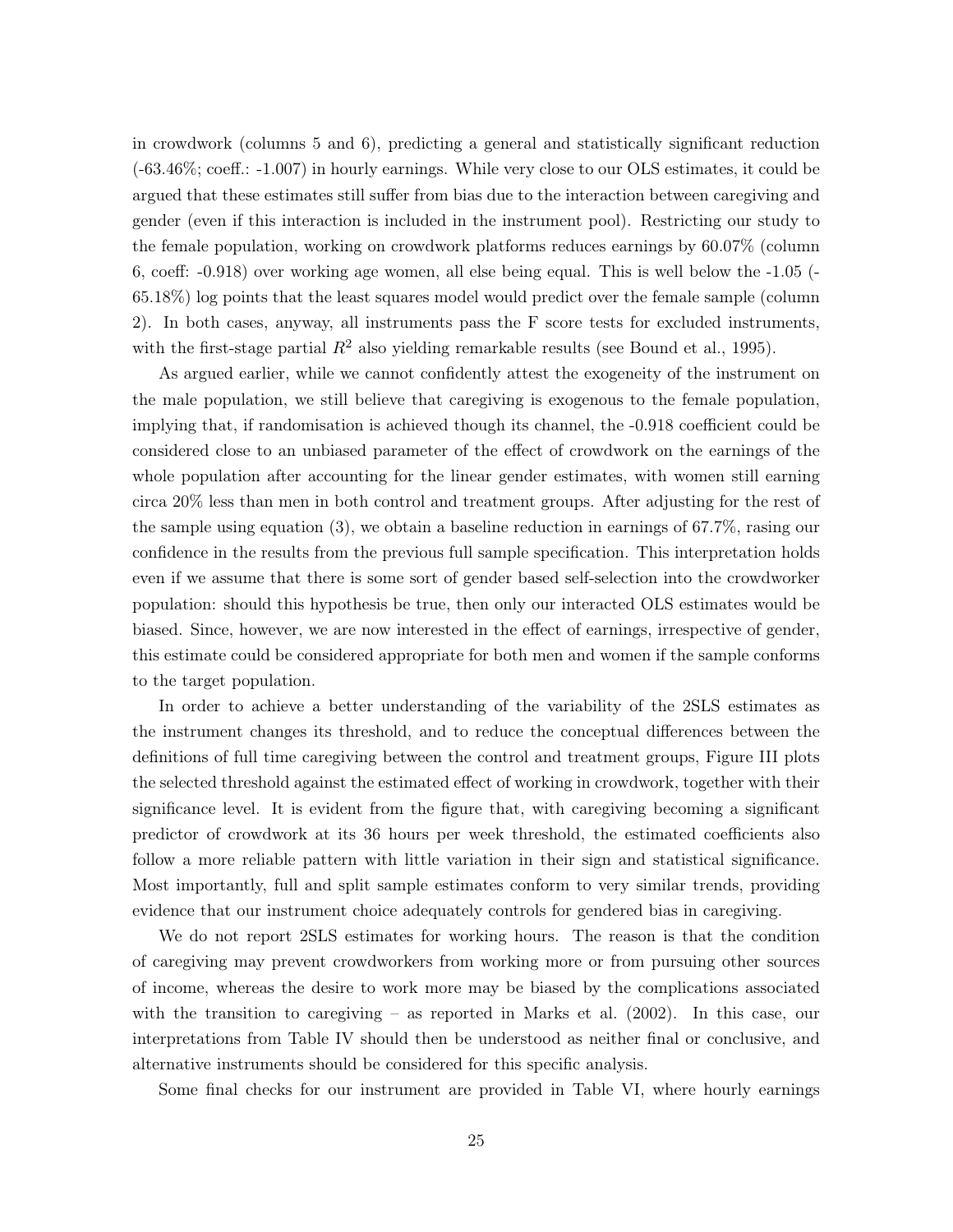in crowdwork (columns 5 and 6), predicting a general and statistically significant reduction (-63.46%; coeff.: -1.007) in hourly earnings. While very close to our OLS estimates, it could be argued that these estimates still suffer from bias due to the interaction between caregiving and gender (even if this interaction is included in the instrument pool). Restricting our study to the female population, working on crowdwork platforms reduces earnings by 60.07% (column 6, coeff: -0.918) over working age women, all else being equal. This is well below the -1.05 (-65.18%) log points that the least squares model would predict over the female sample (column 2). In both cases, anyway, all instruments pass the F score tests for excluded instruments, with the first-stage partial $R^2$ also yielding remarkable results (see Bound et al., 1995).

As argued earlier, while we cannot confidently attest the exogeneity of the instrument on the male population, we still believe that caregiving is exogenous to the female population, implying that, if randomisation is achieved though its channel, the -0.918 coefficient could be considered close to an unbiased parameter of the effect of crowdwork on the earnings of the whole population after accounting for the linear gender estimates, with women still earning circa 20% less than men in both control and treatment groups. After adjusting for the rest of the sample using equation (3), we obtain a baseline reduction in earnings of 67.7%, rasing our confidence in the results from the previous full sample specification. This interpretation holds even if we assume that there is some sort of gender based self-selection into the crowdworker population: should this hypothesis be true, then only our interacted OLS estimates would be biased. Since, however, we are now interested in the effect of earnings, irrespective of gender, this estimate could be considered appropriate for both men and women if the sample conforms to the target population.

In order to achieve a better understanding of the variability of the 2SLS estimates as the instrument changes its threshold, and to reduce the conceptual differences between the definitions of full time caregiving between the control and treatment groups, Figure III plots the selected threshold against the estimated effect of working in crowdwork, together with their significance level. It is evident from the figure that, with caregiving becoming a significant predictor of crowdwork at its 36 hours per week threshold, the estimated coefficients also follow a more reliable pattern with little variation in their sign and statistical significance. Most importantly, full and split sample estimates conform to very similar trends, providing evidence that our instrument choice adequately controls for gendered bias in caregiving.

We do not report 2SLS estimates for working hours. The reason is that the condition of caregiving may prevent crowdworkers from working more or from pursuing other sources of income, whereas the desire to work more may be biased by the complications associated with the transition to caregiving – as reported in Marks et al. (2002). In this case, our interpretations from Table IV should then be understood as neither final or conclusive, and alternative instruments should be considered for this specific analysis.

Some final checks for our instrument are provided in Table VI, where hourly earnings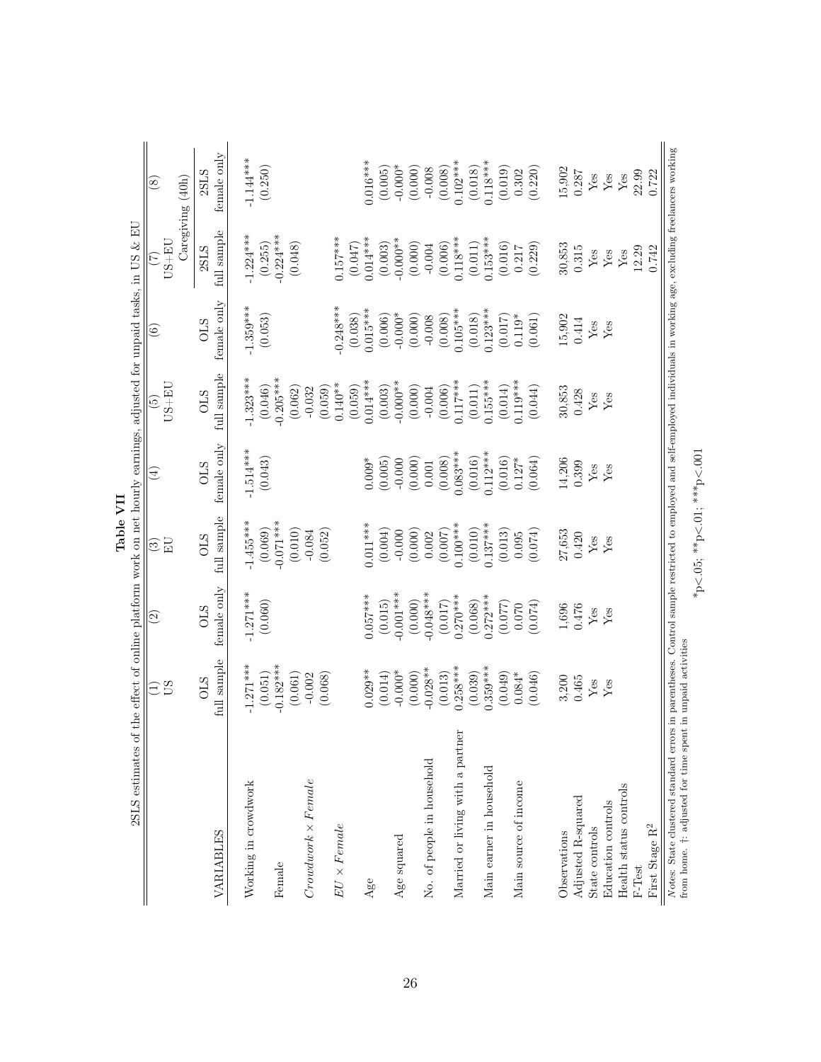**Table VII**

2SLS estimates of the effect of online platform work on net hourly earnings, adjusted for unpaid tasks, in US & EU

| | (1) | (2) | (3) | (4) | (5) | (6) | (7) | (8) |
|---|---|---|---|---|---|---|---|---|
| | US | | EU | | US+EU | | US+EU | |
| | | | | | | | Caregiving (40h) | |
| VARIABLES | OLS full sample | OLS female only | OLS full sample | OLS female only | OLS full sample | OLS female only | 2SLS full sample | 2SLS female only |
| Working in crowdwork | -1.271*** | -1.271*** | -1.455*** | -1.514*** | -1.323*** | -1.359*** | -1.224*** | -1.144*** |
| | (0.051) | (0.060) | (0.069) | (0.043) | (0.046) | (0.053) | (0.255) | (0.250) |
| Female | -0.182*** | | -0.071*** | | -0.205*** | | -0.224*** | |
| | (0.061) | | (0.010) | | (0.062) | | (0.048) | |
| $Crowdwork \times Female$ | -0.002 | | -0.084 | | -0.032 | | | |
| | (0.068) | | (0.052) | | (0.059) | | | |
| $EU \times Female$ | | | | | 0.140** | -0.248*** | 0.157*** | |
| | | | | | (0.059) | (0.038) | (0.047) | |
| Age | 0.029** | 0.057*** | 0.011*** | 0.009* | 0.014*** | 0.015*** | 0.014*** | 0.016*** |
| | (0.014) | (0.015) | (0.004) | (0.005) | (0.003) | (0.006) | (0.003) | (0.005) |
| Age squared | -0.000* | -0.001*** | -0.000 | -0.000 | -0.000** | -0.000* | -0.000** | -0.000* |
| | (0.000) | (0.000) | (0.000) | (0.000) | (0.000) | (0.000) | (0.000) | (0.000) |
| No. of people in household | -0.028** | -0.048*** | 0.002 | 0.001 | -0.004 | -0.008 | -0.004 | -0.008 |
| | (0.013) | (0.017) | (0.007) | (0.008) | (0.006) | (0.008) | (0.006) | (0.008) |
| Married or living with a partner | 0.258*** | 0.270*** | 0.100*** | 0.083*** | 0.117*** | 0.105*** | 0.118*** | 0.102*** |
| | (0.039) | (0.068) | (0.010) | (0.016) | (0.011) | (0.018) | (0.011) | (0.018) |
| Main earner in household | 0.359*** | 0.272*** | 0.137*** | 0.112*** | 0.155*** | 0.123*** | 0.153*** | 0.118*** |
| | (0.049) | (0.077) | (0.013) | (0.016) | (0.014) | (0.017) | (0.016) | (0.019) |
| Main source of income | 0.084* | 0.070 | 0.095 | 0.127* | 0.119*** | 0.119* | 0.217 | 0.302 |
| | (0.046) | (0.074) | (0.074) | (0.064) | (0.044) | (0.061) | (0.229) | (0.220) |
| Observations | 3,200 | 1,696 | 27,653 | 14,206 | 30,853 | 15,902 | 30,853 | 15,902 |
| Adjusted R-squared | 0.465 | 0.476 | 0.420 | 0.399 | 0.428 | 0.414 | 0.315 | 0.287 |
| State controls | Yes | Yes | Yes | Yes | Yes | Yes | Yes | Yes |
| Education controls | Yes | Yes | Yes | Yes | Yes | Yes | Yes | Yes |
| Health status controls | | | | | | | Yes | Yes |
| F-Test | | | | | | | 12.29 | 22.99 |
| First Stage $R^2$ | | | | | | | 0.742 | 0.722 |

*Notes:* State clustered standard errors in parentheses. Control sample restricted to employed and self-employed individuals in working age, excluding freelancers working from home. †: adjusted for time spent in unpaid activities

*p<.05; **p<.01; ***p<.001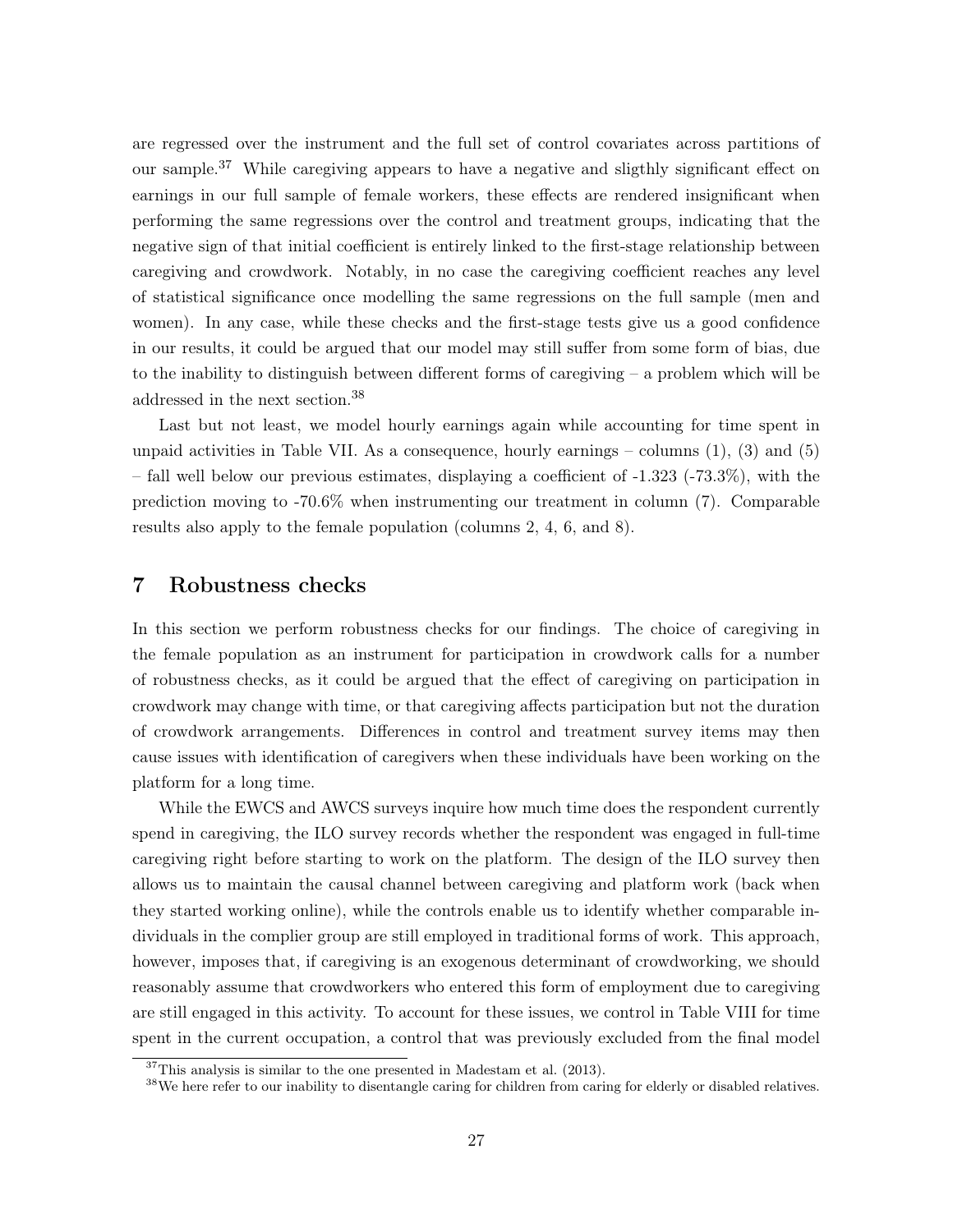are regressed over the instrument and the full set of control covariates across partitions of our sample.[37] While caregiving appears to have a negative and sligthly significant effect on earnings in our full sample of female workers, these effects are rendered insignificant when performing the same regressions over the control and treatment groups, indicating that the negative sign of that initial coefficient is entirely linked to the first-stage relationship between caregiving and crowdwork. Notably, in no case the caregiving coefficient reaches any level of statistical significance once modelling the same regressions on the full sample (men and women). In any case, while these checks and the first-stage tests give us a good confidence in our results, it could be argued that our model may still suffer from some form of bias, due to the inability to distinguish between different forms of caregiving – a problem which will be addressed in the next section.[38]

Last but not least, we model hourly earnings again while accounting for time spent in unpaid activities in Table VII. As a consequence, hourly earnings – columns (1), (3) and (5) – fall well below our previous estimates, displaying a coefficient of -1.323 (-73.3%), with the prediction moving to -70.6% when instrumenting our treatment in column (7). Comparable results also apply to the female population (columns 2, 4, 6, and 8).

## 7 Robustness checks

In this section we perform robustness checks for our findings. The choice of caregiving in the female population as an instrument for participation in crowdwork calls for a number of robustness checks, as it could be argued that the effect of caregiving on participation in crowdwork may change with time, or that caregiving affects participation but not the duration of crowdwork arrangements. Differences in control and treatment survey items may then cause issues with identification of caregivers when these individuals have been working on the platform for a long time.

While the EWCS and AWCS surveys inquire how much time does the respondent currently spend in caregiving, the ILO survey records whether the respondent was engaged in full-time caregiving right before starting to work on the platform. The design of the ILO survey then allows us to maintain the causal channel between caregiving and platform work (back when they started working online), while the controls enable us to identify whether comparable individuals in the complier group are still employed in traditional forms of work. This approach, however, imposes that, if caregiving is an exogenous determinant of crowdworking, we should reasonably assume that crowdworkers who entered this form of employment due to caregiving are still engaged in this activity. To account for these issues, we control in Table VIII for time spent in the current occupation, a control that was previously excluded from the final model

[37] This analysis is similar to the one presented in Madestam et al. (2013).

[38] We here refer to our inability to disentangle caring for children from caring for elderly or disabled relatives.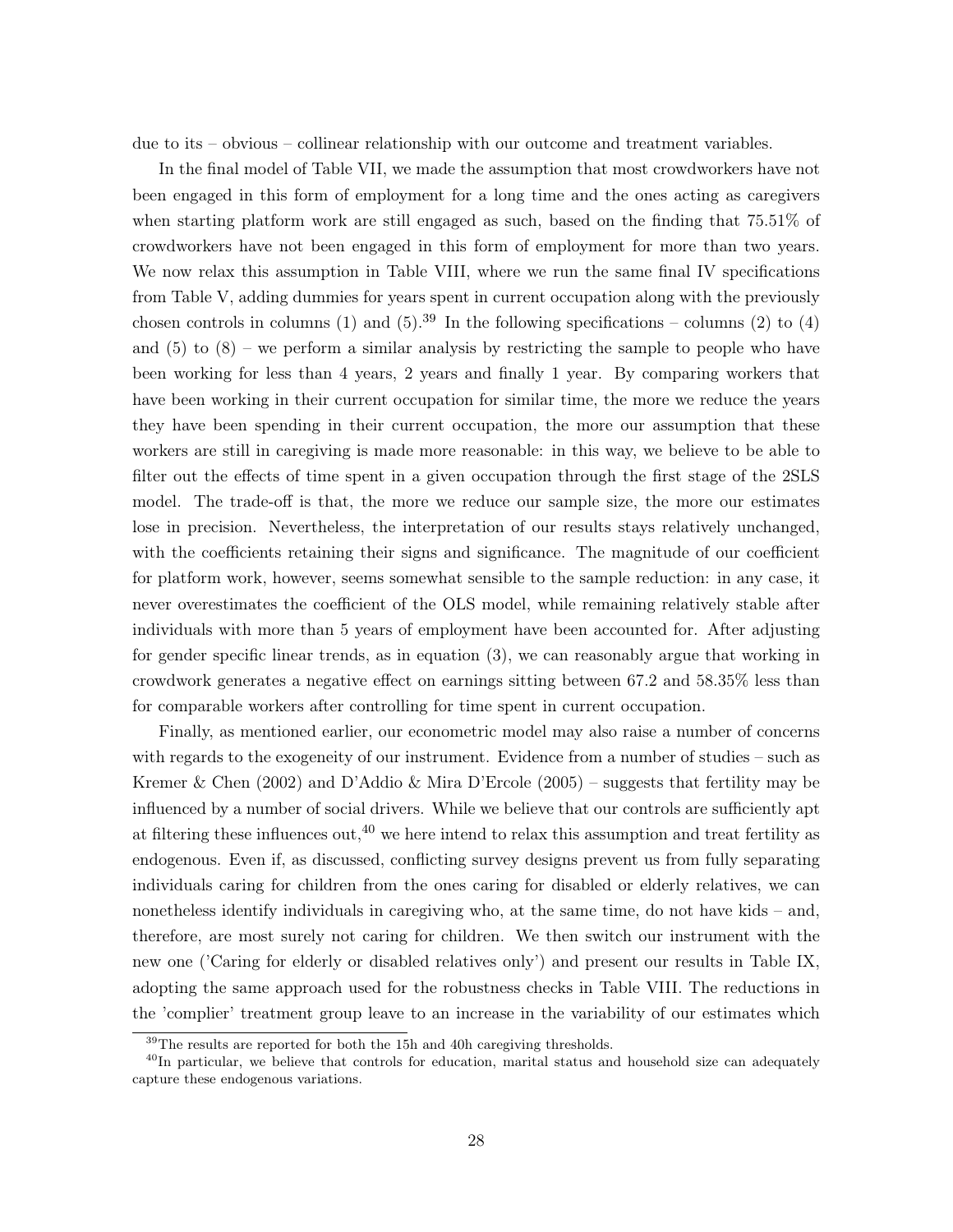due to its – obvious – collinear relationship with our outcome and treatment variables.

In the final model of Table VII, we made the assumption that most crowdworkers have not been engaged in this form of employment for a long time and the ones acting as caregivers when starting platform work are still engaged as such, based on the finding that 75.51% of crowdworkers have not been engaged in this form of employment for more than two years. We now relax this assumption in Table VIII, where we run the same final IV specifications from Table V, adding dummies for years spent in current occupation along with the previously chosen controls in columns (1) and (5).[39] In the following specifications – columns (2) to (4) and (5) to (8) – we perform a similar analysis by restricting the sample to people who have been working for less than 4 years, 2 years and finally 1 year. By comparing workers that have been working in their current occupation for similar time, the more we reduce the years they have been spending in their current occupation, the more our assumption that these workers are still in caregiving is made more reasonable: in this way, we believe to be able to filter out the effects of time spent in a given occupation through the first stage of the 2SLS model. The trade-off is that, the more we reduce our sample size, the more our estimates lose in precision. Nevertheless, the interpretation of our results stays relatively unchanged, with the coefficients retaining their signs and significance. The magnitude of our coefficient for platform work, however, seems somewhat sensible to the sample reduction: in any case, it never overestimates the coefficient of the OLS model, while remaining relatively stable after individuals with more than 5 years of employment have been accounted for. After adjusting for gender specific linear trends, as in equation (3), we can reasonably argue that working in crowdwork generates a negative effect on earnings sitting between 67.2 and 58.35% less than for comparable workers after controlling for time spent in current occupation.

Finally, as mentioned earlier, our econometric model may also raise a number of concerns with regards to the exogeneity of our instrument. Evidence from a number of studies – such as Kremer & Chen (2002) and D'Addio & Mira D'Ercole (2005) – suggests that fertility may be influenced by a number of social drivers. While we believe that our controls are sufficiently apt at filtering these influences out,[40] we here intend to relax this assumption and treat fertility as endogenous. Even if, as discussed, conflicting survey designs prevent us from fully separating individuals caring for children from the ones caring for disabled or elderly relatives, we can nonetheless identify individuals in caregiving who, at the same time, do not have kids – and, therefore, are most surely not caring for children. We then switch our instrument with the new one ('Caring for elderly or disabled relatives only') and present our results in Table IX, adopting the same approach used for the robustness checks in Table VIII. The reductions in the 'complier' treatment group leave to an increase in the variability of our estimates which

[39] The results are reported for both the 15h and 40h caregiving thresholds.

[40] In particular, we believe that controls for education, marital status and household size can adequately capture these endogenous variations.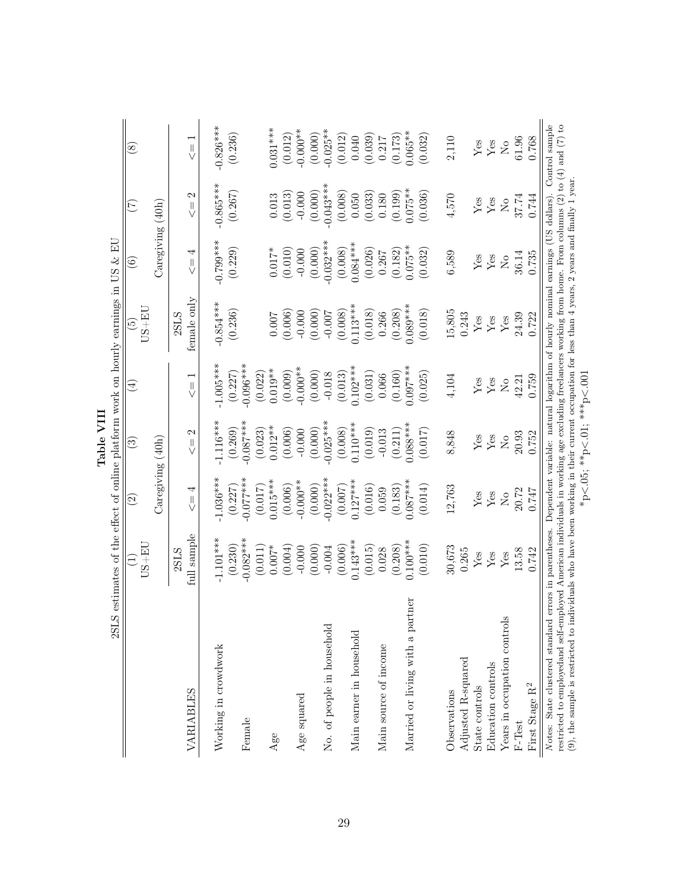**Table VIII**

2SLS estimates of the effect of online platform work on hourly earnings in US & EU

| | (1) | (2) | (3) | (4) | (5) | (6) | (7) | (8) |
|---|---|---|---|---|---|---|---|---|
| | US+EU | | | | US+EU | | | |
| | | Caregiving (40h) | | | | Caregiving (40h) | | |
| | 2SLS | | | | 2SLS | | | |
| VARIABLES | full sample | <= 4 | <= 2 | <= 1 | female only | <= 4 | <= 2 | <= 1 |
| Working in crowdwork | -1.101*** | -1.036*** | -1.116*** | -1.005*** | -0.854*** | -0.799*** | -0.865*** | -0.826*** |
| | (0.230) | (0.227) | (0.269) | (0.227) | (0.236) | (0.229) | (0.267) | (0.236) |
| Female | -0.082*** | -0.077*** | -0.087*** | -0.096*** | | | | |
| | (0.011) | (0.017) | (0.023) | (0.022) | | | | |
| Age | 0.007* | 0.015*** | 0.012** | 0.019** | 0.007 | 0.017* | 0.013 | 0.031*** |
| | (0.004) | (0.006) | (0.006) | (0.009) | (0.006) | (0.010) | (0.013) | (0.012) |
| Age squared | -0.000 | -0.000** | -0.000 | -0.000** | -0.000 | -0.000 | -0.000 | -0.000** |
| | (0.000) | (0.000) | (0.000) | (0.000) | (0.000) | (0.000) | (0.000) | (0.000) |
| No. of people in household | -0.004 | -0.022*** | -0.025*** | -0.018 | -0.007 | -0.032*** | -0.043*** | -0.025** |
| | (0.006) | (0.007) | (0.008) | (0.013) | (0.008) | (0.008) | (0.008) | (0.012) |
| Main earner in household | 0.143*** | 0.127*** | 0.110*** | 0.102*** | 0.113*** | 0.084*** | 0.050 | 0.040 |
| | (0.015) | (0.016) | (0.019) | (0.031) | (0.018) | (0.026) | (0.033) | (0.039) |
| Main source of income | 0.028 | 0.059 | -0.013 | 0.066 | 0.266 | 0.267 | 0.180 | 0.217 |
| | (0.208) | (0.183) | (0.211) | (0.160) | (0.208) | (0.182) | (0.199) | (0.173) |
| Married or living with a partner | 0.100*** | 0.087*** | 0.088*** | 0.097*** | 0.080*** | 0.075** | 0.075** | 0.065** |
| | (0.010) | (0.014) | (0.017) | (0.025) | (0.018) | (0.032) | (0.036) | (0.032) |
| Observations | 30,673 | 12,763 | 8,848 | 4,104 | 15,805 | 6,589 | 4,570 | 2,110 |
| Adjusted R-squared | 0.265 | | | | 0.243 | | | |
| State controls | Yes | Yes | Yes | Yes | Yes | Yes | Yes | Yes |
| Education controls | Yes | Yes | Yes | Yes | Yes | Yes | Yes | Yes |
| Years in occupation controls | Yes | No | No | No | Yes | No | No | No |
| F-Test | 13.58 | 20.72 | 20.93 | 42.21 | 24.39 | 36.14 | 37.74 | 61.96 |
| First Stage $R^2$ | 0.742 | 0.747 | 0.752 | 0.759 | 0.722 | 0.735 | 0.744 | 0.768 |

*Notes:* State clustered standard errors in parentheses. Dependent variable: natural logarithm of hourly nominal earnings (US dollars). Control sample restricted to employed and self-employed American individuals in working age excluding freelancers working from home. From columns (2) to (4) and (7) to (9), the sample is restricted to individuals who have been working in their current occupation for less than 4 years, 2 years and finally 1 year.

*p<.05; **p<.01; ***p<.001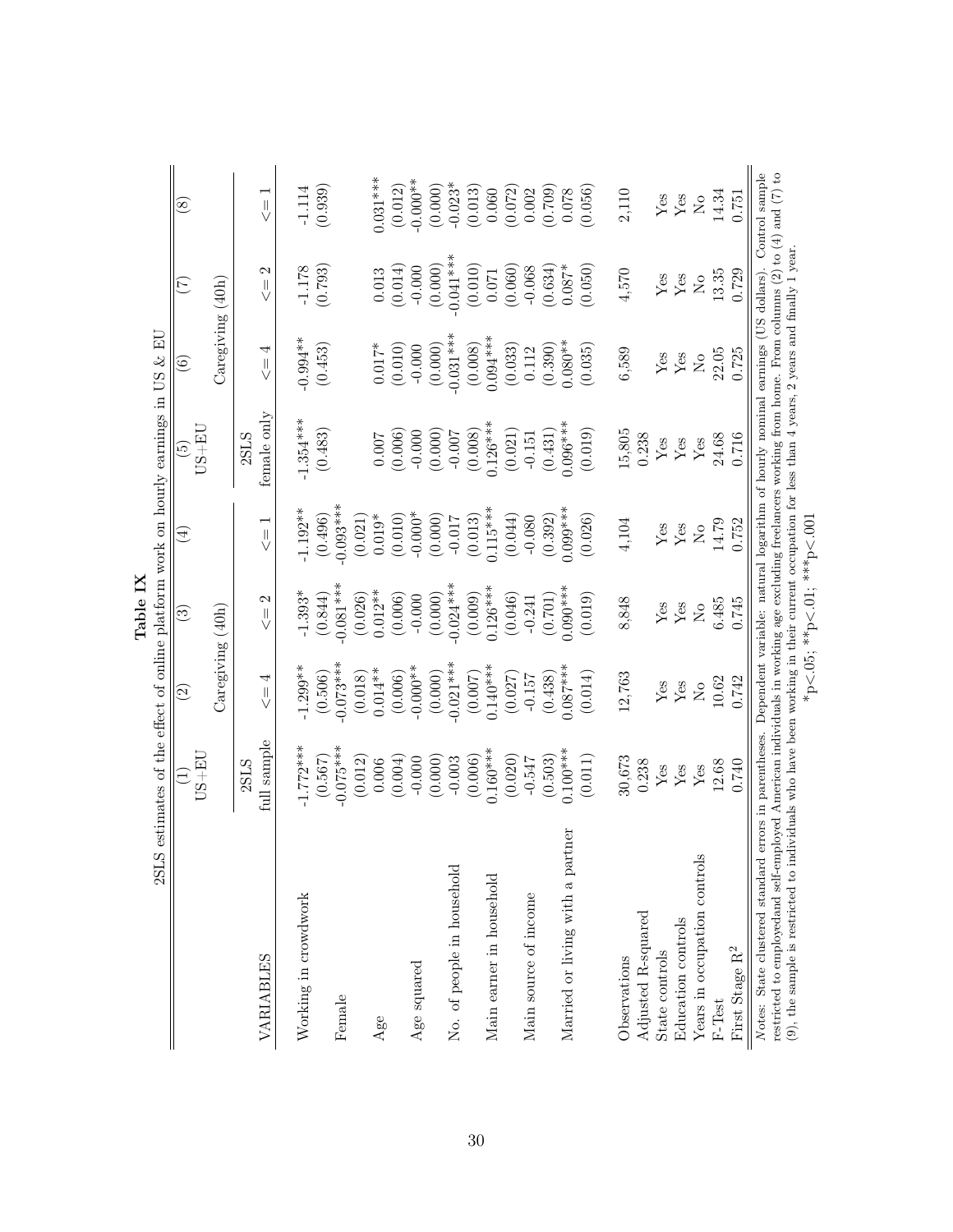**Table IX**

2SLS estimates of the effect of online platform work on hourly earnings in US & EU

| | (1) | (2) | (3) | (4) | (5) | (6) | (7) | (8) |
|---|---|---|---|---|---|---|---|---|
| | US+EU | | | | US+EU | | | |
| | | Caregiving (40h) | | | | Caregiving (40h) | | |
| | 2SLS | | | | 2SLS | | | |
| VARIABLES | full sample | <= 4 | <= 2 | <= 1 | female only | <= 4 | <= 2 | <= 1 |
| Working in crowdwork | -1.772*** | -1.299** | -1.393* | -1.192** | -1.354*** | -0.994** | -1.178 | -1.114 |
| | (0.567) | (0.506) | (0.844) | (0.496) | (0.483) | (0.453) | (0.793) | (0.939) |
| Female | -0.075*** | -0.073*** | -0.081*** | -0.093*** | | | | |
| | (0.012) | (0.018) | (0.026) | (0.021) | | | | |
| Age | 0.006 | 0.014** | 0.012** | 0.019* | 0.007 | 0.017* | 0.013 | 0.031*** |
| | (0.004) | (0.006) | (0.006) | (0.010) | (0.006) | (0.010) | (0.014) | (0.012) |
| Age squared | -0.000 | -0.000** | -0.000 | -0.000* | -0.000 | -0.000 | -0.000 | -0.000** |
| | (0.000) | (0.000) | (0.000) | (0.000) | (0.000) | (0.000) | (0.000) | (0.000) |
| No. of people in household | -0.003 | -0.021*** | -0.024*** | -0.017 | -0.007 | -0.031*** | -0.041*** | -0.023* |
| | (0.006) | (0.007) | (0.009) | (0.013) | (0.008) | (0.008) | (0.010) | (0.013) |
| Main earner in household | 0.160*** | 0.140*** | 0.126*** | 0.115*** | 0.126*** | 0.094*** | 0.071 | 0.060 |
| | (0.020) | (0.027) | (0.046) | (0.044) | (0.021) | (0.033) | (0.060) | (0.072) |
| Main source of income | -0.547 | -0.157 | -0.241 | -0.080 | -0.151 | 0.112 | -0.068 | 0.002 |
| | (0.503) | (0.438) | (0.701) | (0.392) | (0.431) | (0.390) | (0.634) | (0.709) |
| Married or living with a partner | 0.100*** | 0.087*** | 0.090*** | 0.099*** | 0.096*** | 0.080** | 0.087* | 0.078 |
| | (0.011) | (0.014) | (0.019) | (0.026) | (0.019) | (0.035) | (0.050) | (0.056) |
| Observations | 30,673 | 12,763 | 8,848 | 4,104 | 15,805 | 6,589 | 4,570 | 2,110 |
| Adjusted R-squared | 0.238 | | | | 0.238 | | | |
| State controls | Yes | Yes | Yes | Yes | Yes | Yes | Yes | Yes |
| Education controls | Yes | Yes | Yes | Yes | Yes | Yes | Yes | Yes |
| Years in occupation controls | Yes | No | No | No | Yes | No | No | No |
| F-Test | 12.68 | 10.62 | 6.485 | 14.79 | 24.68 | 22.05 | 13.35 | 14.34 |
| First Stage $R^2$ | 0.740 | 0.742 | 0.745 | 0.752 | 0.716 | 0.725 | 0.729 | 0.751 |

*Notes:* State clustered standard errors in parentheses. Dependent variable: natural logarithm of hourly nominal earnings (US dollars). Control sample restricted to employed and self-employed American individuals in working age excluding freelancers working from home. From columns (2) to (4) and (7) to (9), the sample is restricted to individuals who have been working in their current occupation for less than 4 years, 2 years and finally 1 year.

*p<.05; **p<.01; ***p<.001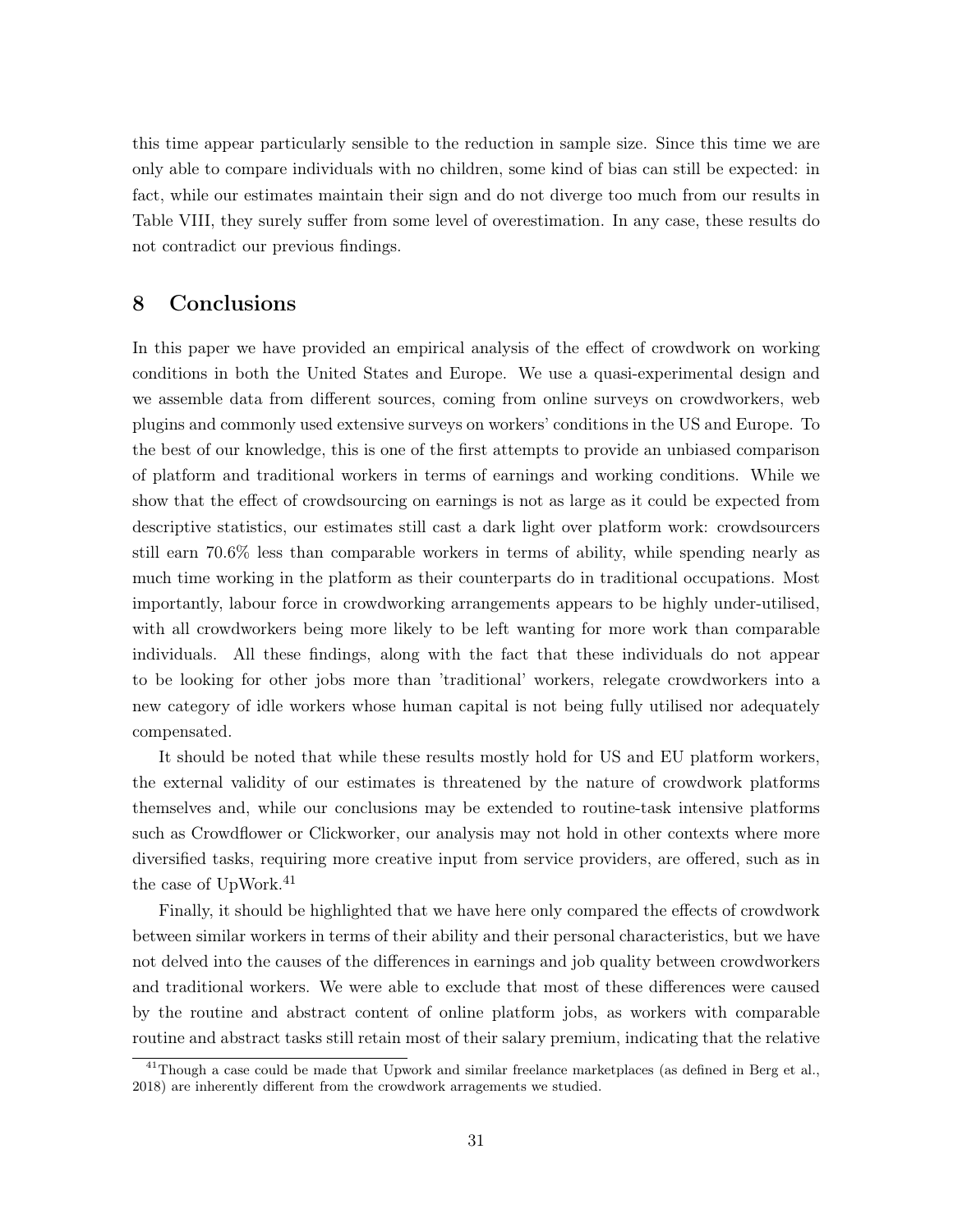this time appear particularly sensible to the reduction in sample size. Since this time we are only able to compare individuals with no children, some kind of bias can still be expected: in fact, while our estimates maintain their sign and do not diverge too much from our results in Table VIII, they surely suffer from some level of overestimation. In any case, these results do not contradict our previous findings.

## 8 Conclusions

In this paper we have provided an empirical analysis of the effect of crowdwork on working conditions in both the United States and Europe. We use a quasi-experimental design and we assemble data from different sources, coming from online surveys on crowdworkers, web plugins and commonly used extensive surveys on workers' conditions in the US and Europe. To the best of our knowledge, this is one of the first attempts to provide an unbiased comparison of platform and traditional workers in terms of earnings and working conditions. While we show that the effect of crowdsourcing on earnings is not as large as it could be expected from descriptive statistics, our estimates still cast a dark light over platform work: crowdsourcers still earn 70.6% less than comparable workers in terms of ability, while spending nearly as much time working in the platform as their counterparts do in traditional occupations. Most importantly, labour force in crowdworking arrangements appears to be highly under-utilised, with all crowdworkers being more likely to be left wanting for more work than comparable individuals. All these findings, along with the fact that these individuals do not appear to be looking for other jobs more than 'traditional' workers, relegate crowdworkers into a new category of idle workers whose human capital is not being fully utilised nor adequately compensated.

It should be noted that while these results mostly hold for US and EU platform workers, the external validity of our estimates is threatened by the nature of crowdwork platforms themselves and, while our conclusions may be extended to routine-task intensive platforms such as Crowdflower or Clickworker, our analysis may not hold in other contexts where more diversified tasks, requiring more creative input from service providers, are offered, such as in the case of UpWork.[41]

Finally, it should be highlighted that we have here only compared the effects of crowdwork between similar workers in terms of their ability and their personal characteristics, but we have not delved into the causes of the differences in earnings and job quality between crowdworkers and traditional workers. We were able to exclude that most of these differences were caused by the routine and abstract content of online platform jobs, as workers with comparable routine and abstract tasks still retain most of their salary premium, indicating that the relative

[41] Though a case could be made that Upwork and similar freelance marketplaces (as defined in Berg et al., 2018) are inherently different from the crowdwork arragements we studied.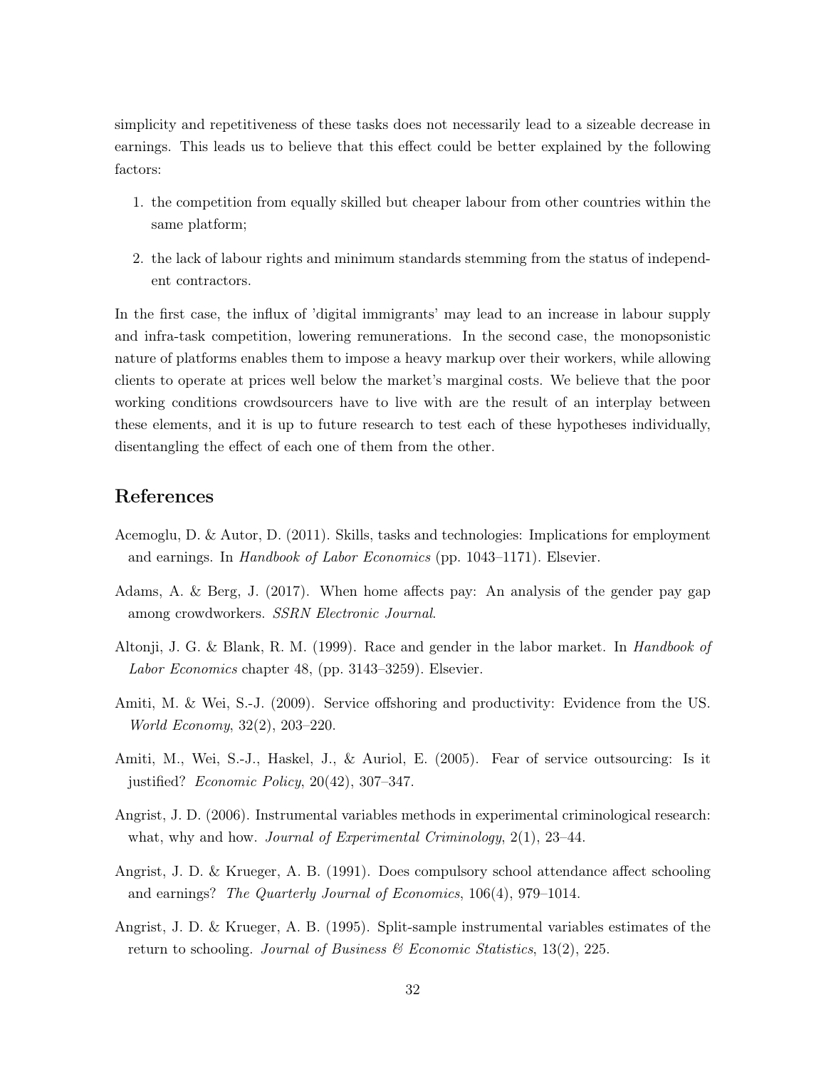simplicity and repetitiveness of these tasks does not necessarily lead to a sizeable decrease in earnings. This leads us to believe that this effect could be better explained by the following factors:

1. the competition from equally skilled but cheaper labour from other countries within the same platform;
2. the lack of labour rights and minimum standards stemming from the status of independent contractors.

In the first case, the influx of 'digital immigrants' may lead to an increase in labour supply and infra-task competition, lowering remunerations. In the second case, the monopsonistic nature of platforms enables them to impose a heavy markup over their workers, while allowing clients to operate at prices well below the market's marginal costs. We believe that the poor working conditions crowdsourcers have to live with are the result of an interplay between these elements, and it is up to future research to test each of these hypotheses individually, disentangling the effect of each one of them from the other.

## References

Acemoglu, D. & Autor, D. (2011). Skills, tasks and technologies: Implications for employment and earnings. In *Handbook of Labor Economics* (pp. 1043–1171). Elsevier.

Adams, A. & Berg, J. (2017). When home affects pay: An analysis of the gender pay gap among crowdworkers. *SSRN Electronic Journal*.

Altonji, J. G. & Blank, R. M. (1999). Race and gender in the labor market. In *Handbook of Labor Economics* chapter 48, (pp. 3143–3259). Elsevier.

Amiti, M. & Wei, S.-J. (2009). Service offshoring and productivity: Evidence from the US. *World Economy*, 32(2), 203–220.

Amiti, M., Wei, S.-J., Haskel, J., & Auriol, E. (2005). Fear of service outsourcing: Is it justified? *Economic Policy*, 20(42), 307–347.

Angrist, J. D. (2006). Instrumental variables methods in experimental criminological research: what, why and how. *Journal of Experimental Criminology*, 2(1), 23–44.

Angrist, J. D. & Krueger, A. B. (1991). Does compulsory school attendance affect schooling and earnings? *The Quarterly Journal of Economics*, 106(4), 979–1014.

Angrist, J. D. & Krueger, A. B. (1995). Split-sample instrumental variables estimates of the return to schooling. *Journal of Business & Economic Statistics*, 13(2), 225.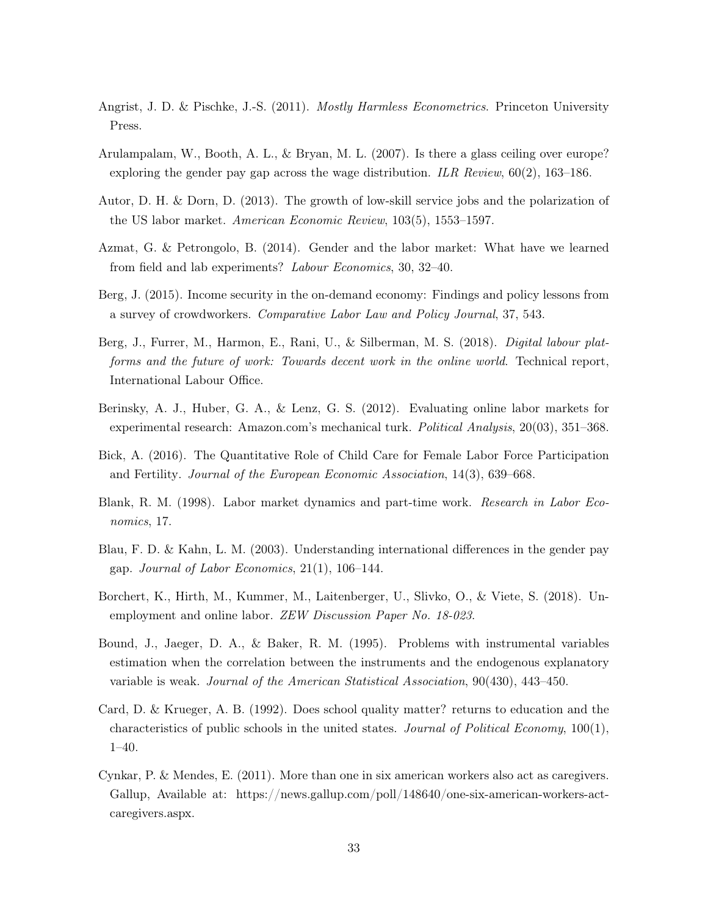Angrist, J. D. & Pischke, J.-S. (2011). *Mostly Harmless Econometrics*. Princeton University Press.

Arulampalam, W., Booth, A. L., & Bryan, M. L. (2007). Is there a glass ceiling over europe? exploring the gender pay gap across the wage distribution. *ILR Review*, 60(2), 163–186.

Autor, D. H. & Dorn, D. (2013). The growth of low-skill service jobs and the polarization of the US labor market. *American Economic Review*, 103(5), 1553–1597.

Azmat, G. & Petrongolo, B. (2014). Gender and the labor market: What have we learned from field and lab experiments? *Labour Economics*, 30, 32–40.

Berg, J. (2015). Income security in the on-demand economy: Findings and policy lessons from a survey of crowdworkers. *Comparative Labor Law and Policy Journal*, 37, 543.

Berg, J., Furrer, M., Harmon, E., Rani, U., & Silberman, M. S. (2018). *Digital labour platforms and the future of work: Towards decent work in the online world*. Technical report, International Labour Office.

Berinsky, A. J., Huber, G. A., & Lenz, G. S. (2012). Evaluating online labor markets for experimental research: Amazon.com's mechanical turk. *Political Analysis*, 20(03), 351–368.

Bick, A. (2016). The Quantitative Role of Child Care for Female Labor Force Participation and Fertility. *Journal of the European Economic Association*, 14(3), 639–668.

Blank, R. M. (1998). Labor market dynamics and part-time work. *Research in Labor Economics*, 17.

Blau, F. D. & Kahn, L. M. (2003). Understanding international differences in the gender pay gap. *Journal of Labor Economics*, 21(1), 106–144.

Borchert, K., Hirth, M., Kummer, M., Laitenberger, U., Slivko, O., & Viete, S. (2018). Unemployment and online labor. *ZEW Discussion Paper No. 18-023*.

Bound, J., Jaeger, D. A., & Baker, R. M. (1995). Problems with instrumental variables estimation when the correlation between the instruments and the endogenous explanatory variable is weak. *Journal of the American Statistical Association*, 90(430), 443–450.

Card, D. & Krueger, A. B. (1992). Does school quality matter? returns to education and the characteristics of public schools in the united states. *Journal of Political Economy*, 100(1), 1–40.

Cynkar, P. & Mendes, E. (2011). More than one in six american workers also act as caregivers. Gallup, Available at: https://news.gallup.com/poll/148640/one-six-american-workers-act-caregivers.aspx.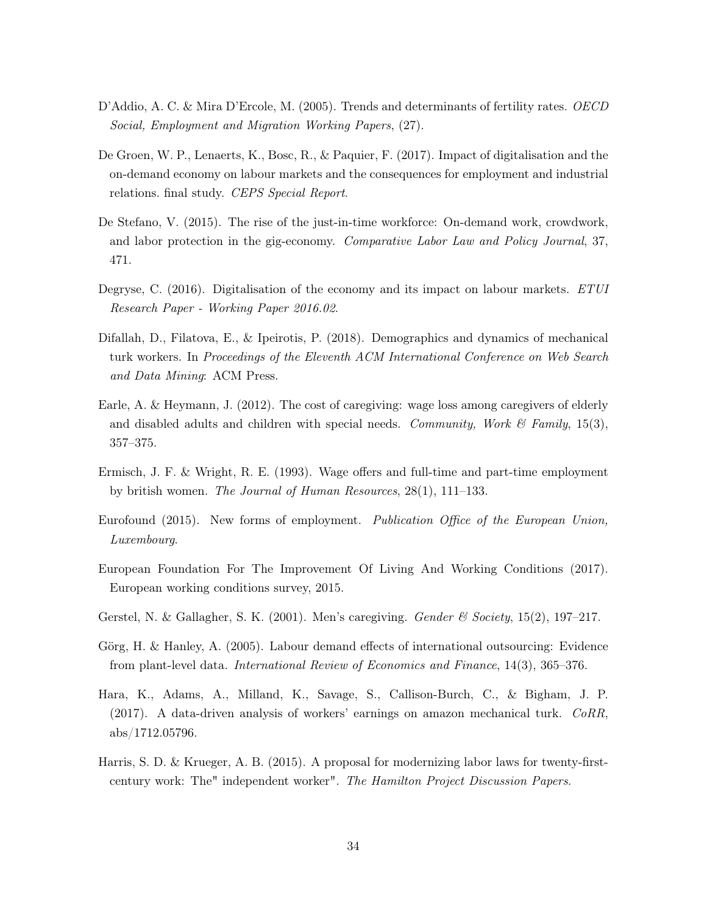D'Addio, A. C. & Mira D'Ercole, M. (2005). Trends and determinants of fertility rates. *OECD Social, Employment and Migration Working Papers*, (27).

De Groen, W. P., Lenaerts, K., Bosc, R., & Paquier, F. (2017). Impact of digitalisation and the on-demand economy on labour markets and the consequences for employment and industrial relations. final study. *CEPS Special Report*.

De Stefano, V. (2015). The rise of the just-in-time workforce: On-demand work, crowdwork, and labor protection in the gig-economy. *Comparative Labor Law and Policy Journal*, 37, 471.

Degryse, C. (2016). Digitalisation of the economy and its impact on labour markets. *ETUI Research Paper - Working Paper 2016.02*.

Difallah, D., Filatova, E., & Ipeirotis, P. (2018). Demographics and dynamics of mechanical turk workers. In *Proceedings of the Eleventh ACM International Conference on Web Search and Data Mining*: ACM Press.

Earle, A. & Heymann, J. (2012). The cost of caregiving: wage loss among caregivers of elderly and disabled adults and children with special needs. *Community, Work & Family*, 15(3), 357–375.

Ermisch, J. F. & Wright, R. E. (1993). Wage offers and full-time and part-time employment by british women. *The Journal of Human Resources*, 28(1), 111–133.

Eurofound (2015). New forms of employment. *Publication Office of the European Union, Luxembourg*.

European Foundation For The Improvement Of Living And Working Conditions (2017). European working conditions survey, 2015.

Gerstel, N. & Gallagher, S. K. (2001). Men's caregiving. *Gender & Society*, 15(2), 197–217.

Görg, H. & Hanley, A. (2005). Labour demand effects of international outsourcing: Evidence from plant-level data. *International Review of Economics and Finance*, 14(3), 365–376.

Hara, K., Adams, A., Milland, K., Savage, S., Callison-Burch, C., & Bigham, J. P. (2017). A data-driven analysis of workers' earnings on amazon mechanical turk. *CoRR*, abs/1712.05796.

Harris, S. D. & Krueger, A. B. (2015). A proposal for modernizing labor laws for twenty-first-century work: The" independent worker". *The Hamilton Project Discussion Papers*.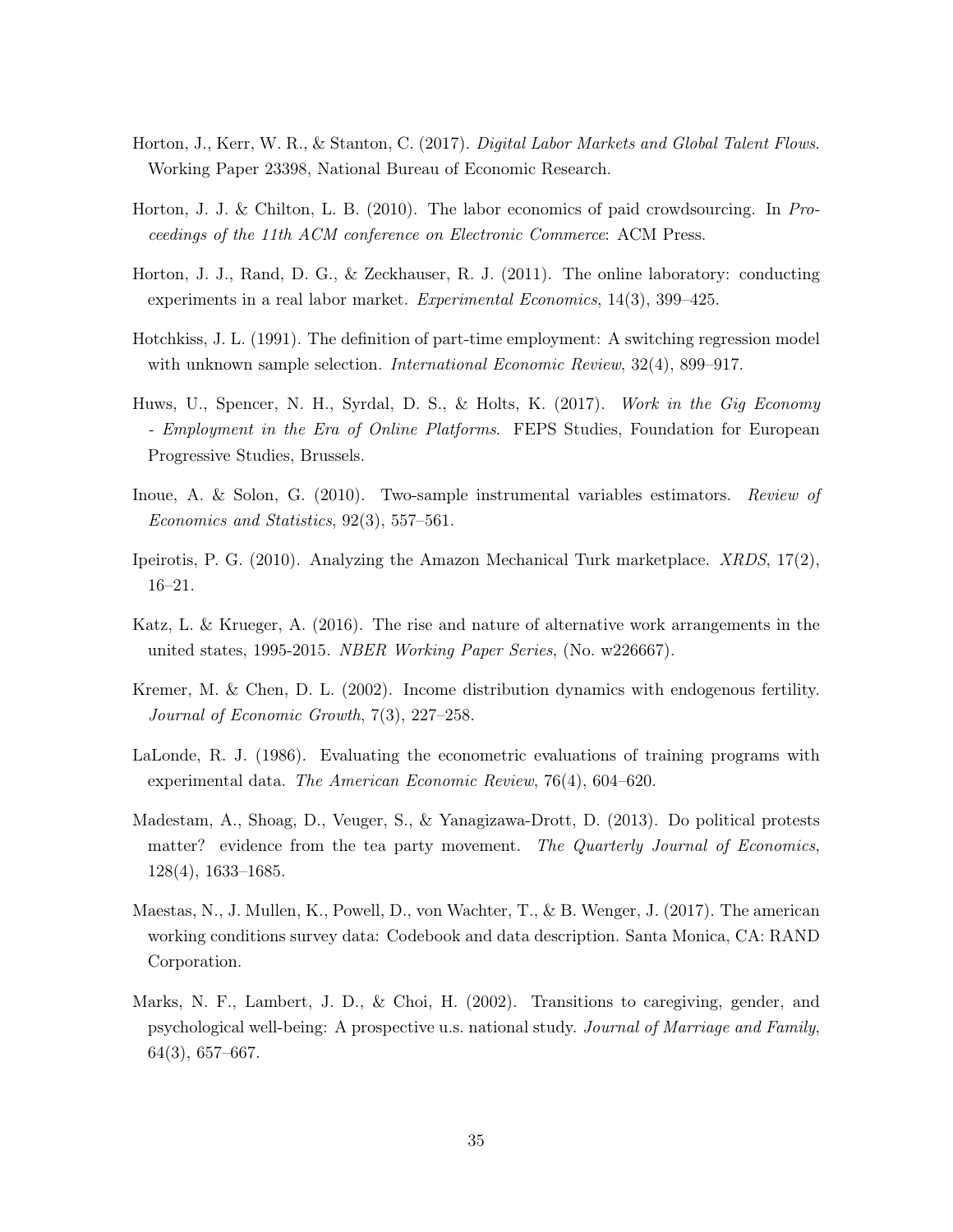Horton, J., Kerr, W. R., & Stanton, C. (2017). *Digital Labor Markets and Global Talent Flows*. Working Paper 23398, National Bureau of Economic Research.

Horton, J. J. & Chilton, L. B. (2010). The labor economics of paid crowdsourcing. In *Proceedings of the 11th ACM conference on Electronic Commerce*: ACM Press.

Horton, J. J., Rand, D. G., & Zeckhauser, R. J. (2011). The online laboratory: conducting experiments in a real labor market. *Experimental Economics*, 14(3), 399–425.

Hotchkiss, J. L. (1991). The definition of part-time employment: A switching regression model with unknown sample selection. *International Economic Review*, 32(4), 899–917.

Huws, U., Spencer, N. H., Syrdal, D. S., & Holts, K. (2017). *Work in the Gig Economy - Employment in the Era of Online Platforms*. FEPS Studies, Foundation for European Progressive Studies, Brussels.

Inoue, A. & Solon, G. (2010). Two-sample instrumental variables estimators. *Review of Economics and Statistics*, 92(3), 557–561.

Ipeirotis, P. G. (2010). Analyzing the Amazon Mechanical Turk marketplace. *XRDS*, 17(2), 16–21.

Katz, L. & Krueger, A. (2016). The rise and nature of alternative work arrangements in the united states, 1995-2015. *NBER Working Paper Series*, (No. w226667).

Kremer, M. & Chen, D. L. (2002). Income distribution dynamics with endogenous fertility. *Journal of Economic Growth*, 7(3), 227–258.

LaLonde, R. J. (1986). Evaluating the econometric evaluations of training programs with experimental data. *The American Economic Review*, 76(4), 604–620.

Madestam, A., Shoag, D., Veuger, S., & Yanagizawa-Drott, D. (2013). Do political protests matter? evidence from the tea party movement. *The Quarterly Journal of Economics*, 128(4), 1633–1685.

Maestas, N., J. Mullen, K., Powell, D., von Wachter, T., & B. Wenger, J. (2017). The american working conditions survey data: Codebook and data description. Santa Monica, CA: RAND Corporation.

Marks, N. F., Lambert, J. D., & Choi, H. (2002). Transitions to caregiving, gender, and psychological well-being: A prospective u.s. national study. *Journal of Marriage and Family*, 64(3), 657–667.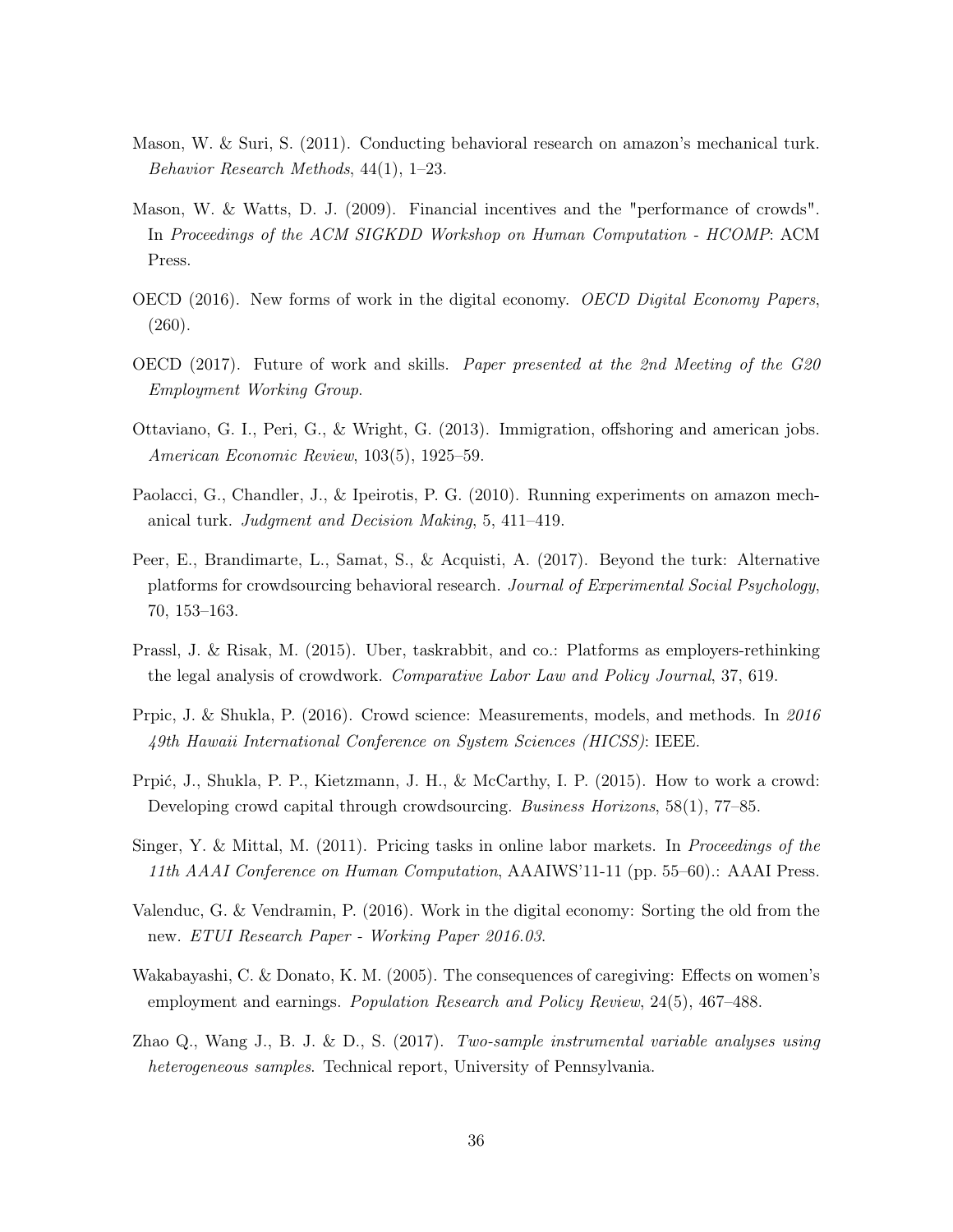Mason, W. & Suri, S. (2011). Conducting behavioral research on amazon's mechanical turk. *Behavior Research Methods*, 44(1), 1–23.

Mason, W. & Watts, D. J. (2009). Financial incentives and the "performance of crowds". In *Proceedings of the ACM SIGKDD Workshop on Human Computation - HCOMP*: ACM Press.

OECD (2016). New forms of work in the digital economy. *OECD Digital Economy Papers*, (260).

OECD (2017). Future of work and skills. *Paper presented at the 2nd Meeting of the G20 Employment Working Group*.

Ottaviano, G. I., Peri, G., & Wright, G. (2013). Immigration, offshoring and american jobs. *American Economic Review*, 103(5), 1925–59.

Paolacci, G., Chandler, J., & Ipeirotis, P. G. (2010). Running experiments on amazon mechanical turk. *Judgment and Decision Making*, 5, 411–419.

Peer, E., Brandimarte, L., Samat, S., & Acquisti, A. (2017). Beyond the turk: Alternative platforms for crowdsourcing behavioral research. *Journal of Experimental Social Psychology*, 70, 153–163.

Prassl, J. & Risak, M. (2015). Uber, taskrabbit, and co.: Platforms as employers-rethinking the legal analysis of crowdwork. *Comparative Labor Law and Policy Journal*, 37, 619.

Prpic, J. & Shukla, P. (2016). Crowd science: Measurements, models, and methods. In *2016 49th Hawaii International Conference on System Sciences (HICSS)*: IEEE.

Prpić, J., Shukla, P. P., Kietzmann, J. H., & McCarthy, I. P. (2015). How to work a crowd: Developing crowd capital through crowdsourcing. *Business Horizons*, 58(1), 77–85.

Singer, Y. & Mittal, M. (2011). Pricing tasks in online labor markets. In *Proceedings of the 11th AAAI Conference on Human Computation*, AAAIWS'11-11 (pp. 55–60).: AAAI Press.

Valenduc, G. & Vendramin, P. (2016). Work in the digital economy: Sorting the old from the new. *ETUI Research Paper - Working Paper 2016.03*.

Wakabayashi, C. & Donato, K. M. (2005). The consequences of caregiving: Effects on women's employment and earnings. *Population Research and Policy Review*, 24(5), 467–488.

Zhao Q., Wang J., B. J. & D., S. (2017). *Two-sample instrumental variable analyses using heterogeneous samples*. Technical report, University of Pennsylvania.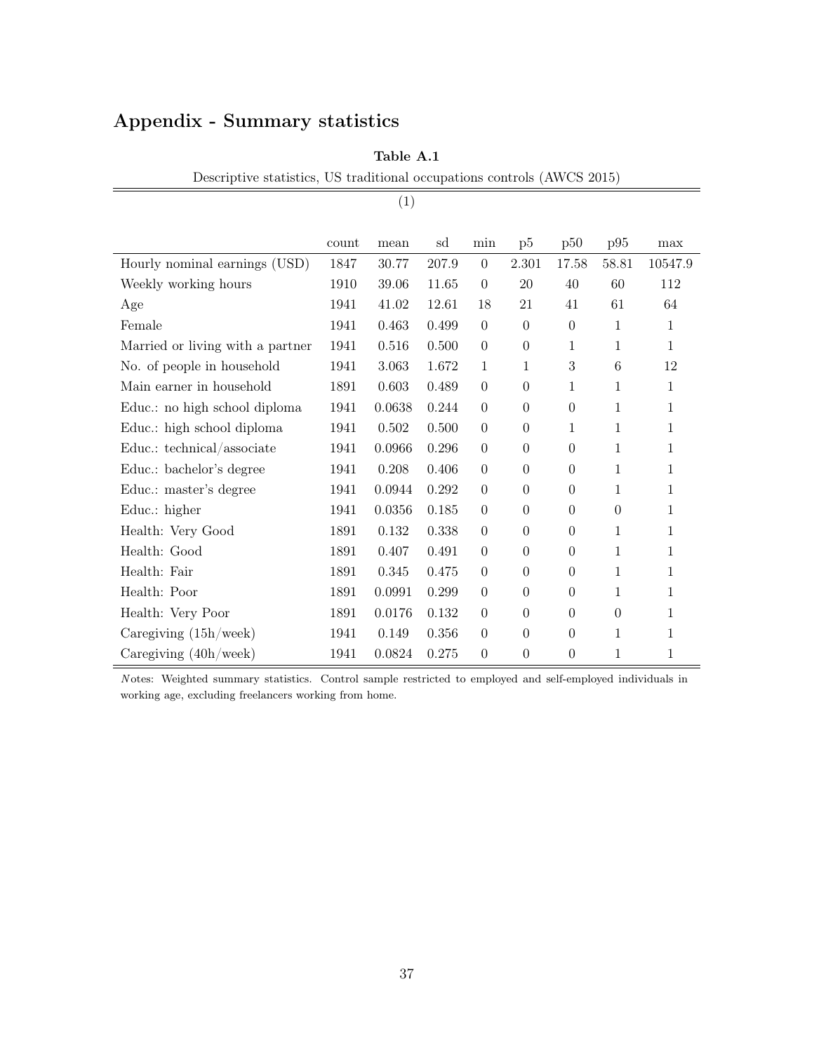## Appendix - Summary statistics

**Table A.1**

Descriptive statistics, US traditional occupations controls (AWCS 2015)

| | (1) | | | | | | | |
|---|---|---|---|---|---|---|---|---|
| | count | mean | sd | min | p5 | p50 | p95 | max |
| Hourly nominal earnings (USD) | 1847 | 30.77 | 207.9 | 0 | 2.301 | 17.58 | 58.81 | 10547.9 |
| Weekly working hours | 1910 | 39.06 | 11.65 | 0 | 20 | 40 | 60 | 112 |
| Age | 1941 | 41.02 | 12.61 | 18 | 21 | 41 | 61 | 64 |
| Female | 1941 | 0.463 | 0.499 | 0 | 0 | 0 | 1 | 1 |
| Married or living with a partner | 1941 | 0.516 | 0.500 | 0 | 0 | 1 | 1 | 1 |
| No. of people in household | 1941 | 3.063 | 1.672 | 1 | 1 | 3 | 6 | 12 |
| Main earner in household | 1891 | 0.603 | 0.489 | 0 | 0 | 1 | 1 | 1 |
| Educ.: no high school diploma | 1941 | 0.0638 | 0.244 | 0 | 0 | 0 | 1 | 1 |
| Educ.: high school diploma | 1941 | 0.502 | 0.500 | 0 | 0 | 1 | 1 | 1 |
| Educ.: technical/associate | 1941 | 0.0966 | 0.296 | 0 | 0 | 0 | 1 | 1 |
| Educ.: bachelor's degree | 1941 | 0.208 | 0.406 | 0 | 0 | 0 | 1 | 1 |
| Educ.: master's degree | 1941 | 0.0944 | 0.292 | 0 | 0 | 0 | 1 | 1 |
| Educ.: higher | 1941 | 0.0356 | 0.185 | 0 | 0 | 0 | 0 | 1 |
| Health: Very Good | 1891 | 0.132 | 0.338 | 0 | 0 | 0 | 1 | 1 |
| Health: Good | 1891 | 0.407 | 0.491 | 0 | 0 | 0 | 1 | 1 |
| Health: Fair | 1891 | 0.345 | 0.475 | 0 | 0 | 0 | 1 | 1 |
| Health: Poor | 1891 | 0.0991 | 0.299 | 0 | 0 | 0 | 1 | 1 |
| Health: Very Poor | 1891 | 0.0176 | 0.132 | 0 | 0 | 0 | 0 | 1 |
| Caregiving (15h/week) | 1941 | 0.149 | 0.356 | 0 | 0 | 0 | 1 | 1 |
| Caregiving (40h/week) | 1941 | 0.0824 | 0.275 | 0 | 0 | 0 | 1 | 1 |

*Notes*: Weighted summary statistics. Control sample restricted to employed and self-employed individuals in working age, excluding freelancers working from home.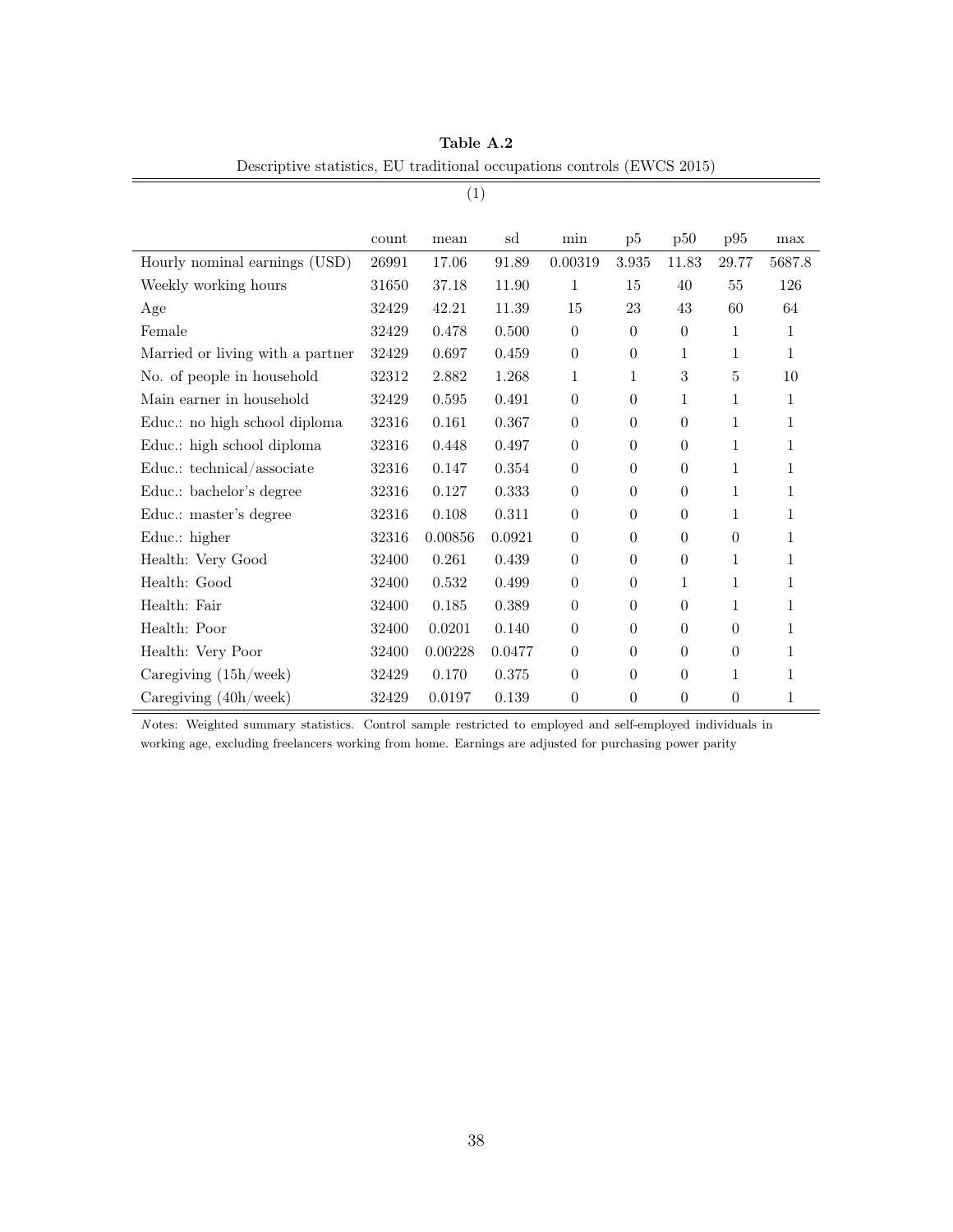**Table A.2**

Descriptive statistics, EU traditional occupations controls (EWCS 2015)

| | (1) | | | | | | | |
|---|---|---|---|---|---|---|---|---|
| | count | mean | sd | min | p5 | p50 | p95 | max |
| Hourly nominal earnings (USD) | 26991 | 17.06 | 91.89 | 0.00319 | 3.935 | 11.83 | 29.77 | 5687.8 |
| Weekly working hours | 31650 | 37.18 | 11.90 | 1 | 15 | 40 | 55 | 126 |
| Age | 32429 | 42.21 | 11.39 | 15 | 23 | 43 | 60 | 64 |
| Female | 32429 | 0.478 | 0.500 | 0 | 0 | 0 | 1 | 1 |
| Married or living with a partner | 32429 | 0.697 | 0.459 | 0 | 0 | 1 | 1 | 1 |
| No. of people in household | 32312 | 2.882 | 1.268 | 1 | 1 | 3 | 5 | 10 |
| Main earner in household | 32429 | 0.595 | 0.491 | 0 | 0 | 1 | 1 | 1 |
| Educ.: no high school diploma | 32316 | 0.161 | 0.367 | 0 | 0 | 0 | 1 | 1 |
| Educ.: high school diploma | 32316 | 0.448 | 0.497 | 0 | 0 | 0 | 1 | 1 |
| Educ.: technical/associate | 32316 | 0.147 | 0.354 | 0 | 0 | 0 | 1 | 1 |
| Educ.: bachelor's degree | 32316 | 0.127 | 0.333 | 0 | 0 | 0 | 1 | 1 |
| Educ.: master's degree | 32316 | 0.108 | 0.311 | 0 | 0 | 0 | 1 | 1 |
| Educ.: higher | 32316 | 0.00856 | 0.0921 | 0 | 0 | 0 | 0 | 1 |
| Health: Very Good | 32400 | 0.261 | 0.439 | 0 | 0 | 0 | 1 | 1 |
| Health: Good | 32400 | 0.532 | 0.499 | 0 | 0 | 1 | 1 | 1 |
| Health: Fair | 32400 | 0.185 | 0.389 | 0 | 0 | 0 | 1 | 1 |
| Health: Poor | 32400 | 0.0201 | 0.140 | 0 | 0 | 0 | 0 | 1 |
| Health: Very Poor | 32400 | 0.00228 | 0.0477 | 0 | 0 | 0 | 0 | 1 |
| Caregiving (15h/week) | 32429 | 0.170 | 0.375 | 0 | 0 | 0 | 1 | 1 |
| Caregiving (40h/week) | 32429 | 0.0197 | 0.139 | 0 | 0 | 0 | 0 | 1 |

*N*otes: Weighted summary statistics. Control sample restricted to employed and self-employed individuals in working age, excluding freelancers working from home. Earnings are adjusted for purchasing power parity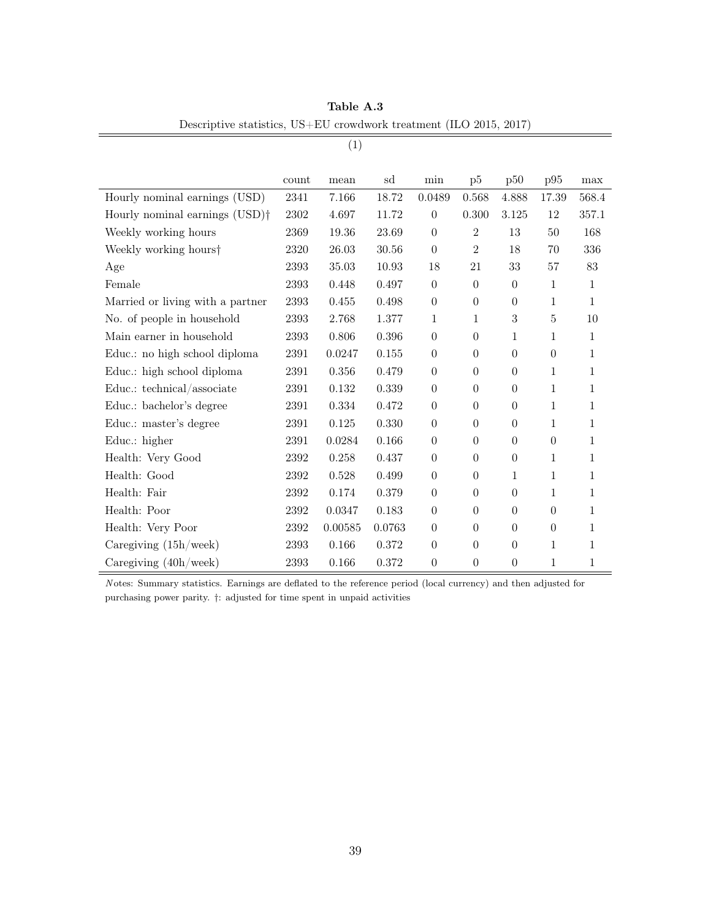**Table A.3**

Descriptive statistics, US+EU crowdwork treatment (ILO 2015, 2017)

| | (1) | | | | | | | |
|---|---|---|---|---|---|---|---|---|
| | count | mean | sd | min | p5 | p50 | p95 | max |
| Hourly nominal earnings (USD) | 2341 | 7.166 | 18.72 | 0.0489 | 0.568 | 4.888 | 17.39 | 568.4 |
| Hourly nominal earnings (USD)† | 2302 | 4.697 | 11.72 | 0 | 0.300 | 3.125 | 12 | 357.1 |
| Weekly working hours | 2369 | 19.36 | 23.69 | 0 | 2 | 13 | 50 | 168 |
| Weekly working hours† | 2320 | 26.03 | 30.56 | 0 | 2 | 18 | 70 | 336 |
| Age | 2393 | 35.03 | 10.93 | 18 | 21 | 33 | 57 | 83 |
| Female | 2393 | 0.448 | 0.497 | 0 | 0 | 0 | 1 | 1 |
| Married or living with a partner | 2393 | 0.455 | 0.498 | 0 | 0 | 0 | 1 | 1 |
| No. of people in household | 2393 | 2.768 | 1.377 | 1 | 1 | 3 | 5 | 10 |
| Main earner in household | 2393 | 0.806 | 0.396 | 0 | 0 | 1 | 1 | 1 |
| Educ.: no high school diploma | 2391 | 0.0247 | 0.155 | 0 | 0 | 0 | 0 | 1 |
| Educ.: high school diploma | 2391 | 0.356 | 0.479 | 0 | 0 | 0 | 1 | 1 |
| Educ.: technical/associate | 2391 | 0.132 | 0.339 | 0 | 0 | 0 | 1 | 1 |
| Educ.: bachelor's degree | 2391 | 0.334 | 0.472 | 0 | 0 | 0 | 1 | 1 |
| Educ.: master's degree | 2391 | 0.125 | 0.330 | 0 | 0 | 0 | 1 | 1 |
| Educ.: higher | 2391 | 0.0284 | 0.166 | 0 | 0 | 0 | 0 | 1 |
| Health: Very Good | 2392 | 0.258 | 0.437 | 0 | 0 | 0 | 1 | 1 |
| Health: Good | 2392 | 0.528 | 0.499 | 0 | 0 | 1 | 1 | 1 |
| Health: Fair | 2392 | 0.174 | 0.379 | 0 | 0 | 0 | 1 | 1 |
| Health: Poor | 2392 | 0.0347 | 0.183 | 0 | 0 | 0 | 0 | 1 |
| Health: Very Poor | 2392 | 0.00585 | 0.0763 | 0 | 0 | 0 | 0 | 1 |
| Caregiving (15h/week) | 2393 | 0.166 | 0.372 | 0 | 0 | 0 | 1 | 1 |
| Caregiving (40h/week) | 2393 | 0.166 | 0.372 | 0 | 0 | 0 | 1 | 1 |

*Notes*: Summary statistics. Earnings are deflated to the reference period (local currency) and then adjusted for purchasing power parity. †: adjusted for time spent in unpaid activities